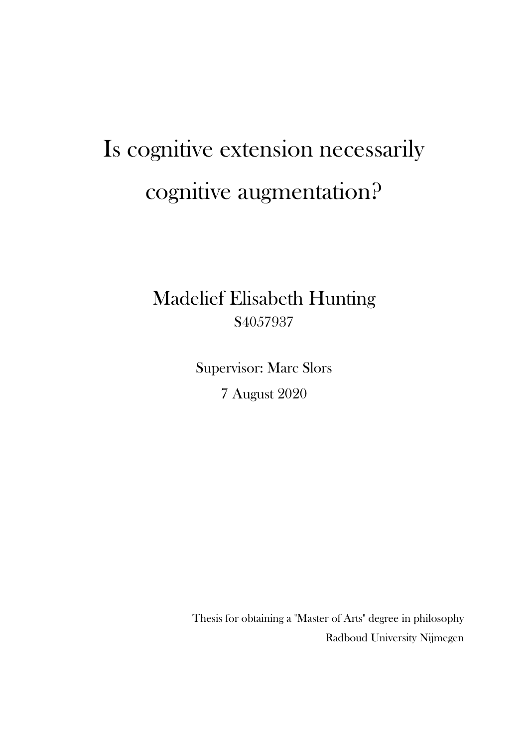# Is cognitive extension necessarily cognitive augmentation?

Madelief Elisabeth Hunting

S4057937

Supervisor: Marc Slors

7 August 2020

Thesis for obtaining a "Master of Arts" degree in philosophy

Radboud University Nijmegen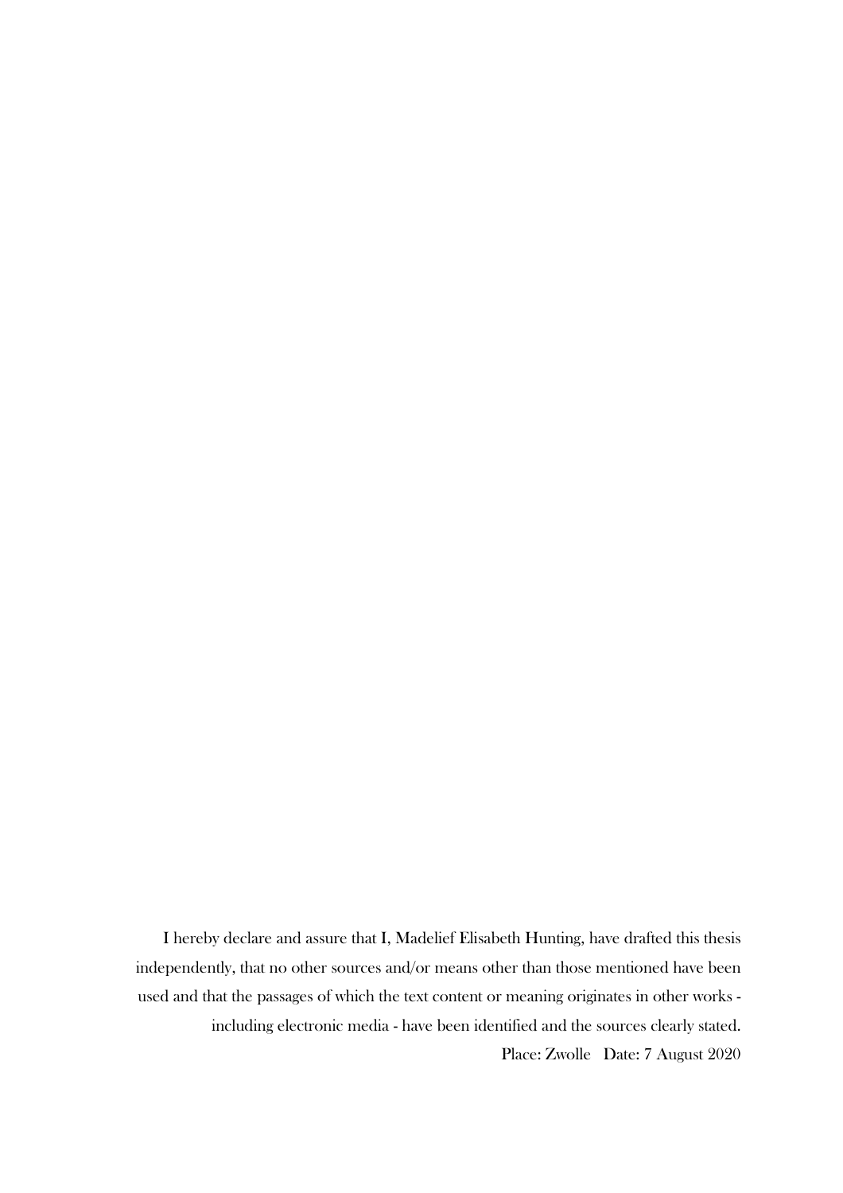I hereby declare and assure that I, Madelief Elisabeth Hunting, have drafted this thesis independently, that no other sources and/or means other than those mentioned have been used and that the passages of which the text content or meaning originates in other works - including electronic media - have been identified and the sources clearly stated.

Place: Zwolle   Date: 7 August 2020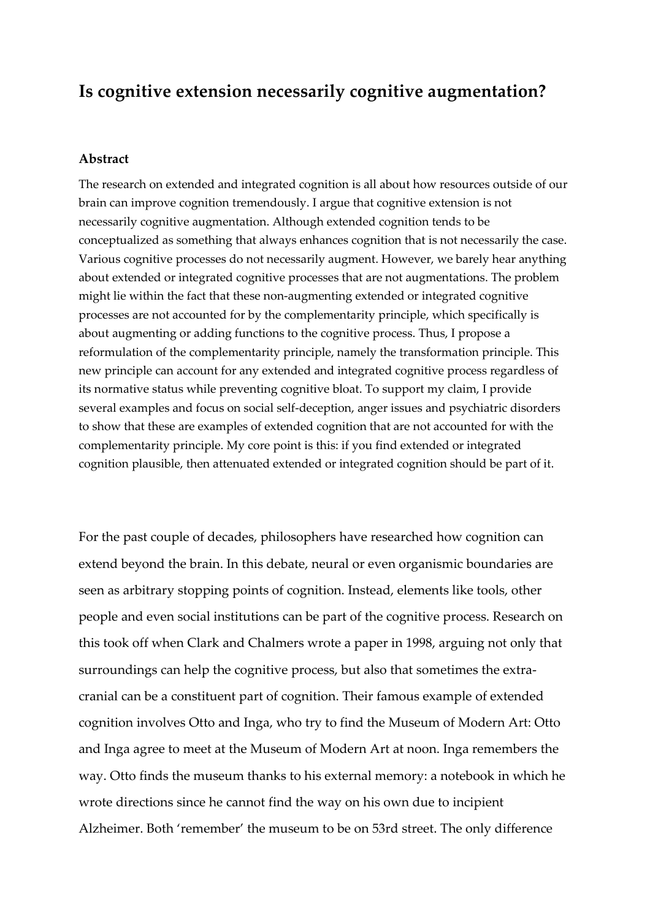# Is cognitive extension necessarily cognitive augmentation?

### Abstract

The research on extended and integrated cognition is all about how resources outside of our brain can improve cognition tremendously. I argue that cognitive extension is not necessarily cognitive augmentation. Although extended cognition tends to be conceptualized as something that always enhances cognition that is not necessarily the case. Various cognitive processes do not necessarily augment. However, we barely hear anything about extended or integrated cognitive processes that are not augmentations. The problem might lie within the fact that these non-augmenting extended or integrated cognitive processes are not accounted for by the complementarity principle, which specifically is about augmenting or adding functions to the cognitive process. Thus, I propose a reformulation of the complementarity principle, namely the transformation principle. This new principle can account for any extended and integrated cognitive process regardless of its normative status while preventing cognitive bloat. To support my claim, I provide several examples and focus on social self-deception, anger issues and psychiatric disorders to show that these are examples of extended cognition that are not accounted for with the complementarity principle. My core point is this: if you find extended or integrated cognition plausible, then attenuated extended or integrated cognition should be part of it.

For the past couple of decades, philosophers have researched how cognition can extend beyond the brain. In this debate, neural or even organismic boundaries are seen as arbitrary stopping points of cognition. Instead, elements like tools, other people and even social institutions can be part of the cognitive process. Research on this took off when Clark and Chalmers wrote a paper in 1998, arguing not only that surroundings can help the cognitive process, but also that sometimes the extra-cranial can be a constituent part of cognition. Their famous example of extended cognition involves Otto and Inga, who try to find the Museum of Modern Art: Otto and Inga agree to meet at the Museum of Modern Art at noon. Inga remembers the way. Otto finds the museum thanks to his external memory: a notebook in which he wrote directions since he cannot find the way on his own due to incipient Alzheimer. Both 'remember' the museum to be on 53rd street. The only difference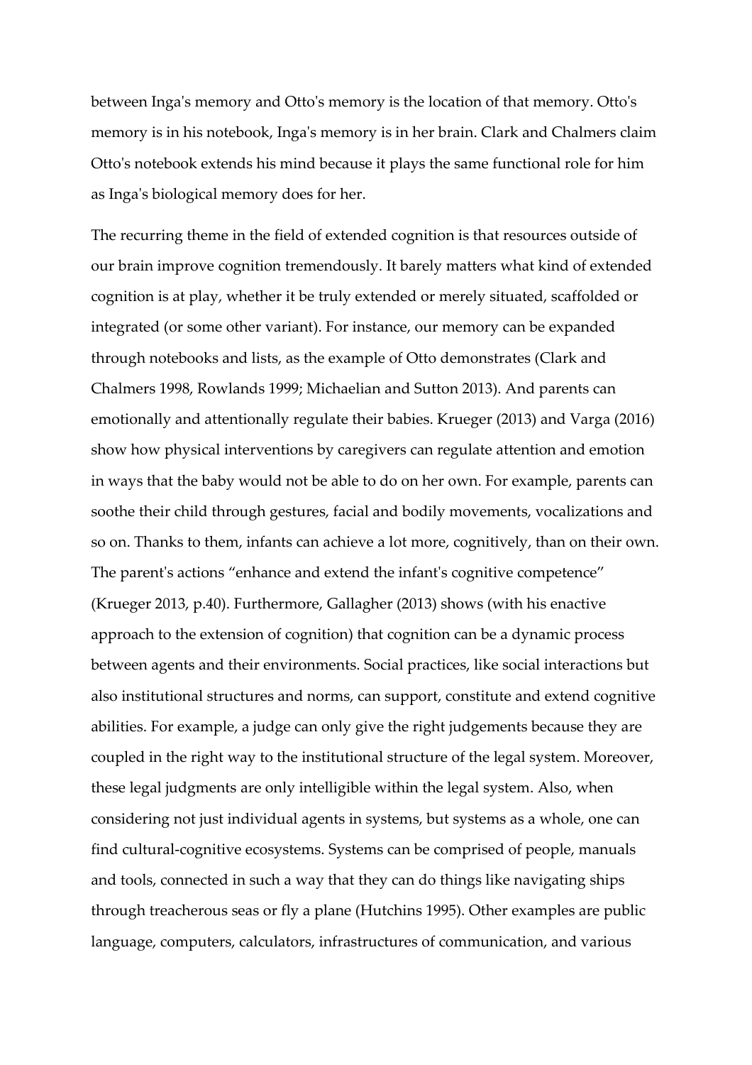between Inga's memory and Otto's memory is the location of that memory. Otto's memory is in his notebook, Inga's memory is in her brain. Clark and Chalmers claim Otto's notebook extends his mind because it plays the same functional role for him as Inga's biological memory does for her.

The recurring theme in the field of extended cognition is that resources outside of our brain improve cognition tremendously. It barely matters what kind of extended cognition is at play, whether it be truly extended or merely situated, scaffolded or integrated (or some other variant). For instance, our memory can be expanded through notebooks and lists, as the example of Otto demonstrates (Clark and Chalmers 1998, Rowlands 1999; Michaelian and Sutton 2013). And parents can emotionally and attentionally regulate their babies. Krueger (2013) and Varga (2016) show how physical interventions by caregivers can regulate attention and emotion in ways that the baby would not be able to do on her own. For example, parents can soothe their child through gestures, facial and bodily movements, vocalizations and so on. Thanks to them, infants can achieve a lot more, cognitively, than on their own. The parent's actions "enhance and extend the infant's cognitive competence" (Krueger 2013, p.40). Furthermore, Gallagher (2013) shows (with his enactive approach to the extension of cognition) that cognition can be a dynamic process between agents and their environments. Social practices, like social interactions but also institutional structures and norms, can support, constitute and extend cognitive abilities. For example, a judge can only give the right judgements because they are coupled in the right way to the institutional structure of the legal system. Moreover, these legal judgments are only intelligible within the legal system. Also, when considering not just individual agents in systems, but systems as a whole, one can find cultural-cognitive ecosystems. Systems can be comprised of people, manuals and tools, connected in such a way that they can do things like navigating ships through treacherous seas or fly a plane (Hutchins 1995). Other examples are public language, computers, calculators, infrastructures of communication, and various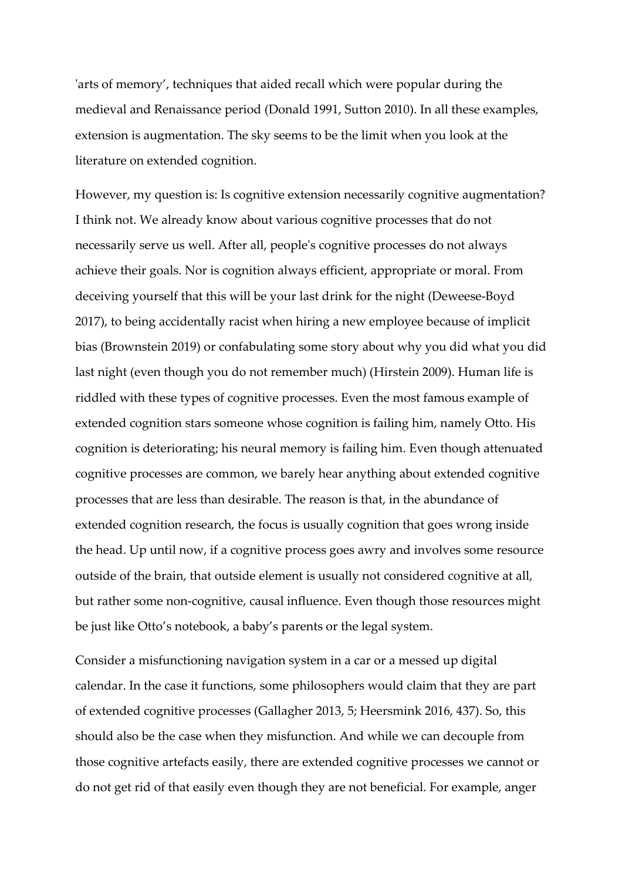'arts of memory', techniques that aided recall which were popular during the medieval and Renaissance period (Donald 1991, Sutton 2010). In all these examples, extension is augmentation. The sky seems to be the limit when you look at the literature on extended cognition.

However, my question is: Is cognitive extension necessarily cognitive augmentation? I think not. We already know about various cognitive processes that do not necessarily serve us well. After all, people's cognitive processes do not always achieve their goals. Nor is cognition always efficient, appropriate or moral. From deceiving yourself that this will be your last drink for the night (Deweese-Boyd 2017), to being accidentally racist when hiring a new employee because of implicit bias (Brownstein 2019) or confabulating some story about why you did what you did last night (even though you do not remember much) (Hirstein 2009). Human life is riddled with these types of cognitive processes. Even the most famous example of extended cognition stars someone whose cognition is failing him, namely Otto. His cognition is deteriorating; his neural memory is failing him. Even though attenuated cognitive processes are common, we barely hear anything about extended cognitive processes that are less than desirable. The reason is that, in the abundance of extended cognition research, the focus is usually cognition that goes wrong inside the head. Up until now, if a cognitive process goes awry and involves some resource outside of the brain, that outside element is usually not considered cognitive at all, but rather some non-cognitive, causal influence. Even though those resources might be just like Otto's notebook, a baby's parents or the legal system.

Consider a misfunctioning navigation system in a car or a messed up digital calendar. In the case it functions, some philosophers would claim that they are part of extended cognitive processes (Gallagher 2013, 5; Heersmink 2016, 437). So, this should also be the case when they misfunction. And while we can decouple from those cognitive artefacts easily, there are extended cognitive processes we cannot or do not get rid of that easily even though they are not beneficial. For example, anger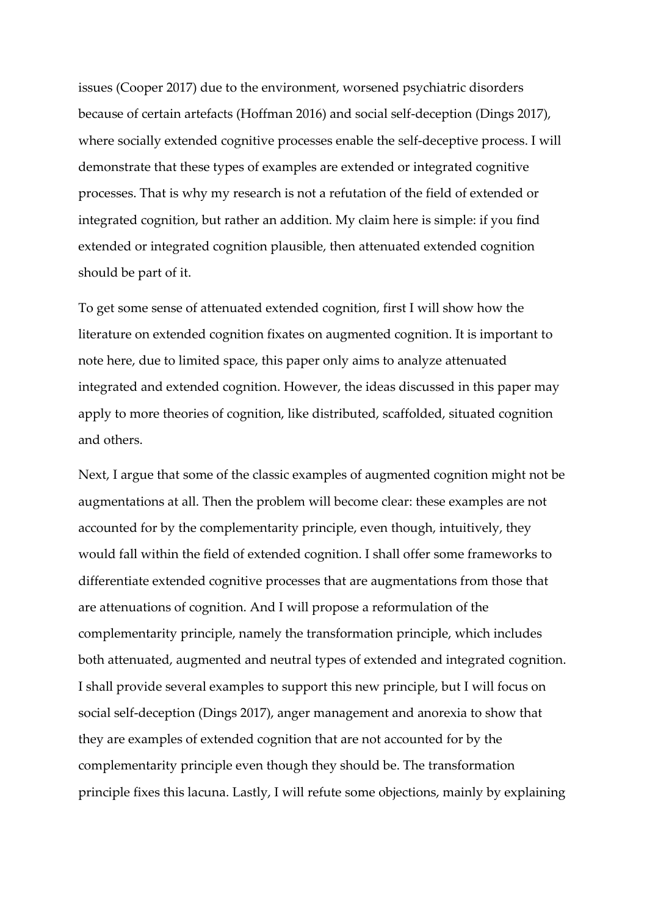issues (Cooper 2017) due to the environment, worsened psychiatric disorders because of certain artefacts (Hoffman 2016) and social self-deception (Dings 2017), where socially extended cognitive processes enable the self-deceptive process. I will demonstrate that these types of examples are extended or integrated cognitive processes. That is why my research is not a refutation of the field of extended or integrated cognition, but rather an addition. My claim here is simple: if you find extended or integrated cognition plausible, then attenuated extended cognition should be part of it.

To get some sense of attenuated extended cognition, first I will show how the literature on extended cognition fixates on augmented cognition. It is important to note here, due to limited space, this paper only aims to analyze attenuated integrated and extended cognition. However, the ideas discussed in this paper may apply to more theories of cognition, like distributed, scaffolded, situated cognition and others.

Next, I argue that some of the classic examples of augmented cognition might not be augmentations at all. Then the problem will become clear: these examples are not accounted for by the complementarity principle, even though, intuitively, they would fall within the field of extended cognition. I shall offer some frameworks to differentiate extended cognitive processes that are augmentations from those that are attenuations of cognition. And I will propose a reformulation of the complementarity principle, namely the transformation principle, which includes both attenuated, augmented and neutral types of extended and integrated cognition. I shall provide several examples to support this new principle, but I will focus on social self-deception (Dings 2017), anger management and anorexia to show that they are examples of extended cognition that are not accounted for by the complementarity principle even though they should be. The transformation principle fixes this lacuna. Lastly, I will refute some objections, mainly by explaining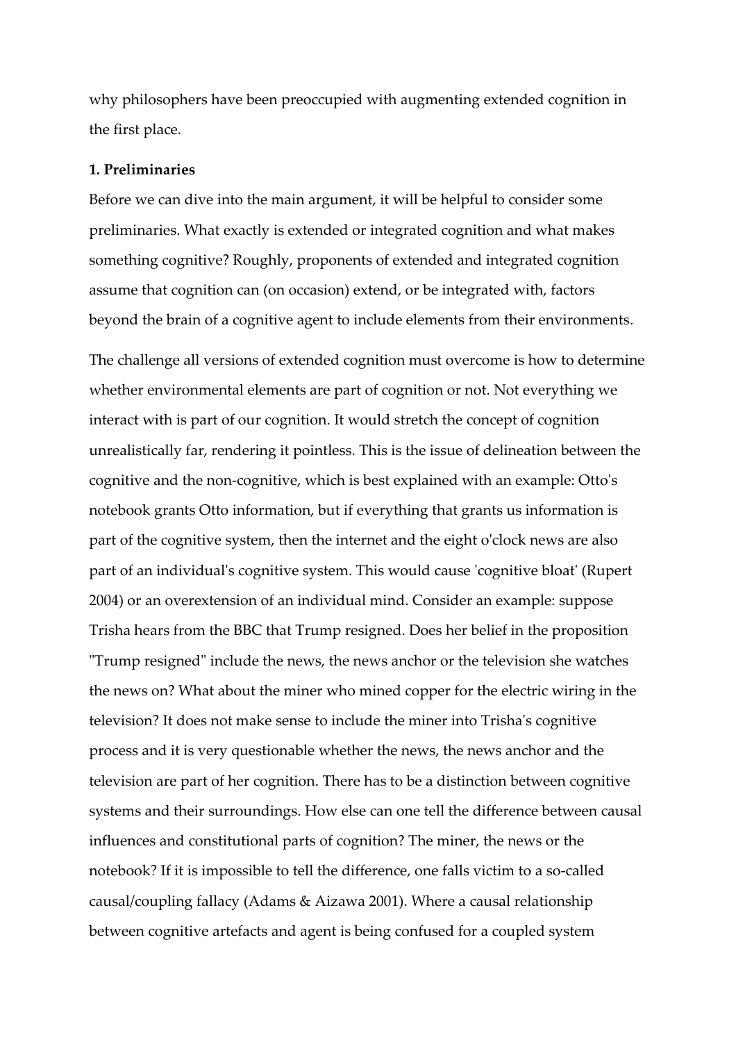why philosophers have been preoccupied with augmenting extended cognition in the first place.

**1. Preliminaries**

Before we can dive into the main argument, it will be helpful to consider some preliminaries. What exactly is extended or integrated cognition and what makes something cognitive? Roughly, proponents of extended and integrated cognition assume that cognition can (on occasion) extend, or be integrated with, factors beyond the brain of a cognitive agent to include elements from their environments.

The challenge all versions of extended cognition must overcome is how to determine whether environmental elements are part of cognition or not. Not everything we interact with is part of our cognition. It would stretch the concept of cognition unrealistically far, rendering it pointless. This is the issue of delineation between the cognitive and the non-cognitive, which is best explained with an example: Otto's notebook grants Otto information, but if everything that grants us information is part of the cognitive system, then the internet and the eight o'clock news are also part of an individual's cognitive system. This would cause 'cognitive bloat' (Rupert 2004) or an overextension of an individual mind. Consider an example: suppose Trisha hears from the BBC that Trump resigned. Does her belief in the proposition "Trump resigned" include the news, the news anchor or the television she watches the news on? What about the miner who mined copper for the electric wiring in the television? It does not make sense to include the miner into Trisha's cognitive process and it is very questionable whether the news, the news anchor and the television are part of her cognition. There has to be a distinction between cognitive systems and their surroundings. How else can one tell the difference between causal influences and constitutional parts of cognition? The miner, the news or the notebook? If it is impossible to tell the difference, one falls victim to a so-called causal/coupling fallacy (Adams & Aizawa 2001). Where a causal relationship between cognitive artefacts and agent is being confused for a coupled system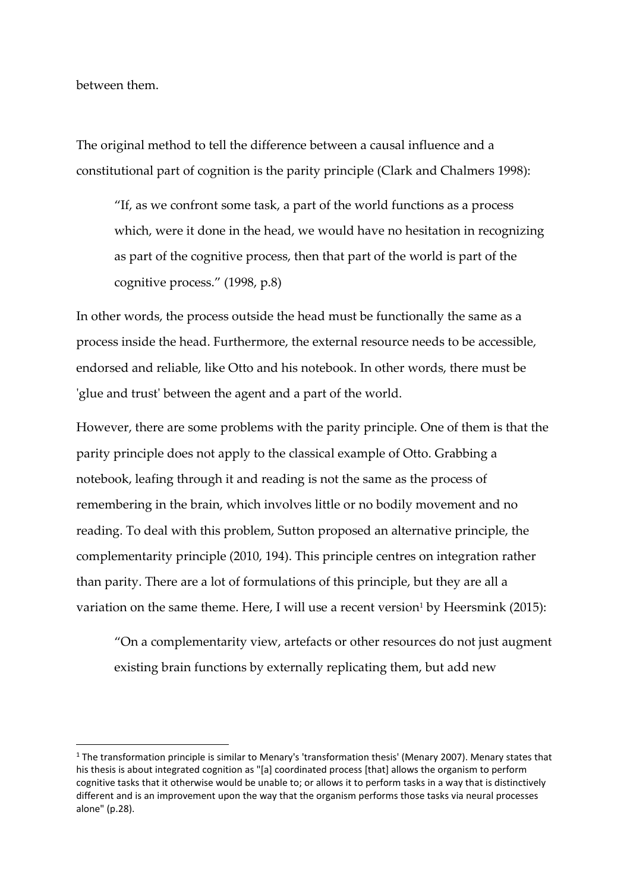between them.

The original method to tell the difference between a causal influence and a constitutional part of cognition is the parity principle (Clark and Chalmers 1998):

> "If, as we confront some task, a part of the world functions as a process which, were it done in the head, we would have no hesitation in recognizing as part of the cognitive process, then that part of the world is part of the cognitive process." (1998, p.8)

In other words, the process outside the head must be functionally the same as a process inside the head. Furthermore, the external resource needs to be accessible, endorsed and reliable, like Otto and his notebook. In other words, there must be 'glue and trust' between the agent and a part of the world.

However, there are some problems with the parity principle. One of them is that the parity principle does not apply to the classical example of Otto. Grabbing a notebook, leafing through it and reading is not the same as the process of remembering in the brain, which involves little or no bodily movement and no reading. To deal with this problem, Sutton proposed an alternative principle, the complementarity principle (2010, 194). This principle centres on integration rather than parity. There are a lot of formulations of this principle, but they are all a variation on the same theme. Here, I will use a recent version[1] by Heersmink (2015):

> "On a complementarity view, artefacts or other resources do not just augment existing brain functions by externally replicating them, but add new

[1] The transformation principle is similar to Menary's 'transformation thesis' (Menary 2007). Menary states that his thesis is about integrated cognition as "[a] coordinated process [that] allows the organism to perform cognitive tasks that it otherwise would be unable to; or allows it to perform tasks in a way that is distinctively different and is an improvement upon the way that the organism performs those tasks via neural processes alone" (p.28).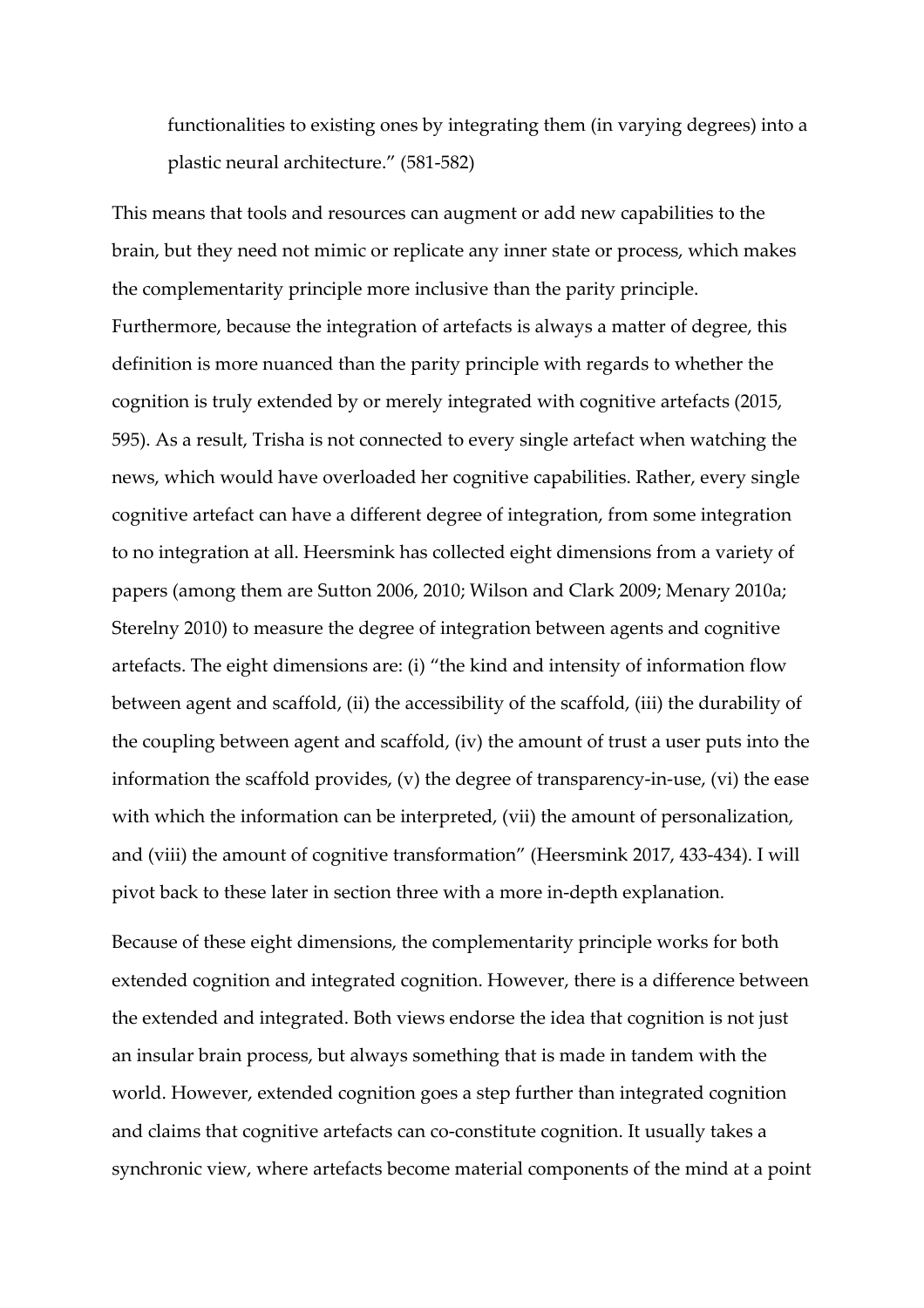> functionalities to existing ones by integrating them (in varying degrees) into a plastic neural architecture." (581-582)

This means that tools and resources can augment or add new capabilities to the brain, but they need not mimic or replicate any inner state or process, which makes the complementarity principle more inclusive than the parity principle. Furthermore, because the integration of artefacts is always a matter of degree, this definition is more nuanced than the parity principle with regards to whether the cognition is truly extended by or merely integrated with cognitive artefacts (2015, 595). As a result, Trisha is not connected to every single artefact when watching the news, which would have overloaded her cognitive capabilities. Rather, every single cognitive artefact can have a different degree of integration, from some integration to no integration at all. Heersmink has collected eight dimensions from a variety of papers (among them are Sutton 2006, 2010; Wilson and Clark 2009; Menary 2010a; Sterelny 2010) to measure the degree of integration between agents and cognitive artefacts. The eight dimensions are: (i) "the kind and intensity of information flow between agent and scaffold, (ii) the accessibility of the scaffold, (iii) the durability of the coupling between agent and scaffold, (iv) the amount of trust a user puts into the information the scaffold provides, (v) the degree of transparency-in-use, (vi) the ease with which the information can be interpreted, (vii) the amount of personalization, and (viii) the amount of cognitive transformation" (Heersmink 2017, 433-434). I will pivot back to these later in section three with a more in-depth explanation.

Because of these eight dimensions, the complementarity principle works for both extended cognition and integrated cognition. However, there is a difference between the extended and integrated. Both views endorse the idea that cognition is not just an insular brain process, but always something that is made in tandem with the world. However, extended cognition goes a step further than integrated cognition and claims that cognitive artefacts can co-constitute cognition. It usually takes a synchronic view, where artefacts become material components of the mind at a point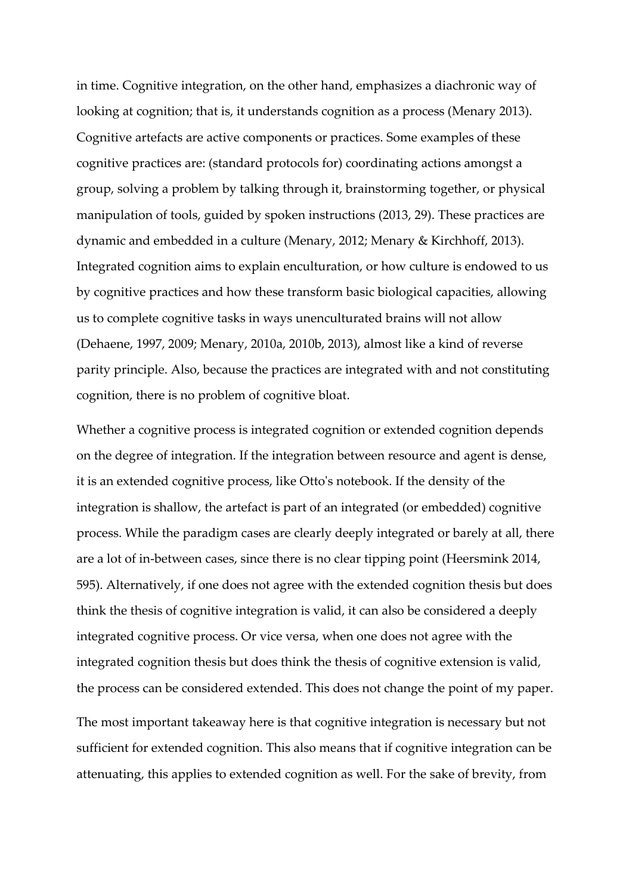in time. Cognitive integration, on the other hand, emphasizes a diachronic way of looking at cognition; that is, it understands cognition as a process (Menary 2013). Cognitive artefacts are active components or practices. Some examples of these cognitive practices are: (standard protocols for) coordinating actions amongst a group, solving a problem by talking through it, brainstorming together, or physical manipulation of tools, guided by spoken instructions (2013, 29). These practices are dynamic and embedded in a culture (Menary, 2012; Menary & Kirchhoff, 2013). Integrated cognition aims to explain enculturation, or how culture is endowed to us by cognitive practices and how these transform basic biological capacities, allowing us to complete cognitive tasks in ways unenculturated brains will not allow (Dehaene, 1997, 2009; Menary, 2010a, 2010b, 2013), almost like a kind of reverse parity principle. Also, because the practices are integrated with and not constituting cognition, there is no problem of cognitive bloat.

Whether a cognitive process is integrated cognition or extended cognition depends on the degree of integration. If the integration between resource and agent is dense, it is an extended cognitive process, like Otto's notebook. If the density of the integration is shallow, the artefact is part of an integrated (or embedded) cognitive process. While the paradigm cases are clearly deeply integrated or barely at all, there are a lot of in-between cases, since there is no clear tipping point (Heersmink 2014, 595). Alternatively, if one does not agree with the extended cognition thesis but does think the thesis of cognitive integration is valid, it can also be considered a deeply integrated cognitive process. Or vice versa, when one does not agree with the integrated cognition thesis but does think the thesis of cognitive extension is valid, the process can be considered extended. This does not change the point of my paper.

The most important takeaway here is that cognitive integration is necessary but not sufficient for extended cognition. This also means that if cognitive integration can be attenuating, this applies to extended cognition as well. For the sake of brevity, from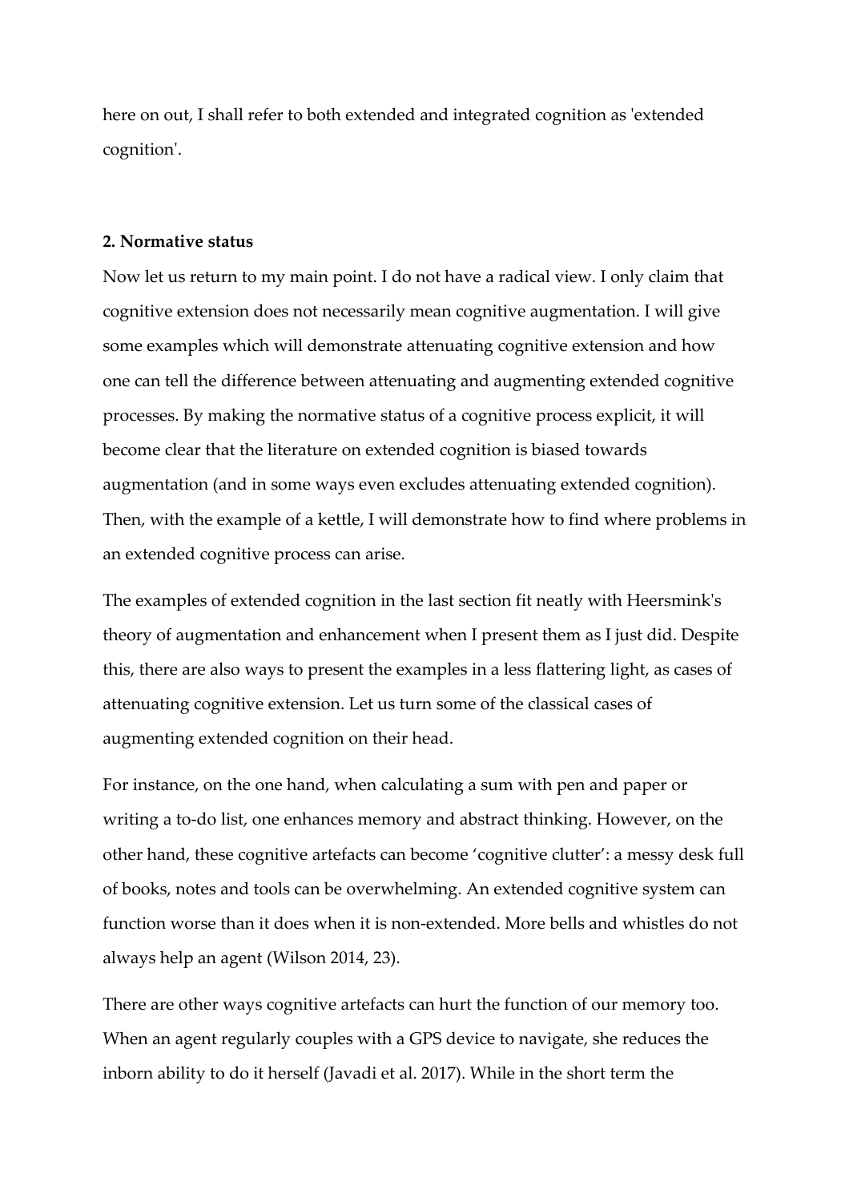here on out, I shall refer to both extended and integrated cognition as 'extended cognition'.

## 2. Normative status

Now let us return to my main point. I do not have a radical view. I only claim that cognitive extension does not necessarily mean cognitive augmentation. I will give some examples which will demonstrate attenuating cognitive extension and how one can tell the difference between attenuating and augmenting extended cognitive processes. By making the normative status of a cognitive process explicit, it will become clear that the literature on extended cognition is biased towards augmentation (and in some ways even excludes attenuating extended cognition). Then, with the example of a kettle, I will demonstrate how to find where problems in an extended cognitive process can arise.

The examples of extended cognition in the last section fit neatly with Heersmink's theory of augmentation and enhancement when I present them as I just did. Despite this, there are also ways to present the examples in a less flattering light, as cases of attenuating cognitive extension. Let us turn some of the classical cases of augmenting extended cognition on their head.

For instance, on the one hand, when calculating a sum with pen and paper or writing a to-do list, one enhances memory and abstract thinking. However, on the other hand, these cognitive artefacts can become 'cognitive clutter': a messy desk full of books, notes and tools can be overwhelming. An extended cognitive system can function worse than it does when it is non-extended. More bells and whistles do not always help an agent (Wilson 2014, 23).

There are other ways cognitive artefacts can hurt the function of our memory too. When an agent regularly couples with a GPS device to navigate, she reduces the inborn ability to do it herself (Javadi et al. 2017). While in the short term the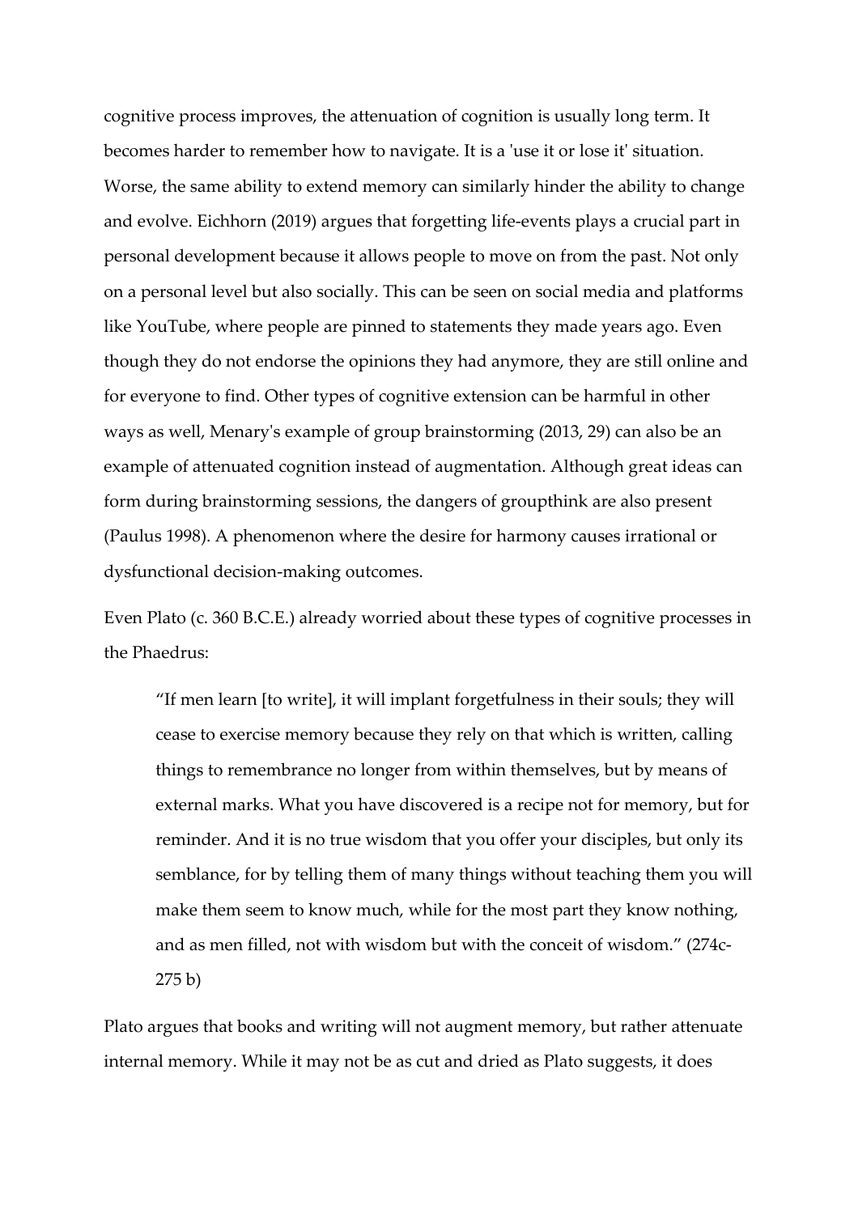cognitive process improves, the attenuation of cognition is usually long term. It becomes harder to remember how to navigate. It is a 'use it or lose it' situation. Worse, the same ability to extend memory can similarly hinder the ability to change and evolve. Eichhorn (2019) argues that forgetting life-events plays a crucial part in personal development because it allows people to move on from the past. Not only on a personal level but also socially. This can be seen on social media and platforms like YouTube, where people are pinned to statements they made years ago. Even though they do not endorse the opinions they had anymore, they are still online and for everyone to find. Other types of cognitive extension can be harmful in other ways as well, Menary's example of group brainstorming (2013, 29) can also be an example of attenuated cognition instead of augmentation. Although great ideas can form during brainstorming sessions, the dangers of groupthink are also present (Paulus 1998). A phenomenon where the desire for harmony causes irrational or dysfunctional decision-making outcomes.

Even Plato (c. 360 B.C.E.) already worried about these types of cognitive processes in the Phaedrus:

> "If men learn [to write], it will implant forgetfulness in their souls; they will cease to exercise memory because they rely on that which is written, calling things to remembrance no longer from within themselves, but by means of external marks. What you have discovered is a recipe not for memory, but for reminder. And it is no true wisdom that you offer your disciples, but only its semblance, for by telling them of many things without teaching them you will make them seem to know much, while for the most part they know nothing, and as men filled, not with wisdom but with the conceit of wisdom." (274c-275 b)

Plato argues that books and writing will not augment memory, but rather attenuate internal memory. While it may not be as cut and dried as Plato suggests, it does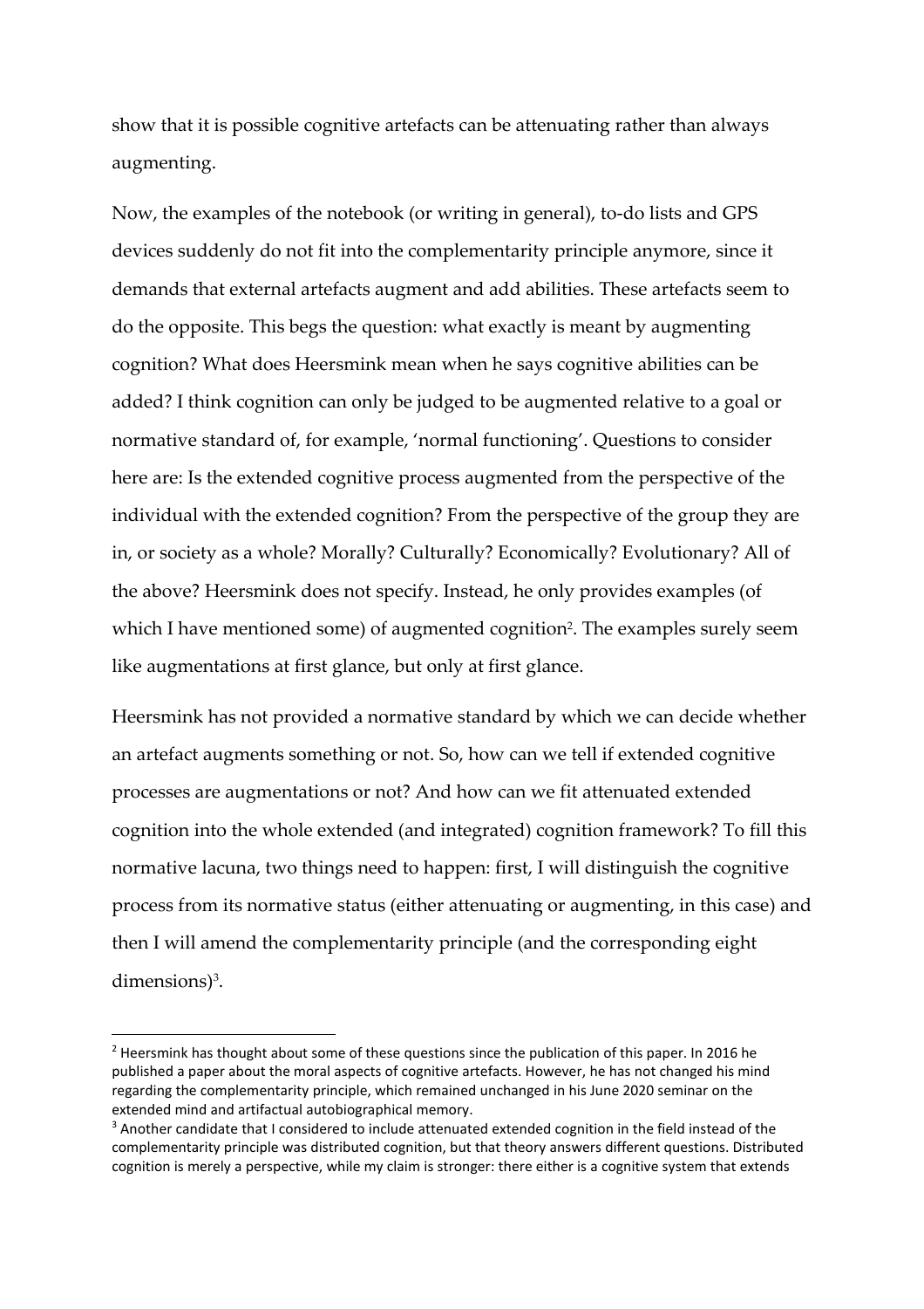show that it is possible cognitive artefacts can be attenuating rather than always augmenting.

Now, the examples of the notebook (or writing in general), to-do lists and GPS devices suddenly do not fit into the complementarity principle anymore, since it demands that external artefacts augment and add abilities. These artefacts seem to do the opposite. This begs the question: what exactly is meant by augmenting cognition? What does Heersmink mean when he says cognitive abilities can be added? I think cognition can only be judged to be augmented relative to a goal or normative standard of, for example, 'normal functioning'. Questions to consider here are: Is the extended cognitive process augmented from the perspective of the individual with the extended cognition? From the perspective of the group they are in, or society as a whole? Morally? Culturally? Economically? Evolutionary? All of the above? Heersmink does not specify. Instead, he only provides examples (of which I have mentioned some) of augmented cognition[2]. The examples surely seem like augmentations at first glance, but only at first glance.

Heersmink has not provided a normative standard by which we can decide whether an artefact augments something or not. So, how can we tell if extended cognitive processes are augmentations or not? And how can we fit attenuated extended cognition into the whole extended (and integrated) cognition framework? To fill this normative lacuna, two things need to happen: first, I will distinguish the cognitive process from its normative status (either attenuating or augmenting, in this case) and then I will amend the complementarity principle (and the corresponding eight dimensions)[3].

[2] Heersmink has thought about some of these questions since the publication of this paper. In 2016 he published a paper about the moral aspects of cognitive artefacts. However, he has not changed his mind regarding the complementarity principle, which remained unchanged in his June 2020 seminar on the extended mind and artifactual autobiographical memory.

[3] Another candidate that I considered to include attenuated extended cognition in the field instead of the complementarity principle was distributed cognition, but that theory answers different questions. Distributed cognition is merely a perspective, while my claim is stronger: there either is a cognitive system that extends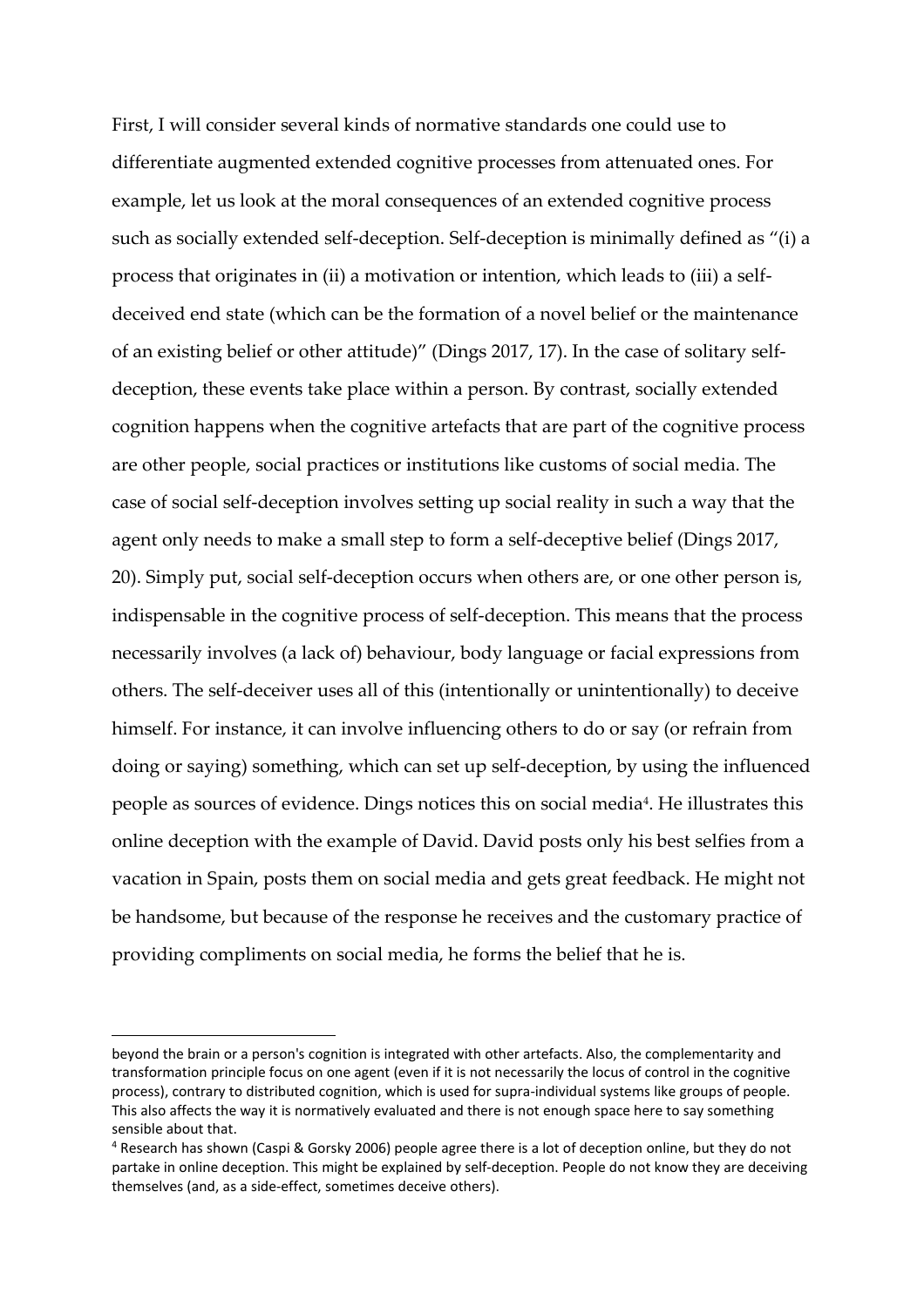First, I will consider several kinds of normative standards one could use to differentiate augmented extended cognitive processes from attenuated ones. For example, let us look at the moral consequences of an extended cognitive process such as socially extended self-deception. Self-deception is minimally defined as "(i) a process that originates in (ii) a motivation or intention, which leads to (iii) a self-deceived end state (which can be the formation of a novel belief or the maintenance of an existing belief or other attitude)" (Dings 2017, 17). In the case of solitary self-deception, these events take place within a person. By contrast, socially extended cognition happens when the cognitive artefacts that are part of the cognitive process are other people, social practices or institutions like customs of social media. The case of social self-deception involves setting up social reality in such a way that the agent only needs to make a small step to form a self-deceptive belief (Dings 2017, 20). Simply put, social self-deception occurs when others are, or one other person is, indispensable in the cognitive process of self-deception. This means that the process necessarily involves (a lack of) behaviour, body language or facial expressions from others. The self-deceiver uses all of this (intentionally or unintentionally) to deceive himself. For instance, it can involve influencing others to do or say (or refrain from doing or saying) something, which can set up self-deception, by using the influenced people as sources of evidence. Dings notices this on social media[4]. He illustrates this online deception with the example of David. David posts only his best selfies from a vacation in Spain, posts them on social media and gets great feedback. He might not be handsome, but because of the response he receives and the customary practice of providing compliments on social media, he forms the belief that he is.

---

beyond the brain or a person's cognition is integrated with other artefacts. Also, the complementarity and transformation principle focus on one agent (even if it is not necessarily the locus of control in the cognitive process), contrary to distributed cognition, which is used for supra-individual systems like groups of people. This also affects the way it is normatively evaluated and there is not enough space here to say something sensible about that.

[4] Research has shown (Caspi & Gorsky 2006) people agree there is a lot of deception online, but they do not partake in online deception. This might be explained by self-deception. People do not know they are deceiving themselves (and, as a side-effect, sometimes deceive others).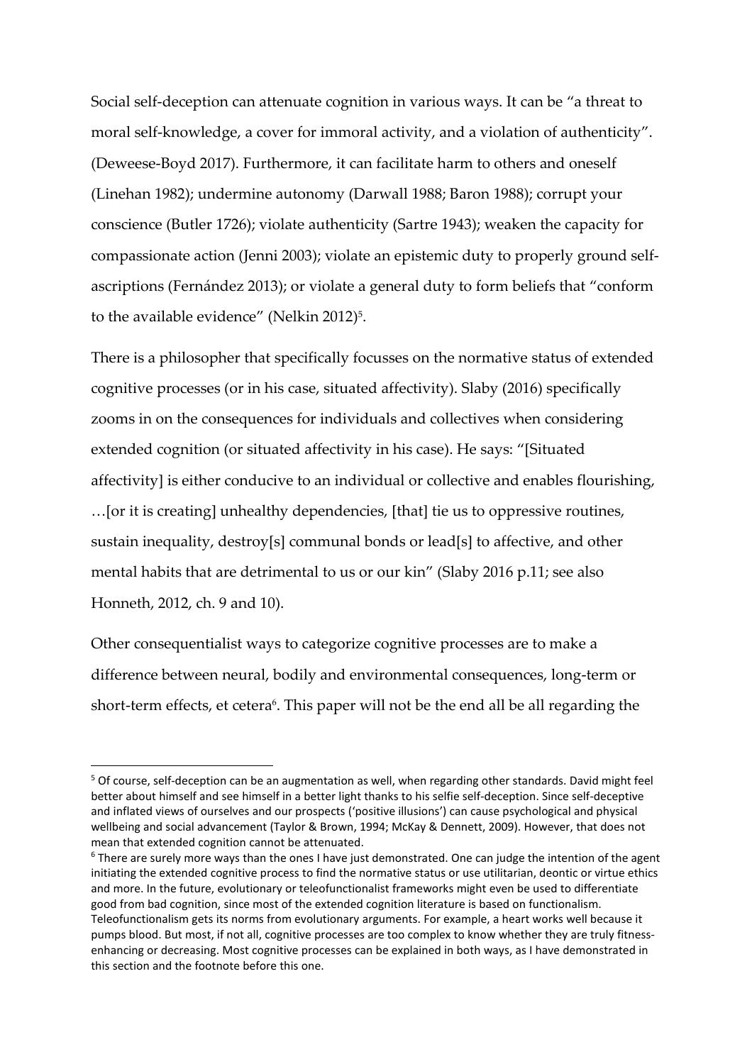Social self-deception can attenuate cognition in various ways. It can be "a threat to moral self-knowledge, a cover for immoral activity, and a violation of authenticity". (Deweese-Boyd 2017). Furthermore, it can facilitate harm to others and oneself (Linehan 1982); undermine autonomy (Darwall 1988; Baron 1988); corrupt your conscience (Butler 1726); violate authenticity (Sartre 1943); weaken the capacity for compassionate action (Jenni 2003); violate an epistemic duty to properly ground self-ascriptions (Fernández 2013); or violate a general duty to form beliefs that "conform to the available evidence" (Nelkin 2012)[5].

There is a philosopher that specifically focusses on the normative status of extended cognitive processes (or in his case, situated affectivity). Slaby (2016) specifically zooms in on the consequences for individuals and collectives when considering extended cognition (or situated affectivity in his case). He says: "[Situated affectivity] is either conducive to an individual or collective and enables flourishing, …[or it is creating] unhealthy dependencies, [that] tie us to oppressive routines, sustain inequality, destroy[s] communal bonds or lead[s] to affective, and other mental habits that are detrimental to us or our kin" (Slaby 2016 p.11; see also Honneth, 2012, ch. 9 and 10).

Other consequentialist ways to categorize cognitive processes are to make a difference between neural, bodily and environmental consequences, long-term or short-term effects, et cetera[6]. This paper will not be the end all be all regarding the

---

[5] Of course, self-deception can be an augmentation as well, when regarding other standards. David might feel better about himself and see himself in a better light thanks to his selfie self-deception. Since self-deceptive and inflated views of ourselves and our prospects ('positive illusions') can cause psychological and physical wellbeing and social advancement (Taylor & Brown, 1994; McKay & Dennett, 2009). However, that does not mean that extended cognition cannot be attenuated.

[6] There are surely more ways than the ones I have just demonstrated. One can judge the intention of the agent initiating the extended cognitive process to find the normative status or use utilitarian, deontic or virtue ethics and more. In the future, evolutionary or teleofunctionalist frameworks might even be used to differentiate good from bad cognition, since most of the extended cognition literature is based on functionalism. Teleofunctionalism gets its norms from evolutionary arguments. For example, a heart works well because it pumps blood. But most, if not all, cognitive processes are too complex to know whether they are truly fitness-enhancing or decreasing. Most cognitive processes can be explained in both ways, as I have demonstrated in this section and the footnote before this one.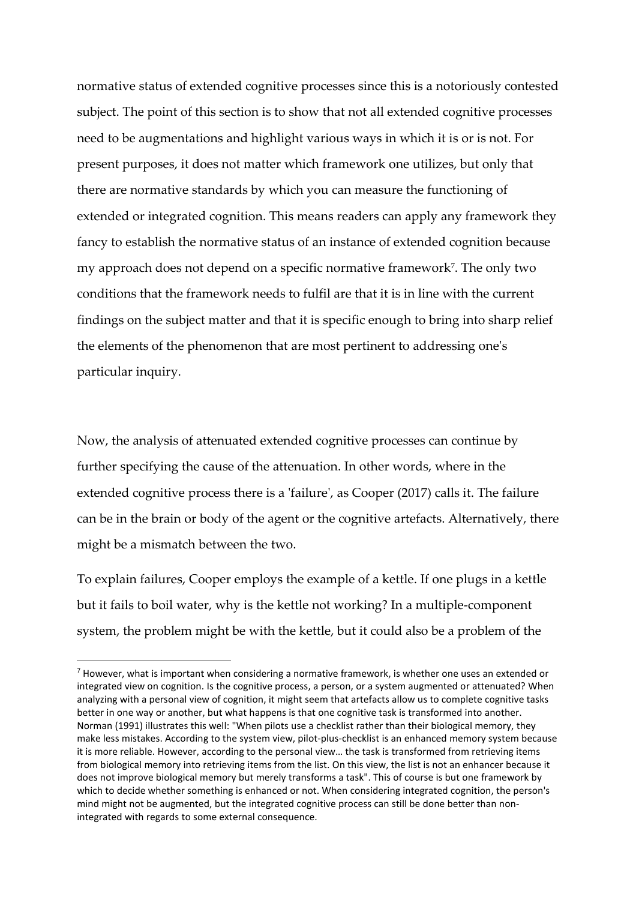normative status of extended cognitive processes since this is a notoriously contested subject. The point of this section is to show that not all extended cognitive processes need to be augmentations and highlight various ways in which it is or is not. For present purposes, it does not matter which framework one utilizes, but only that there are normative standards by which you can measure the functioning of extended or integrated cognition. This means readers can apply any framework they fancy to establish the normative status of an instance of extended cognition because my approach does not depend on a specific normative framework[7]. The only two conditions that the framework needs to fulfil are that it is in line with the current findings on the subject matter and that it is specific enough to bring into sharp relief the elements of the phenomenon that are most pertinent to addressing one's particular inquiry.

Now, the analysis of attenuated extended cognitive processes can continue by further specifying the cause of the attenuation. In other words, where in the extended cognitive process there is a 'failure', as Cooper (2017) calls it. The failure can be in the brain or body of the agent or the cognitive artefacts. Alternatively, there might be a mismatch between the two.

To explain failures, Cooper employs the example of a kettle. If one plugs in a kettle but it fails to boil water, why is the kettle not working? In a multiple-component system, the problem might be with the kettle, but it could also be a problem of the

[7] However, what is important when considering a normative framework, is whether one uses an extended or integrated view on cognition. Is the cognitive process, a person, or a system augmented or attenuated? When analyzing with a personal view of cognition, it might seem that artefacts allow us to complete cognitive tasks better in one way or another, but what happens is that one cognitive task is transformed into another. Norman (1991) illustrates this well: "When pilots use a checklist rather than their biological memory, they make less mistakes. According to the system view, pilot-plus-checklist is an enhanced memory system because it is more reliable. However, according to the personal view… the task is transformed from retrieving items from biological memory into retrieving items from the list. On this view, the list is not an enhancer because it does not improve biological memory but merely transforms a task". This of course is but one framework by which to decide whether something is enhanced or not. When considering integrated cognition, the person's mind might not be augmented, but the integrated cognitive process can still be done better than non-integrated with regards to some external consequence.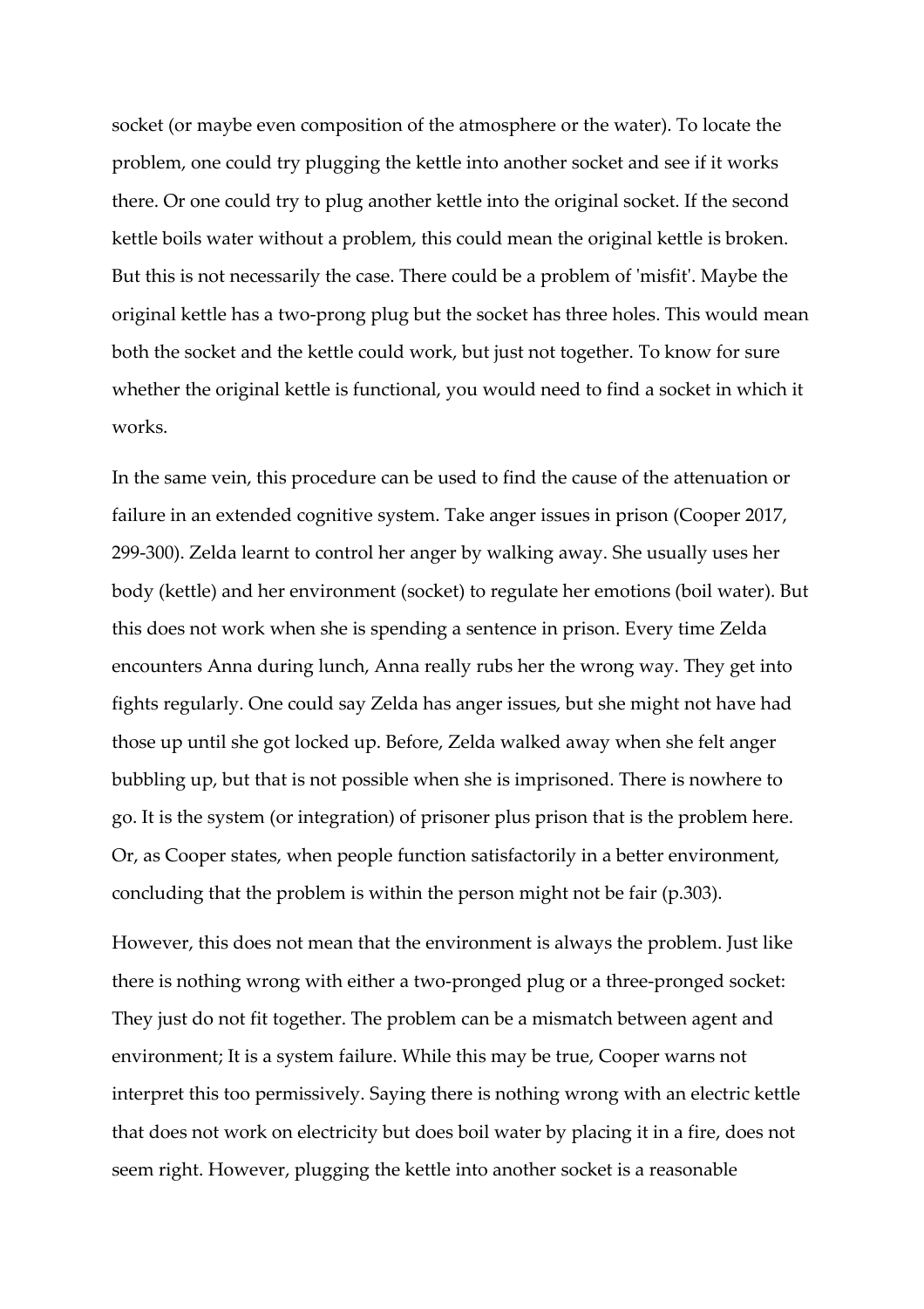socket (or maybe even composition of the atmosphere or the water). To locate the problem, one could try plugging the kettle into another socket and see if it works there. Or one could try to plug another kettle into the original socket. If the second kettle boils water without a problem, this could mean the original kettle is broken. But this is not necessarily the case. There could be a problem of 'misfit'. Maybe the original kettle has a two-prong plug but the socket has three holes. This would mean both the socket and the kettle could work, but just not together. To know for sure whether the original kettle is functional, you would need to find a socket in which it works.

In the same vein, this procedure can be used to find the cause of the attenuation or failure in an extended cognitive system. Take anger issues in prison (Cooper 2017, 299-300). Zelda learnt to control her anger by walking away. She usually uses her body (kettle) and her environment (socket) to regulate her emotions (boil water). But this does not work when she is spending a sentence in prison. Every time Zelda encounters Anna during lunch, Anna really rubs her the wrong way. They get into fights regularly. One could say Zelda has anger issues, but she might not have had those up until she got locked up. Before, Zelda walked away when she felt anger bubbling up, but that is not possible when she is imprisoned. There is nowhere to go. It is the system (or integration) of prisoner plus prison that is the problem here. Or, as Cooper states, when people function satisfactorily in a better environment, concluding that the problem is within the person might not be fair (p.303).

However, this does not mean that the environment is always the problem. Just like there is nothing wrong with either a two-pronged plug or a three-pronged socket: They just do not fit together. The problem can be a mismatch between agent and environment; It is a system failure. While this may be true, Cooper warns not interpret this too permissively. Saying there is nothing wrong with an electric kettle that does not work on electricity but does boil water by placing it in a fire, does not seem right. However, plugging the kettle into another socket is a reasonable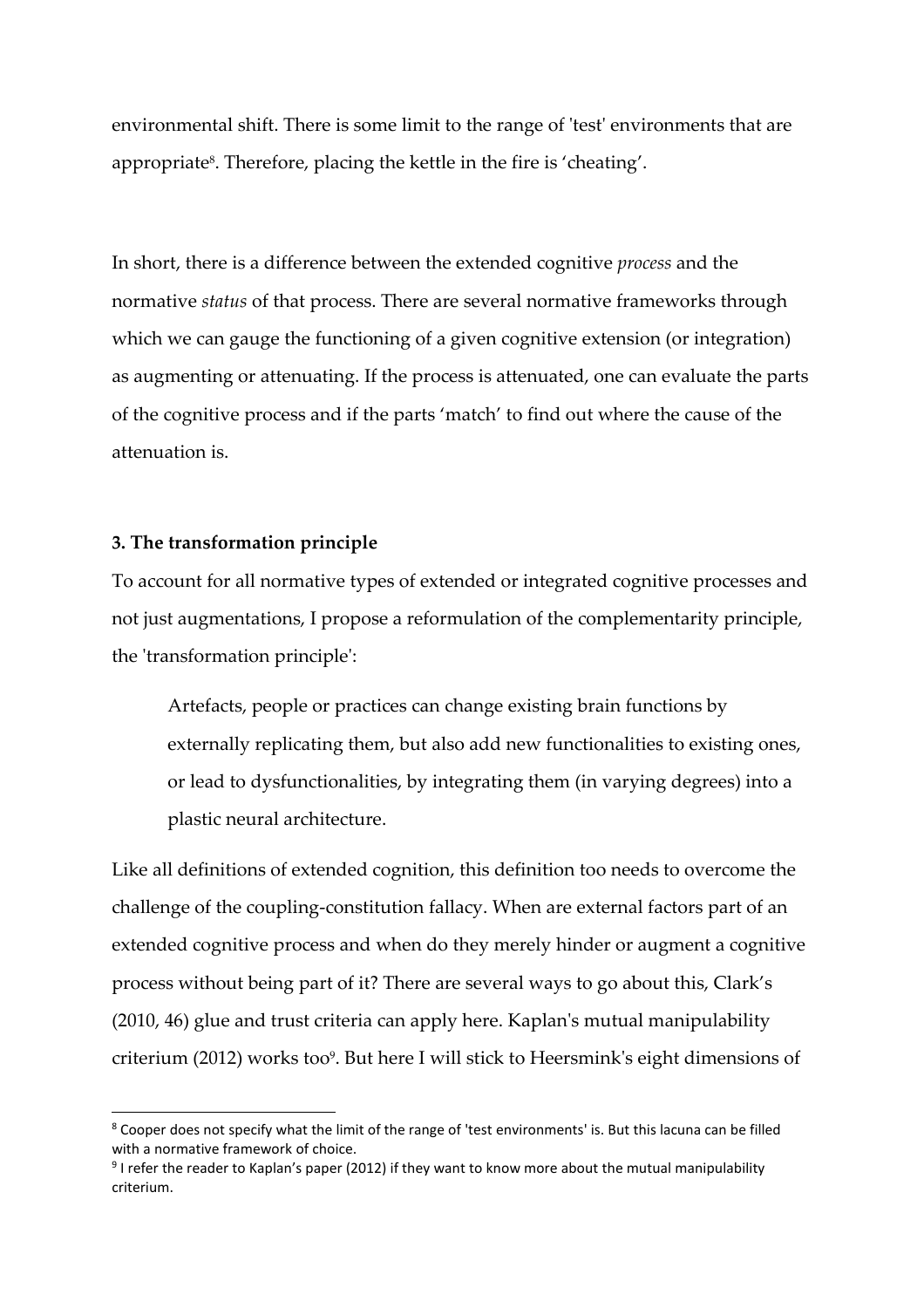environmental shift. There is some limit to the range of 'test' environments that are appropriate[8]. Therefore, placing the kettle in the fire is 'cheating'.

In short, there is a difference between the extended cognitive *process* and the normative *status* of that process. There are several normative frameworks through which we can gauge the functioning of a given cognitive extension (or integration) as augmenting or attenuating. If the process is attenuated, one can evaluate the parts of the cognitive process and if the parts 'match' to find out where the cause of the attenuation is.

### 3. The transformation principle

To account for all normative types of extended or integrated cognitive processes and not just augmentations, I propose a reformulation of the complementarity principle, the 'transformation principle':

> Artefacts, people or practices can change existing brain functions by externally replicating them, but also add new functionalities to existing ones, or lead to dysfunctionalities, by integrating them (in varying degrees) into a plastic neural architecture.

Like all definitions of extended cognition, this definition too needs to overcome the challenge of the coupling-constitution fallacy. When are external factors part of an extended cognitive process and when do they merely hinder or augment a cognitive process without being part of it? There are several ways to go about this, Clark's (2010, 46) glue and trust criteria can apply here. Kaplan's mutual manipulability criterium (2012) works too[9]. But here I will stick to Heersmink's eight dimensions of

---

[8] Cooper does not specify what the limit of the range of 'test environments' is. But this lacuna can be filled with a normative framework of choice.

[9] I refer the reader to Kaplan's paper (2012) if they want to know more about the mutual manipulability criterium.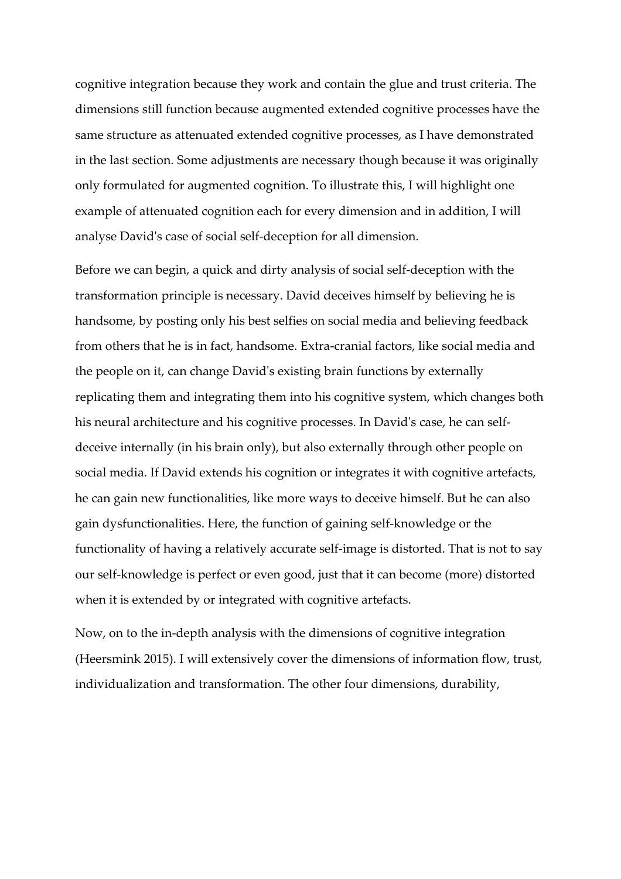cognitive integration because they work and contain the glue and trust criteria. The dimensions still function because augmented extended cognitive processes have the same structure as attenuated extended cognitive processes, as I have demonstrated in the last section. Some adjustments are necessary though because it was originally only formulated for augmented cognition. To illustrate this, I will highlight one example of attenuated cognition each for every dimension and in addition, I will analyse David's case of social self-deception for all dimension.

Before we can begin, a quick and dirty analysis of social self-deception with the transformation principle is necessary. David deceives himself by believing he is handsome, by posting only his best selfies on social media and believing feedback from others that he is in fact, handsome. Extra-cranial factors, like social media and the people on it, can change David's existing brain functions by externally replicating them and integrating them into his cognitive system, which changes both his neural architecture and his cognitive processes. In David's case, he can self-deceive internally (in his brain only), but also externally through other people on social media. If David extends his cognition or integrates it with cognitive artefacts, he can gain new functionalities, like more ways to deceive himself. But he can also gain dysfunctionalities. Here, the function of gaining self-knowledge or the functionality of having a relatively accurate self-image is distorted. That is not to say our self-knowledge is perfect or even good, just that it can become (more) distorted when it is extended by or integrated with cognitive artefacts.

Now, on to the in-depth analysis with the dimensions of cognitive integration (Heersmink 2015). I will extensively cover the dimensions of information flow, trust, individualization and transformation. The other four dimensions, durability,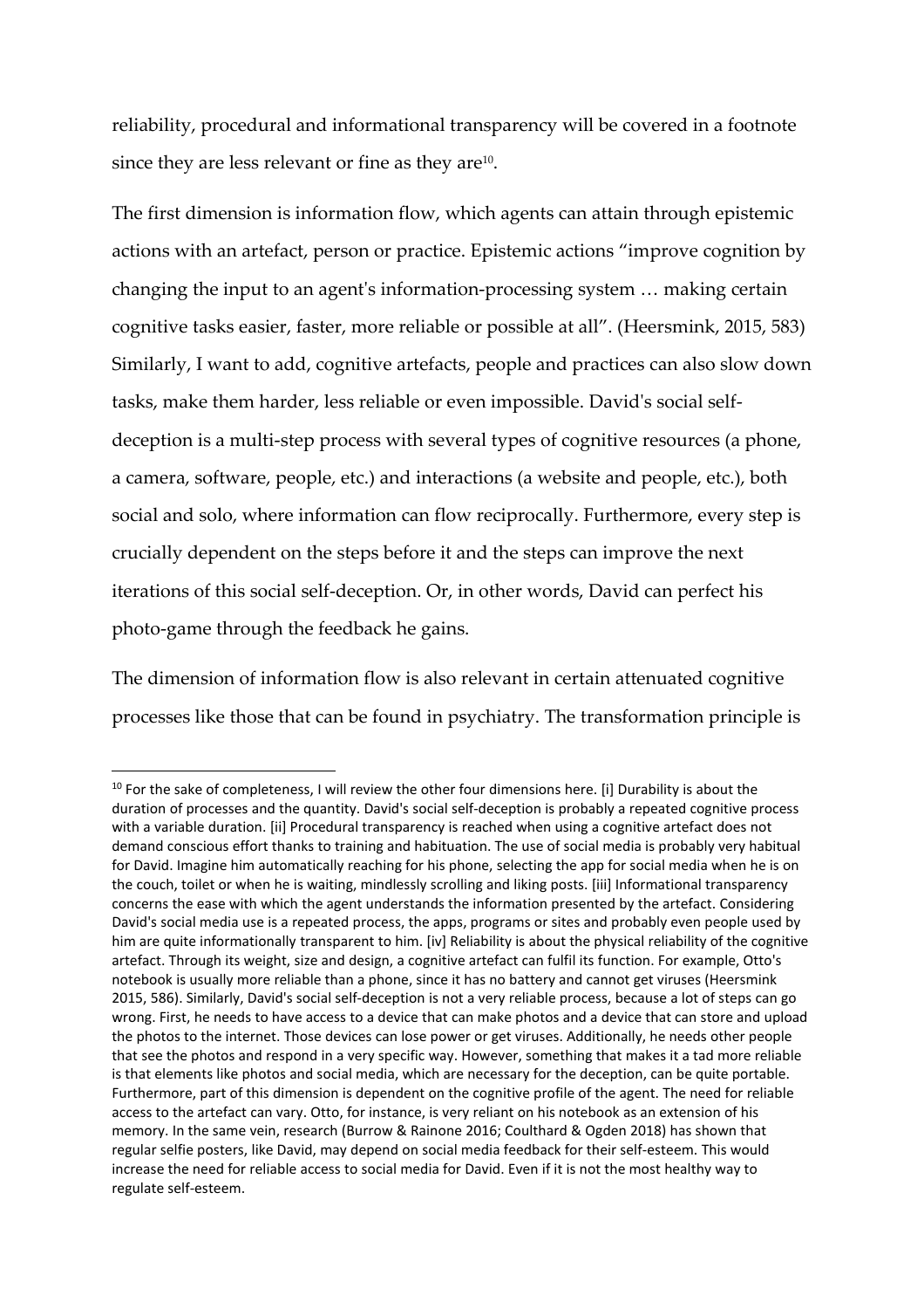reliability, procedural and informational transparency will be covered in a footnote since they are less relevant or fine as they are[10].

The first dimension is information flow, which agents can attain through epistemic actions with an artefact, person or practice. Epistemic actions "improve cognition by changing the input to an agent's information-processing system … making certain cognitive tasks easier, faster, more reliable or possible at all". (Heersmink, 2015, 583) Similarly, I want to add, cognitive artefacts, people and practices can also slow down tasks, make them harder, less reliable or even impossible. David's social self-deception is a multi-step process with several types of cognitive resources (a phone, a camera, software, people, etc.) and interactions (a website and people, etc.), both social and solo, where information can flow reciprocally. Furthermore, every step is crucially dependent on the steps before it and the steps can improve the next iterations of this social self-deception. Or, in other words, David can perfect his photo-game through the feedback he gains.

The dimension of information flow is also relevant in certain attenuated cognitive processes like those that can be found in psychiatry. The transformation principle is

[10] For the sake of completeness, I will review the other four dimensions here. [i] Durability is about the duration of processes and the quantity. David's social self-deception is probably a repeated cognitive process with a variable duration. [ii] Procedural transparency is reached when using a cognitive artefact does not demand conscious effort thanks to training and habituation. The use of social media is probably very habitual for David. Imagine him automatically reaching for his phone, selecting the app for social media when he is on the couch, toilet or when he is waiting, mindlessly scrolling and liking posts. [iii] Informational transparency concerns the ease with which the agent understands the information presented by the artefact. Considering David's social media use is a repeated process, the apps, programs or sites and probably even people used by him are quite informationally transparent to him. [iv] Reliability is about the physical reliability of the cognitive artefact. Through its weight, size and design, a cognitive artefact can fulfil its function. For example, Otto's notebook is usually more reliable than a phone, since it has no battery and cannot get viruses (Heersmink 2015, 586). Similarly, David's social self-deception is not a very reliable process, because a lot of steps can go wrong. First, he needs to have access to a device that can make photos and a device that can store and upload the photos to the internet. Those devices can lose power or get viruses. Additionally, he needs other people that see the photos and respond in a very specific way. However, something that makes it a tad more reliable is that elements like photos and social media, which are necessary for the deception, can be quite portable. Furthermore, part of this dimension is dependent on the cognitive profile of the agent. The need for reliable access to the artefact can vary. Otto, for instance, is very reliant on his notebook as an extension of his memory. In the same vein, research (Burrow & Rainone 2016; Coulthard & Ogden 2018) has shown that regular selfie posters, like David, may depend on social media feedback for their self-esteem. This would increase the need for reliable access to social media for David. Even if it is not the most healthy way to regulate self-esteem.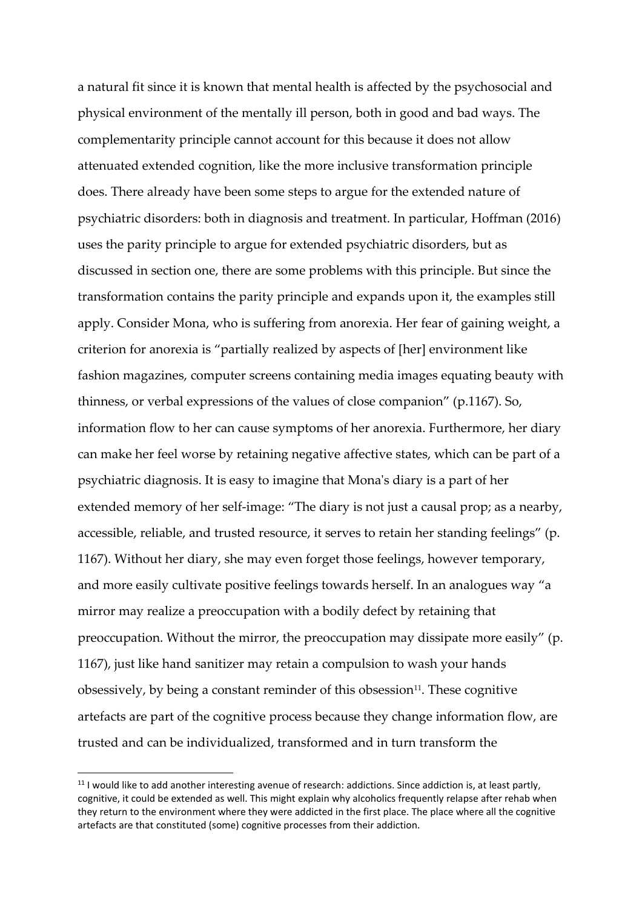a natural fit since it is known that mental health is affected by the psychosocial and physical environment of the mentally ill person, both in good and bad ways. The complementarity principle cannot account for this because it does not allow attenuated extended cognition, like the more inclusive transformation principle does. There already have been some steps to argue for the extended nature of psychiatric disorders: both in diagnosis and treatment. In particular, Hoffman (2016) uses the parity principle to argue for extended psychiatric disorders, but as discussed in section one, there are some problems with this principle. But since the transformation contains the parity principle and expands upon it, the examples still apply. Consider Mona, who is suffering from anorexia. Her fear of gaining weight, a criterion for anorexia is "partially realized by aspects of [her] environment like fashion magazines, computer screens containing media images equating beauty with thinness, or verbal expressions of the values of close companion" (p.1167). So, information flow to her can cause symptoms of her anorexia. Furthermore, her diary can make her feel worse by retaining negative affective states, which can be part of a psychiatric diagnosis. It is easy to imagine that Mona's diary is a part of her extended memory of her self-image: "The diary is not just a causal prop; as a nearby, accessible, reliable, and trusted resource, it serves to retain her standing feelings" (p. 1167). Without her diary, she may even forget those feelings, however temporary, and more easily cultivate positive feelings towards herself. In an analogues way "a mirror may realize a preoccupation with a bodily defect by retaining that preoccupation. Without the mirror, the preoccupation may dissipate more easily" (p. 1167), just like hand sanitizer may retain a compulsion to wash your hands obsessively, by being a constant reminder of this obsession[11]. These cognitive artefacts are part of the cognitive process because they change information flow, are trusted and can be individualized, transformed and in turn transform the

[11] I would like to add another interesting avenue of research: addictions. Since addiction is, at least partly, cognitive, it could be extended as well. This might explain why alcoholics frequently relapse after rehab when they return to the environment where they were addicted in the first place. The place where all the cognitive artefacts are that constituted (some) cognitive processes from their addiction.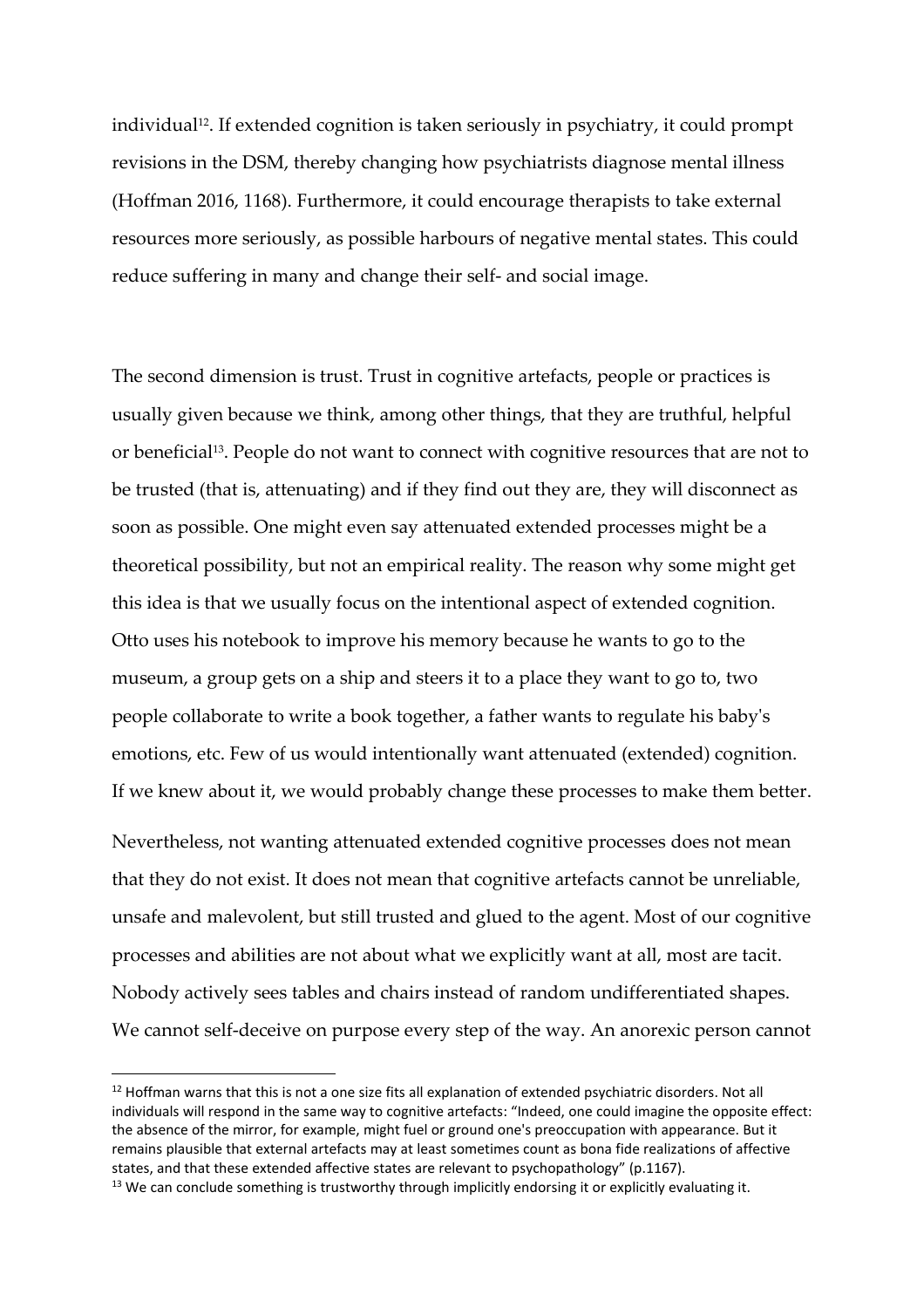individual[12]. If extended cognition is taken seriously in psychiatry, it could prompt revisions in the DSM, thereby changing how psychiatrists diagnose mental illness (Hoffman 2016, 1168). Furthermore, it could encourage therapists to take external resources more seriously, as possible harbours of negative mental states. This could reduce suffering in many and change their self- and social image.

The second dimension is trust. Trust in cognitive artefacts, people or practices is usually given because we think, among other things, that they are truthful, helpful or beneficial[13]. People do not want to connect with cognitive resources that are not to be trusted (that is, attenuating) and if they find out they are, they will disconnect as soon as possible. One might even say attenuated extended processes might be a theoretical possibility, but not an empirical reality. The reason why some might get this idea is that we usually focus on the intentional aspect of extended cognition. Otto uses his notebook to improve his memory because he wants to go to the museum, a group gets on a ship and steers it to a place they want to go to, two people collaborate to write a book together, a father wants to regulate his baby's emotions, etc. Few of us would intentionally want attenuated (extended) cognition. If we knew about it, we would probably change these processes to make them better.

Nevertheless, not wanting attenuated extended cognitive processes does not mean that they do not exist. It does not mean that cognitive artefacts cannot be unreliable, unsafe and malevolent, but still trusted and glued to the agent. Most of our cognitive processes and abilities are not about what we explicitly want at all, most are tacit. Nobody actively sees tables and chairs instead of random undifferentiated shapes. We cannot self-deceive on purpose every step of the way. An anorexic person cannot

[12] Hoffman warns that this is not a one size fits all explanation of extended psychiatric disorders. Not all individuals will respond in the same way to cognitive artefacts: "Indeed, one could imagine the opposite effect: the absence of the mirror, for example, might fuel or ground one's preoccupation with appearance. But it remains plausible that external artefacts may at least sometimes count as bona fide realizations of affective states, and that these extended affective states are relevant to psychopathology" (p.1167).

[13] We can conclude something is trustworthy through implicitly endorsing it or explicitly evaluating it.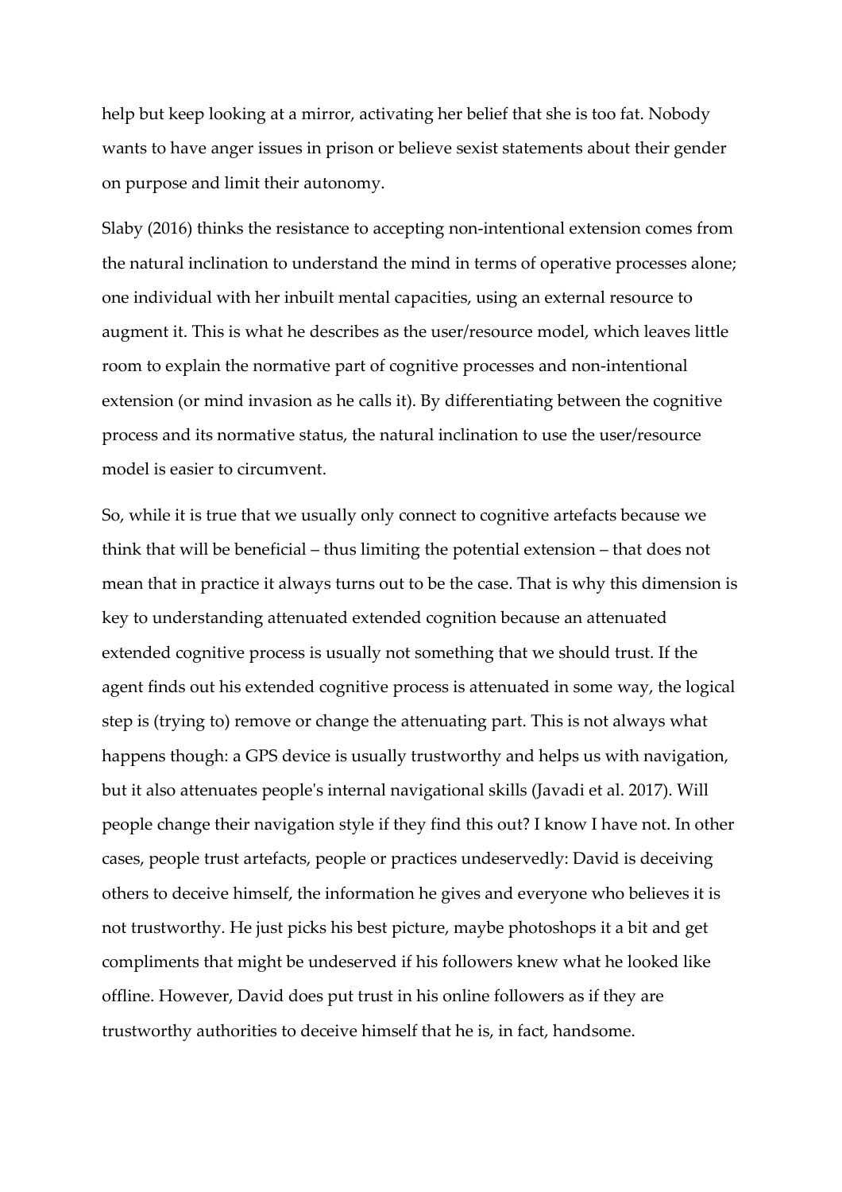help but keep looking at a mirror, activating her belief that she is too fat. Nobody wants to have anger issues in prison or believe sexist statements about their gender on purpose and limit their autonomy.

Slaby (2016) thinks the resistance to accepting non-intentional extension comes from the natural inclination to understand the mind in terms of operative processes alone; one individual with her inbuilt mental capacities, using an external resource to augment it. This is what he describes as the user/resource model, which leaves little room to explain the normative part of cognitive processes and non-intentional extension (or mind invasion as he calls it). By differentiating between the cognitive process and its normative status, the natural inclination to use the user/resource model is easier to circumvent.

So, while it is true that we usually only connect to cognitive artefacts because we think that will be beneficial – thus limiting the potential extension – that does not mean that in practice it always turns out to be the case. That is why this dimension is key to understanding attenuated extended cognition because an attenuated extended cognitive process is usually not something that we should trust. If the agent finds out his extended cognitive process is attenuated in some way, the logical step is (trying to) remove or change the attenuating part. This is not always what happens though: a GPS device is usually trustworthy and helps us with navigation, but it also attenuates people's internal navigational skills (Javadi et al. 2017). Will people change their navigation style if they find this out? I know I have not. In other cases, people trust artefacts, people or practices undeservedly: David is deceiving others to deceive himself, the information he gives and everyone who believes it is not trustworthy. He just picks his best picture, maybe photoshops it a bit and get compliments that might be undeserved if his followers knew what he looked like offline. However, David does put trust in his online followers as if they are trustworthy authorities to deceive himself that he is, in fact, handsome.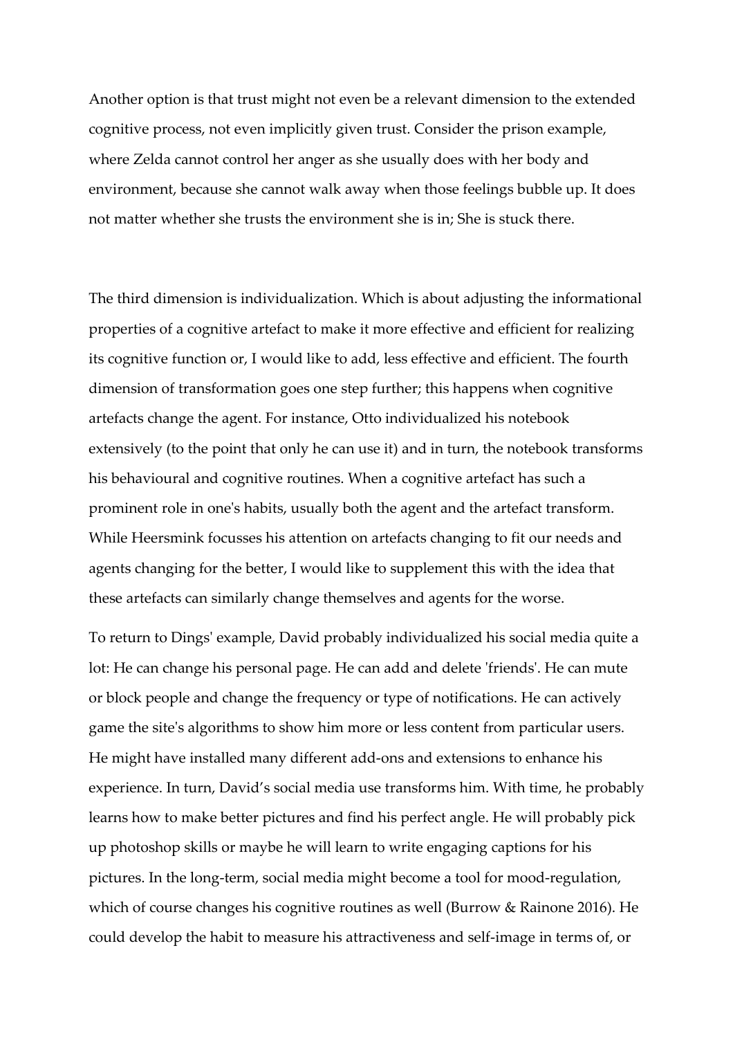Another option is that trust might not even be a relevant dimension to the extended cognitive process, not even implicitly given trust. Consider the prison example, where Zelda cannot control her anger as she usually does with her body and environment, because she cannot walk away when those feelings bubble up. It does not matter whether she trusts the environment she is in; She is stuck there.

The third dimension is individualization. Which is about adjusting the informational properties of a cognitive artefact to make it more effective and efficient for realizing its cognitive function or, I would like to add, less effective and efficient. The fourth dimension of transformation goes one step further; this happens when cognitive artefacts change the agent. For instance, Otto individualized his notebook extensively (to the point that only he can use it) and in turn, the notebook transforms his behavioural and cognitive routines. When a cognitive artefact has such a prominent role in one's habits, usually both the agent and the artefact transform. While Heersmink focusses his attention on artefacts changing to fit our needs and agents changing for the better, I would like to supplement this with the idea that these artefacts can similarly change themselves and agents for the worse.

To return to Dings' example, David probably individualized his social media quite a lot: He can change his personal page. He can add and delete 'friends'. He can mute or block people and change the frequency or type of notifications. He can actively game the site's algorithms to show him more or less content from particular users. He might have installed many different add-ons and extensions to enhance his experience. In turn, David's social media use transforms him. With time, he probably learns how to make better pictures and find his perfect angle. He will probably pick up photoshop skills or maybe he will learn to write engaging captions for his pictures. In the long-term, social media might become a tool for mood-regulation, which of course changes his cognitive routines as well (Burrow & Rainone 2016). He could develop the habit to measure his attractiveness and self-image in terms of, or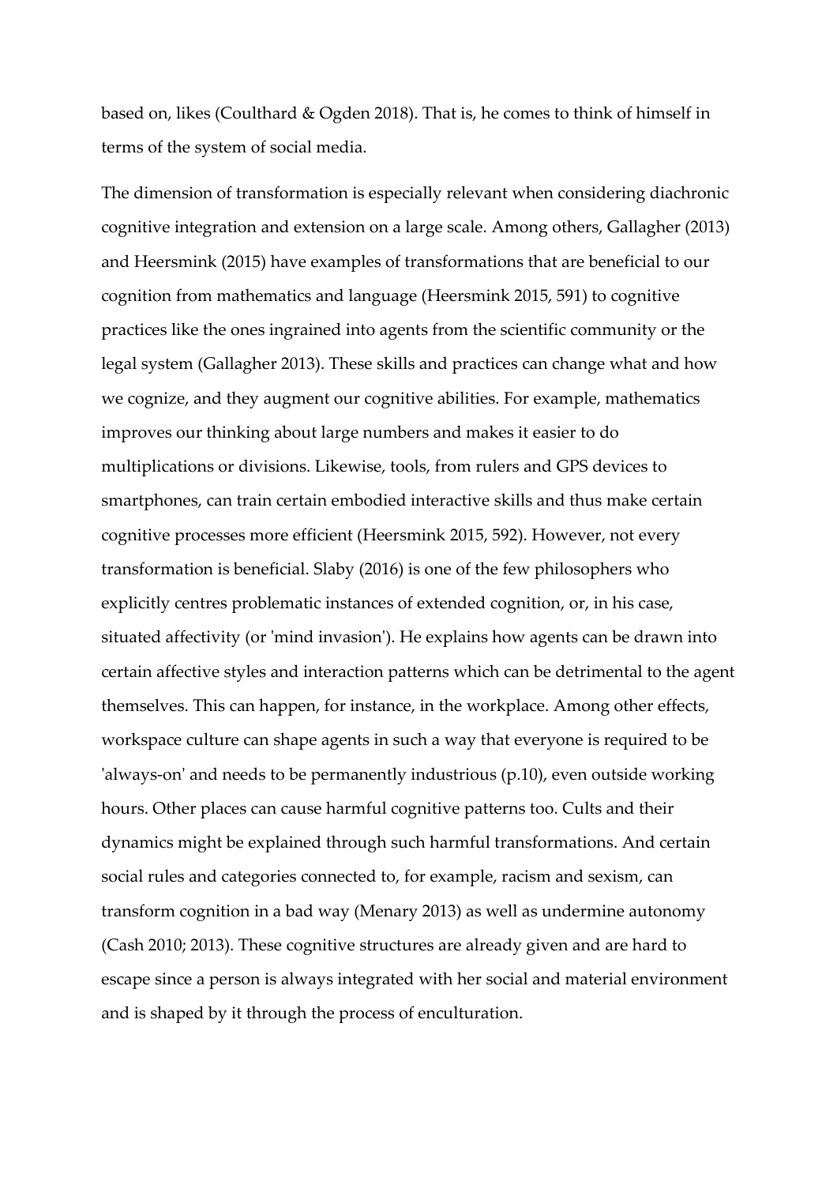based on, likes (Coulthard & Ogden 2018). That is, he comes to think of himself in terms of the system of social media.

The dimension of transformation is especially relevant when considering diachronic cognitive integration and extension on a large scale. Among others, Gallagher (2013) and Heersmink (2015) have examples of transformations that are beneficial to our cognition from mathematics and language (Heersmink 2015, 591) to cognitive practices like the ones ingrained into agents from the scientific community or the legal system (Gallagher 2013). These skills and practices can change what and how we cognize, and they augment our cognitive abilities. For example, mathematics improves our thinking about large numbers and makes it easier to do multiplications or divisions. Likewise, tools, from rulers and GPS devices to smartphones, can train certain embodied interactive skills and thus make certain cognitive processes more efficient (Heersmink 2015, 592). However, not every transformation is beneficial. Slaby (2016) is one of the few philosophers who explicitly centres problematic instances of extended cognition, or, in his case, situated affectivity (or 'mind invasion'). He explains how agents can be drawn into certain affective styles and interaction patterns which can be detrimental to the agent themselves. This can happen, for instance, in the workplace. Among other effects, workspace culture can shape agents in such a way that everyone is required to be 'always-on' and needs to be permanently industrious (p.10), even outside working hours. Other places can cause harmful cognitive patterns too. Cults and their dynamics might be explained through such harmful transformations. And certain social rules and categories connected to, for example, racism and sexism, can transform cognition in a bad way (Menary 2013) as well as undermine autonomy (Cash 2010; 2013). These cognitive structures are already given and are hard to escape since a person is always integrated with her social and material environment and is shaped by it through the process of enculturation.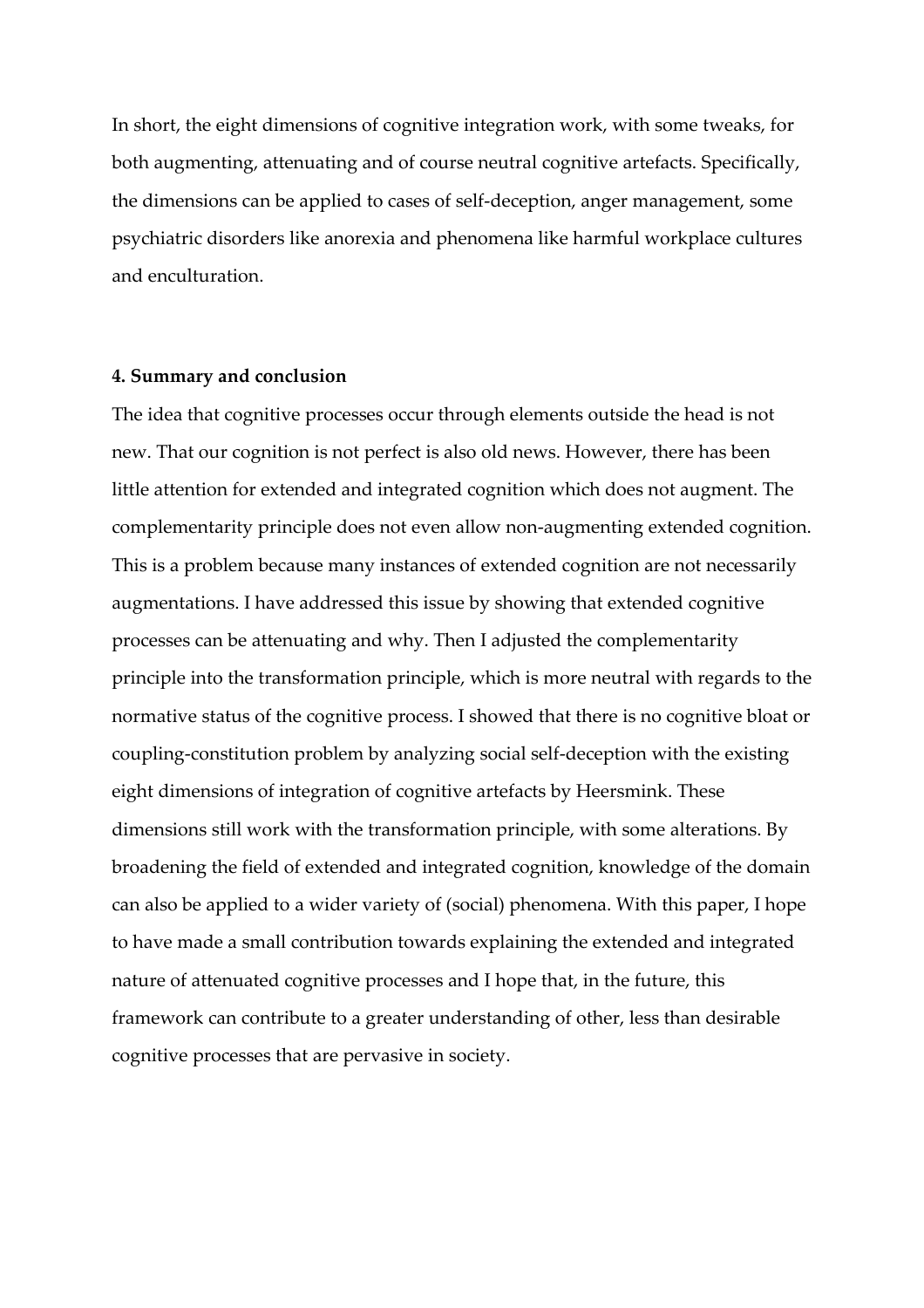In short, the eight dimensions of cognitive integration work, with some tweaks, for both augmenting, attenuating and of course neutral cognitive artefacts. Specifically, the dimensions can be applied to cases of self-deception, anger management, some psychiatric disorders like anorexia and phenomena like harmful workplace cultures and enculturation.

## 4. Summary and conclusion

The idea that cognitive processes occur through elements outside the head is not new. That our cognition is not perfect is also old news. However, there has been little attention for extended and integrated cognition which does not augment. The complementarity principle does not even allow non-augmenting extended cognition. This is a problem because many instances of extended cognition are not necessarily augmentations. I have addressed this issue by showing that extended cognitive processes can be attenuating and why. Then I adjusted the complementarity principle into the transformation principle, which is more neutral with regards to the normative status of the cognitive process. I showed that there is no cognitive bloat or coupling-constitution problem by analyzing social self-deception with the existing eight dimensions of integration of cognitive artefacts by Heersmink. These dimensions still work with the transformation principle, with some alterations. By broadening the field of extended and integrated cognition, knowledge of the domain can also be applied to a wider variety of (social) phenomena. With this paper, I hope to have made a small contribution towards explaining the extended and integrated nature of attenuated cognitive processes and I hope that, in the future, this framework can contribute to a greater understanding of other, less than desirable cognitive processes that are pervasive in society.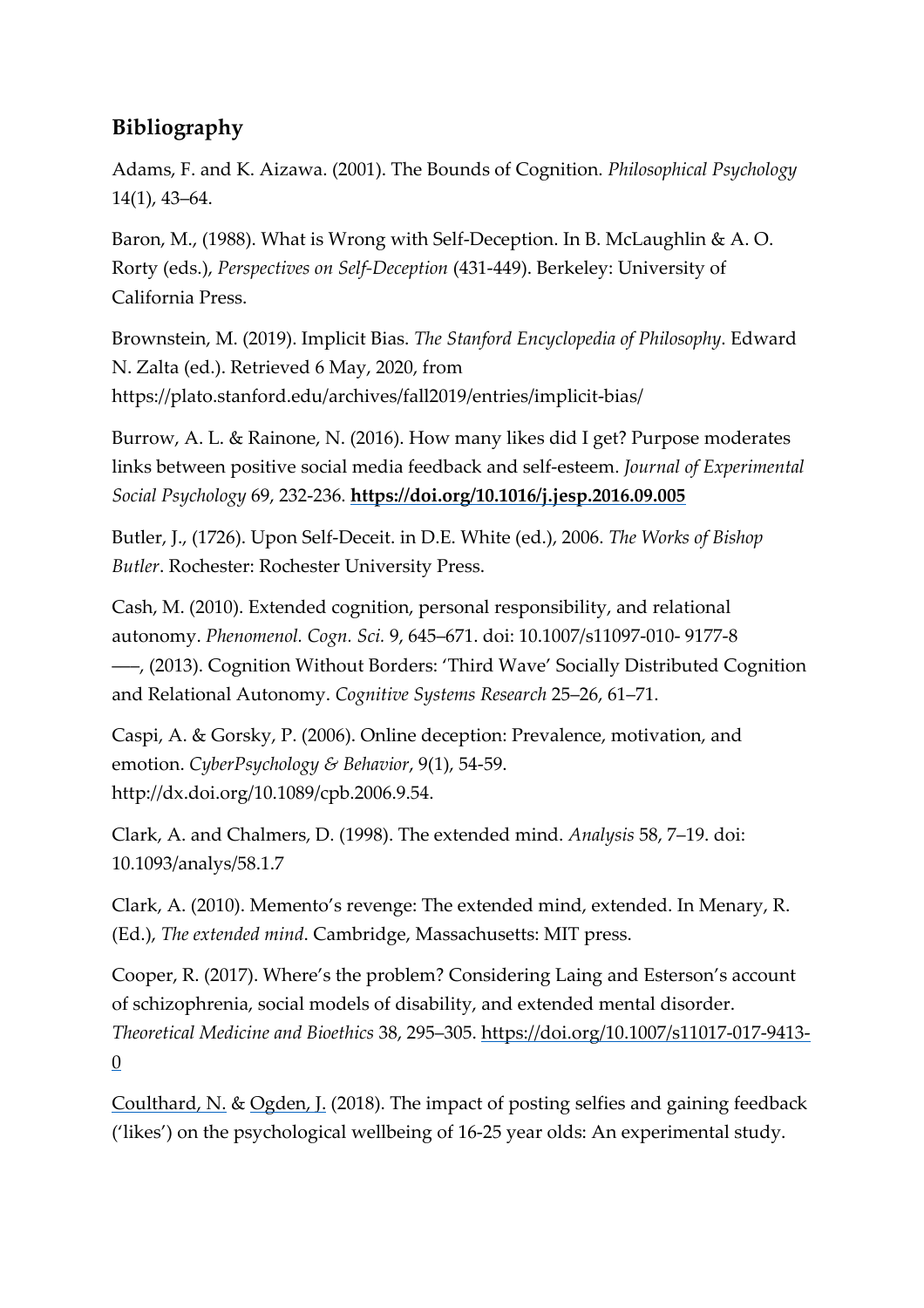## Bibliography

Adams, F. and K. Aizawa. (2001). The Bounds of Cognition. *Philosophical Psychology* 14(1), 43–64.

Baron, M., (1988). What is Wrong with Self-Deception. In B. McLaughlin & A. O. Rorty (eds.), *Perspectives on Self-Deception* (431-449). Berkeley: University of California Press.

Brownstein, M. (2019). Implicit Bias. *The Stanford Encyclopedia of Philosophy*. Edward N. Zalta (ed.). Retrieved 6 May, 2020, from https://plato.stanford.edu/archives/fall2019/entries/implicit-bias/

Burrow, A. L. & Rainone, N. (2016). How many likes did I get? Purpose moderates links between positive social media feedback and self-esteem. *Journal of Experimental Social Psychology* 69, 232-236. **https://doi.org/10.1016/j.jesp.2016.09.005**

Butler, J., (1726). Upon Self-Deceit. in D.E. White (ed.), 2006. *The Works of Bishop Butler*. Rochester: Rochester University Press.

Cash, M. (2010). Extended cognition, personal responsibility, and relational autonomy. *Phenomenol. Cogn. Sci.* 9, 645–671. doi: 10.1007/s11097-010- 9177-8
–––, (2013). Cognition Without Borders: 'Third Wave' Socially Distributed Cognition and Relational Autonomy. *Cognitive Systems Research* 25–26, 61–71.

Caspi, A. & Gorsky, P. (2006). Online deception: Prevalence, motivation, and emotion. *CyberPsychology & Behavior*, 9(1), 54-59. http://dx.doi.org/10.1089/cpb.2006.9.54.

Clark, A. and Chalmers, D. (1998). The extended mind. *Analysis* 58, 7–19. doi: 10.1093/analys/58.1.7

Clark, A. (2010). Memento's revenge: The extended mind, extended. In Menary, R. (Ed.), *The extended mind*. Cambridge, Massachusetts: MIT press.

Cooper, R. (2017). Where's the problem? Considering Laing and Esterson's account of schizophrenia, social models of disability, and extended mental disorder. *Theoretical Medicine and Bioethics* 38, 295–305. https://doi.org/10.1007/s11017-017-9413-0

Coulthard, N. & Ogden, J. (2018). The impact of posting selfies and gaining feedback ('likes') on the psychological wellbeing of 16-25 year olds: An experimental study.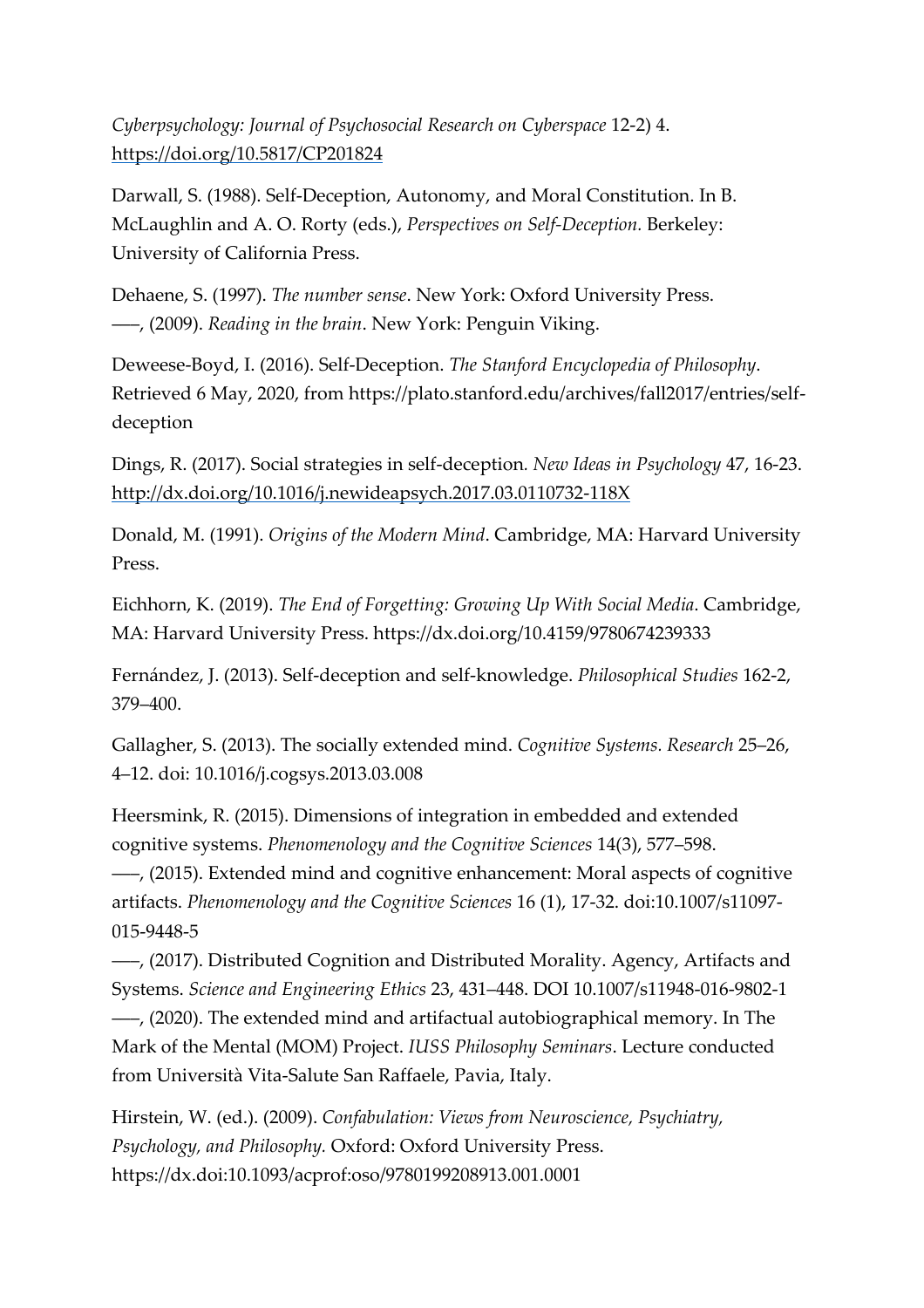*Cyberpsychology: Journal of Psychosocial Research on Cyberspace* 12-2) 4. https://doi.org/10.5817/CP201824

Darwall, S. (1988). Self-Deception, Autonomy, and Moral Constitution. In B. McLaughlin and A. O. Rorty (eds.), *Perspectives on Self-Deception.* Berkeley: University of California Press.

Dehaene, S. (1997). *The number sense*. New York: Oxford University Press.
–––, (2009). *Reading in the brain*. New York: Penguin Viking.

Deweese-Boyd, I. (2016). Self-Deception. *The Stanford Encyclopedia of Philosophy*. Retrieved 6 May, 2020, from https://plato.stanford.edu/archives/fall2017/entries/self-deception

Dings, R. (2017). Social strategies in self-deception. *New Ideas in Psychology* 47, 16-23. http://dx.doi.org/10.1016/j.newideapsych.2017.03.0110732-118X

Donald, M. (1991). *Origins of the Modern Mind*. Cambridge, MA: Harvard University Press.

Eichhorn, K. (2019). *The End of Forgetting: Growing Up With Social Media*. Cambridge, MA: Harvard University Press. https://dx.doi.org/10.4159/9780674239333

Fernández, J. (2013). Self-deception and self-knowledge. *Philosophical Studies* 162-2, 379–400.

Gallagher, S. (2013). The socially extended mind. *Cognitive Systems. Research* 25–26, 4–12. doi: 10.1016/j.cogsys.2013.03.008

Heersmink, R. (2015). Dimensions of integration in embedded and extended cognitive systems. *Phenomenology and the Cognitive Sciences* 14(3), 577–598.
–––, (2015). Extended mind and cognitive enhancement: Moral aspects of cognitive artifacts. *Phenomenology and the Cognitive Sciences* 16 (1), 17-32. doi:10.1007/s11097-015-9448-5
–––, (2017). Distributed Cognition and Distributed Morality. Agency, Artifacts and Systems. *Science and Engineering Ethics* 23, 431–448. DOI 10.1007/s11948-016-9802-1
–––, (2020). The extended mind and artifactual autobiographical memory. In The Mark of the Mental (MOM) Project. *IUSS Philosophy Seminars*. Lecture conducted from Università Vita-Salute San Raffaele, Pavia, Italy.

Hirstein, W. (ed.). (2009). *Confabulation: Views from Neuroscience, Psychiatry, Psychology, and Philosophy.* Oxford: Oxford University Press. https://dx.doi:10.1093/acprof:oso/9780199208913.001.0001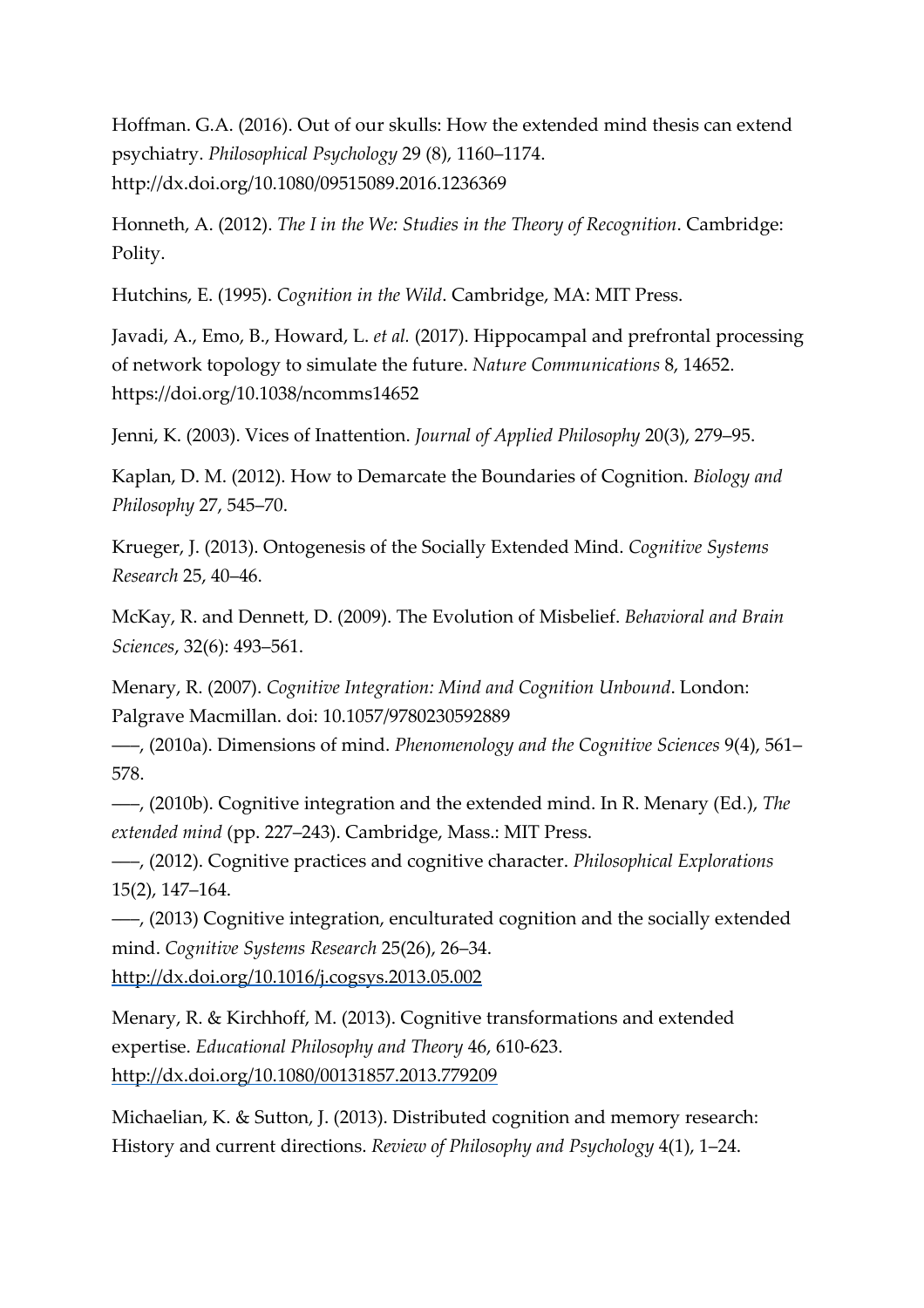Hoffman. G.A. (2016). Out of our skulls: How the extended mind thesis can extend psychiatry. *Philosophical Psychology* 29 (8), 1160–1174. http://dx.doi.org/10.1080/09515089.2016.1236369

Honneth, A. (2012). *The I in the We: Studies in the Theory of Recognition*. Cambridge: Polity.

Hutchins, E. (1995). *Cognition in the Wild*. Cambridge, MA: MIT Press.

Javadi, A., Emo, B., Howard, L. *et al.* (2017). Hippocampal and prefrontal processing of network topology to simulate the future. *Nature Communications* 8, 14652. https://doi.org/10.1038/ncomms14652

Jenni, K. (2003). Vices of Inattention. *Journal of Applied Philosophy* 20(3), 279–95.

Kaplan, D. M. (2012). How to Demarcate the Boundaries of Cognition. *Biology and Philosophy* 27, 545–70.

Krueger, J. (2013). Ontogenesis of the Socially Extended Mind. *Cognitive Systems Research* 25, 40–46.

McKay, R. and Dennett, D. (2009). The Evolution of Misbelief. *Behavioral and Brain Sciences*, 32(6): 493–561.

Menary, R. (2007). *Cognitive Integration: Mind and Cognition Unbound*. London: Palgrave Macmillan. doi: 10.1057/9780230592889

–––, (2010a). Dimensions of mind. *Phenomenology and the Cognitive Sciences* 9(4), 561–578.

–––, (2010b). Cognitive integration and the extended mind. In R. Menary (Ed.), *The extended mind* (pp. 227–243). Cambridge, Mass.: MIT Press.

–––, (2012). Cognitive practices and cognitive character. *Philosophical Explorations* 15(2), 147–164.

–––, (2013) Cognitive integration, enculturated cognition and the socially extended mind. *Cognitive Systems Research* 25(26), 26–34. http://dx.doi.org/10.1016/j.cogsys.2013.05.002

Menary, R. & Kirchhoff, M. (2013). Cognitive transformations and extended expertise. *Educational Philosophy and Theory* 46, 610-623. http://dx.doi.org/10.1080/00131857.2013.779209

Michaelian, K. & Sutton, J. (2013). Distributed cognition and memory research: History and current directions. *Review of Philosophy and Psychology* 4(1), 1–24.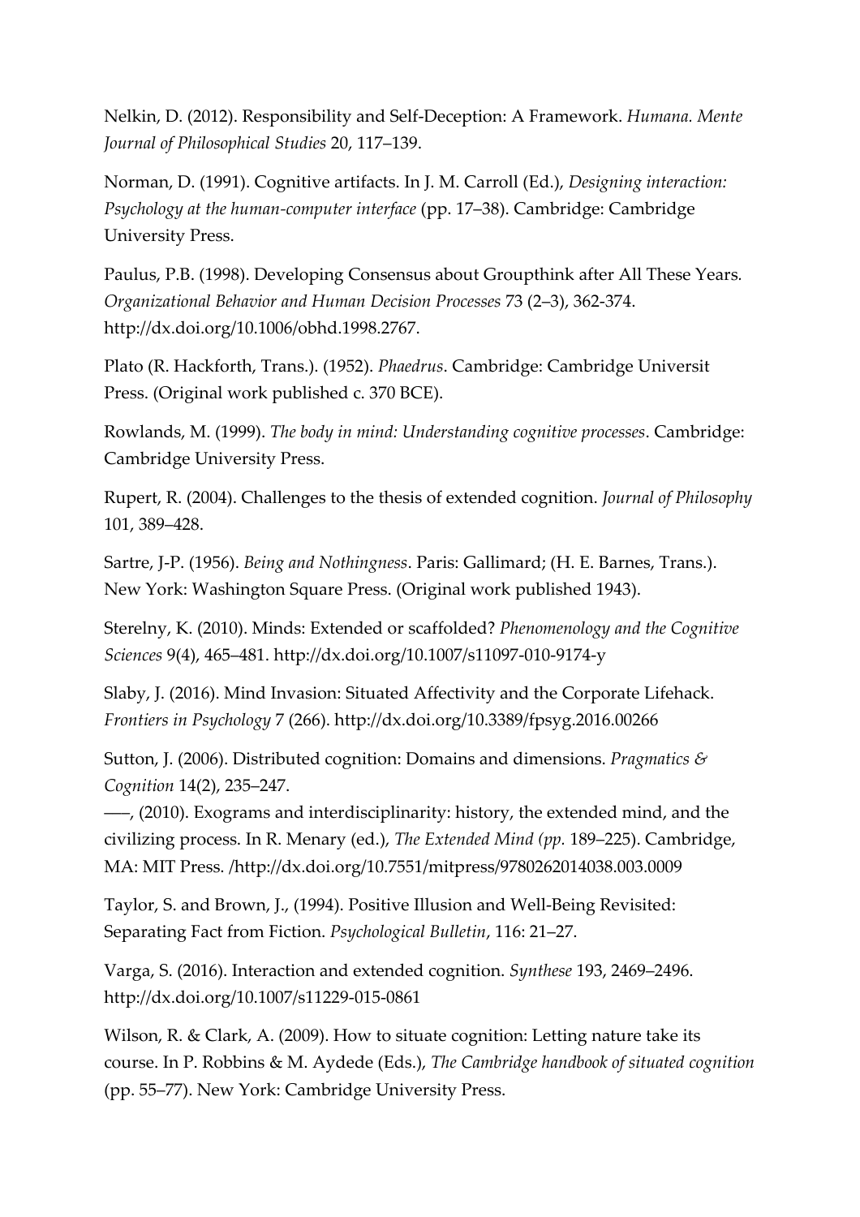Nelkin, D. (2012). Responsibility and Self-Deception: A Framework. *Humana. Mente Journal of Philosophical Studies* 20, 117–139.

Norman, D. (1991). Cognitive artifacts. In J. M. Carroll (Ed.), *Designing interaction: Psychology at the human-computer interface* (pp. 17–38). Cambridge: Cambridge University Press.

Paulus, P.B. (1998). Developing Consensus about Groupthink after All These Years. *Organizational Behavior and Human Decision Processes* 73 (2–3), 362-374. http://dx.doi.org/10.1006/obhd.1998.2767.

Plato (R. Hackforth, Trans.). (1952). *Phaedrus*. Cambridge: Cambridge Universit Press. (Original work published c. 370 BCE).

Rowlands, M. (1999). *The body in mind: Understanding cognitive processes*. Cambridge: Cambridge University Press.

Rupert, R. (2004). Challenges to the thesis of extended cognition. *Journal of Philosophy* 101, 389–428.

Sartre, J-P. (1956). *Being and Nothingness*. Paris: Gallimard; (H. E. Barnes, Trans.). New York: Washington Square Press. (Original work published 1943).

Sterelny, K. (2010). Minds: Extended or scaffolded? *Phenomenology and the Cognitive Sciences* 9(4), 465–481. http://dx.doi.org/10.1007/s11097-010-9174-y

Slaby, J. (2016). Mind Invasion: Situated Affectivity and the Corporate Lifehack. *Frontiers in Psychology* 7 (266). http://dx.doi.org/10.3389/fpsyg.2016.00266

Sutton, J. (2006). Distributed cognition: Domains and dimensions. *Pragmatics & Cognition* 14(2), 235–247.
–––, (2010). Exograms and interdisciplinarity: history, the extended mind, and the civilizing process. In R. Menary (ed.), *The Extended Mind (pp.* 189–225). Cambridge, MA: MIT Press. /http://dx.doi.org/10.7551/mitpress/9780262014038.003.0009

Taylor, S. and Brown, J., (1994). Positive Illusion and Well-Being Revisited: Separating Fact from Fiction. *Psychological Bulletin*, 116: 21–27.

Varga, S. (2016). Interaction and extended cognition. *Synthese* 193, 2469–2496. http://dx.doi.org/10.1007/s11229-015-0861

Wilson, R. & Clark, A. (2009). How to situate cognition: Letting nature take its course. In P. Robbins & M. Aydede (Eds.), *The Cambridge handbook of situated cognition* (pp. 55–77). New York: Cambridge University Press.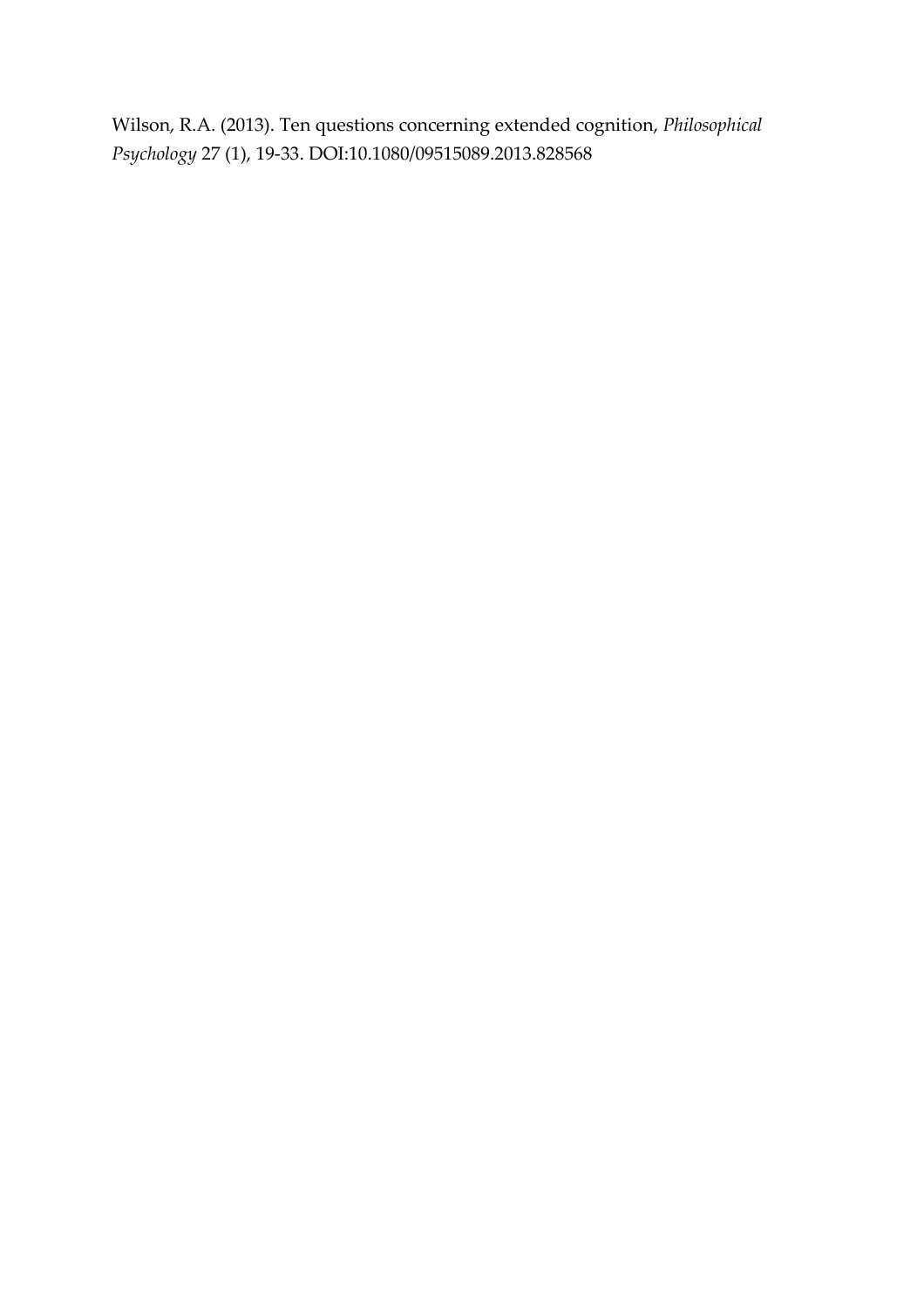Wilson, R.A. (2013). Ten questions concerning extended cognition, *Philosophical Psychology* 27 (1), 19-33. DOI:10.1080/09515089.2013.828568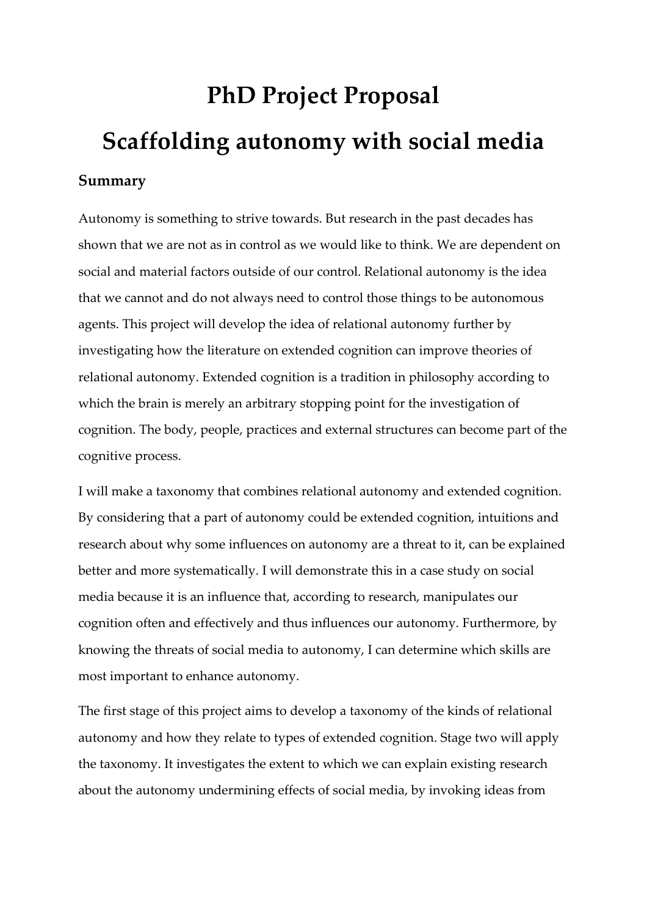# PhD Project Proposal

# Scaffolding autonomy with social media

## Summary

Autonomy is something to strive towards. But research in the past decades has shown that we are not as in control as we would like to think. We are dependent on social and material factors outside of our control. Relational autonomy is the idea that we cannot and do not always need to control those things to be autonomous agents. This project will develop the idea of relational autonomy further by investigating how the literature on extended cognition can improve theories of relational autonomy. Extended cognition is a tradition in philosophy according to which the brain is merely an arbitrary stopping point for the investigation of cognition. The body, people, practices and external structures can become part of the cognitive process.

I will make a taxonomy that combines relational autonomy and extended cognition. By considering that a part of autonomy could be extended cognition, intuitions and research about why some influences on autonomy are a threat to it, can be explained better and more systematically. I will demonstrate this in a case study on social media because it is an influence that, according to research, manipulates our cognition often and effectively and thus influences our autonomy. Furthermore, by knowing the threats of social media to autonomy, I can determine which skills are most important to enhance autonomy.

The first stage of this project aims to develop a taxonomy of the kinds of relational autonomy and how they relate to types of extended cognition. Stage two will apply the taxonomy. It investigates the extent to which we can explain existing research about the autonomy undermining effects of social media, by invoking ideas from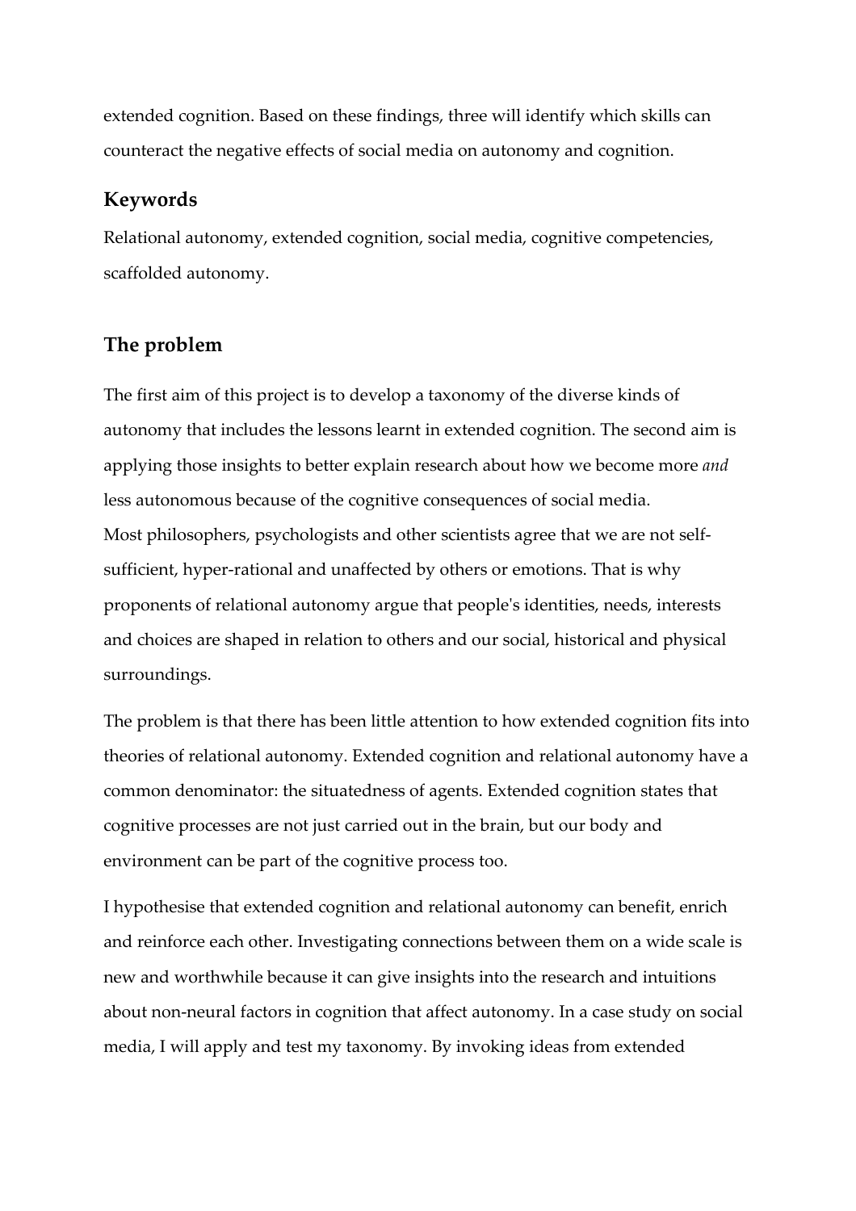extended cognition. Based on these findings, three will identify which skills can counteract the negative effects of social media on autonomy and cognition.

## Keywords

Relational autonomy, extended cognition, social media, cognitive competencies, scaffolded autonomy.

## The problem

The first aim of this project is to develop a taxonomy of the diverse kinds of autonomy that includes the lessons learnt in extended cognition. The second aim is applying those insights to better explain research about how we become more *and* less autonomous because of the cognitive consequences of social media.
Most philosophers, psychologists and other scientists agree that we are not self-sufficient, hyper-rational and unaffected by others or emotions. That is why proponents of relational autonomy argue that people's identities, needs, interests and choices are shaped in relation to others and our social, historical and physical surroundings.

The problem is that there has been little attention to how extended cognition fits into theories of relational autonomy. Extended cognition and relational autonomy have a common denominator: the situatedness of agents. Extended cognition states that cognitive processes are not just carried out in the brain, but our body and environment can be part of the cognitive process too.

I hypothesise that extended cognition and relational autonomy can benefit, enrich and reinforce each other. Investigating connections between them on a wide scale is new and worthwhile because it can give insights into the research and intuitions about non-neural factors in cognition that affect autonomy. In a case study on social media, I will apply and test my taxonomy. By invoking ideas from extended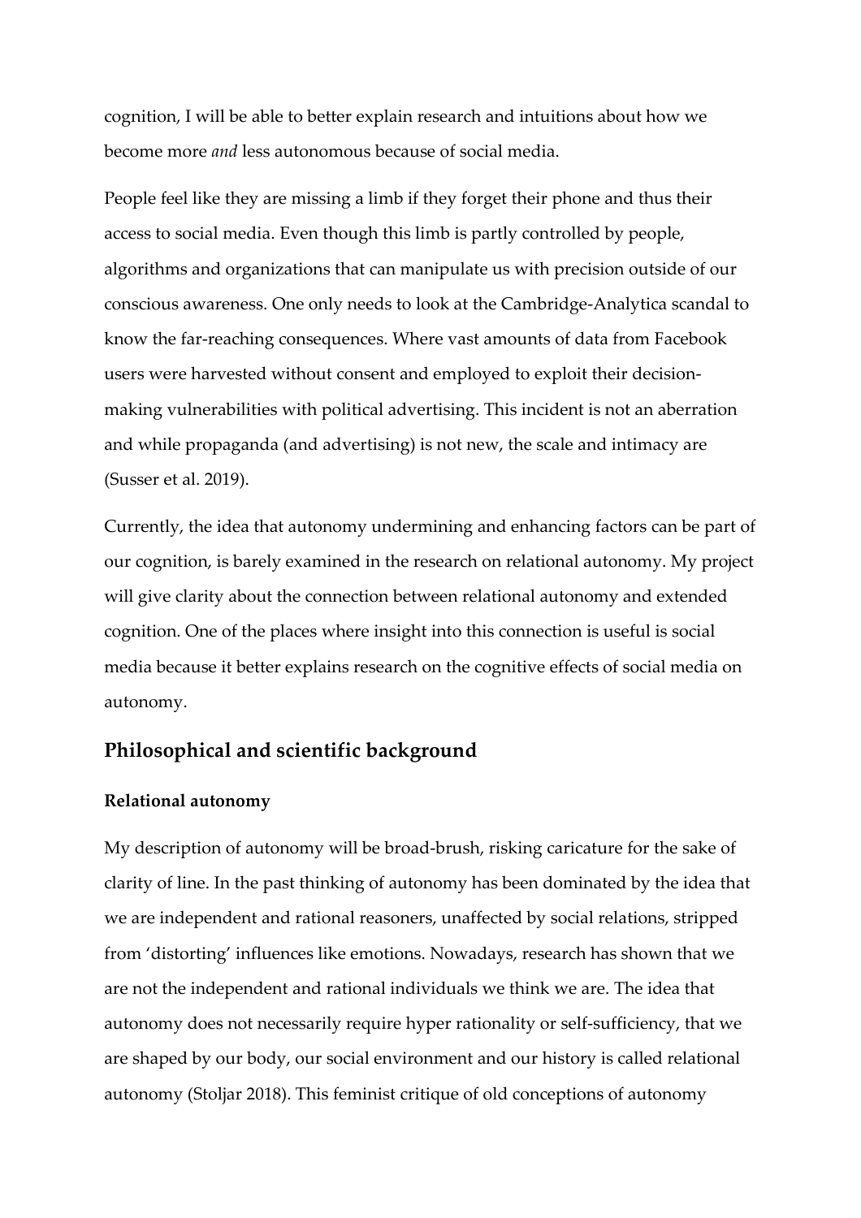cognition, I will be able to better explain research and intuitions about how we become more *and* less autonomous because of social media.

People feel like they are missing a limb if they forget their phone and thus their access to social media. Even though this limb is partly controlled by people, algorithms and organizations that can manipulate us with precision outside of our conscious awareness. One only needs to look at the Cambridge-Analytica scandal to know the far-reaching consequences. Where vast amounts of data from Facebook users were harvested without consent and employed to exploit their decision-making vulnerabilities with political advertising. This incident is not an aberration and while propaganda (and advertising) is not new, the scale and intimacy are (Susser et al. 2019).

Currently, the idea that autonomy undermining and enhancing factors can be part of our cognition, is barely examined in the research on relational autonomy. My project will give clarity about the connection between relational autonomy and extended cognition. One of the places where insight into this connection is useful is social media because it better explains research on the cognitive effects of social media on autonomy.

## Philosophical and scientific background

### Relational autonomy

My description of autonomy will be broad-brush, risking caricature for the sake of clarity of line. In the past thinking of autonomy has been dominated by the idea that we are independent and rational reasoners, unaffected by social relations, stripped from 'distorting' influences like emotions. Nowadays, research has shown that we are not the independent and rational individuals we think we are. The idea that autonomy does not necessarily require hyper rationality or self-sufficiency, that we are shaped by our body, our social environment and our history is called relational autonomy (Stoljar 2018). This feminist critique of old conceptions of autonomy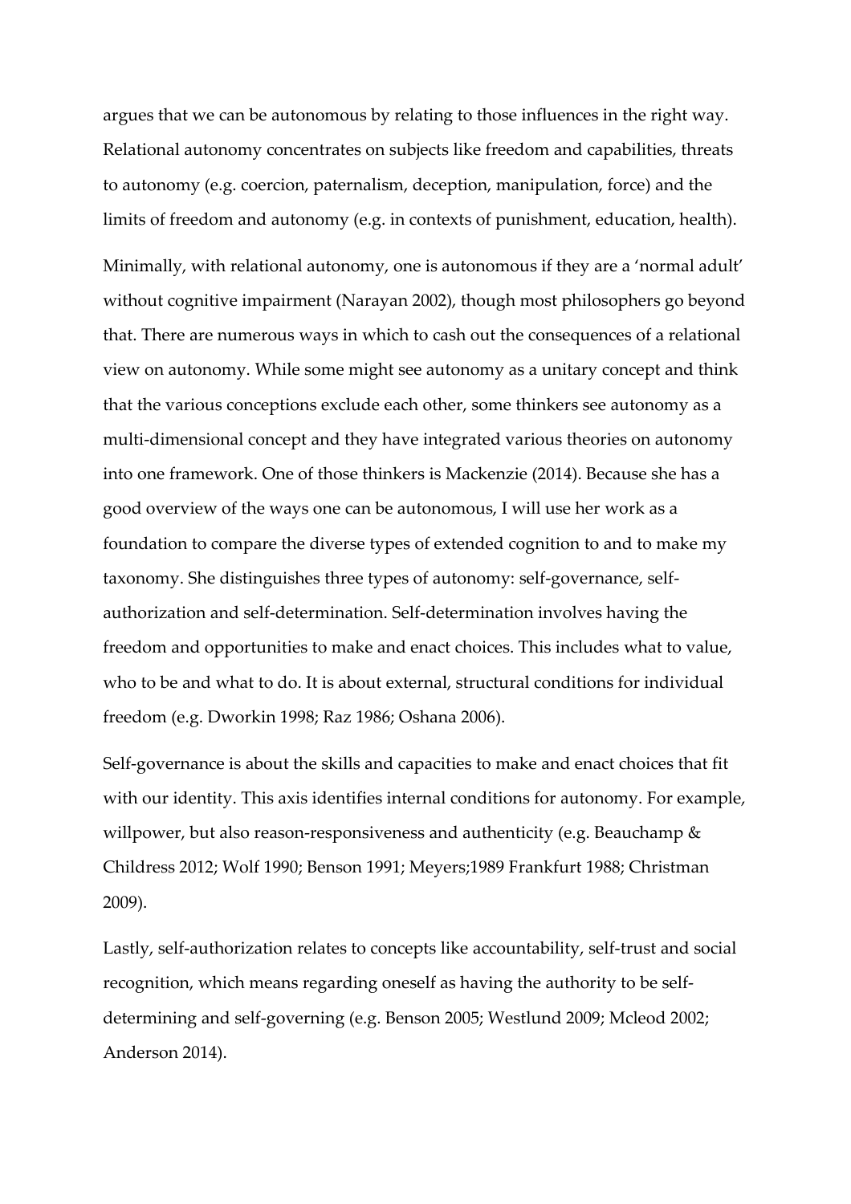argues that we can be autonomous by relating to those influences in the right way. Relational autonomy concentrates on subjects like freedom and capabilities, threats to autonomy (e.g. coercion, paternalism, deception, manipulation, force) and the limits of freedom and autonomy (e.g. in contexts of punishment, education, health).

Minimally, with relational autonomy, one is autonomous if they are a 'normal adult' without cognitive impairment (Narayan 2002), though most philosophers go beyond that. There are numerous ways in which to cash out the consequences of a relational view on autonomy. While some might see autonomy as a unitary concept and think that the various conceptions exclude each other, some thinkers see autonomy as a multi-dimensional concept and they have integrated various theories on autonomy into one framework. One of those thinkers is Mackenzie (2014). Because she has a good overview of the ways one can be autonomous, I will use her work as a foundation to compare the diverse types of extended cognition to and to make my taxonomy. She distinguishes three types of autonomy: self-governance, self-authorization and self-determination. Self-determination involves having the freedom and opportunities to make and enact choices. This includes what to value, who to be and what to do. It is about external, structural conditions for individual freedom (e.g. Dworkin 1998; Raz 1986; Oshana 2006).

Self-governance is about the skills and capacities to make and enact choices that fit with our identity. This axis identifies internal conditions for autonomy. For example, willpower, but also reason-responsiveness and authenticity (e.g. Beauchamp & Childress 2012; Wolf 1990; Benson 1991; Meyers;1989 Frankfurt 1988; Christman 2009).

Lastly, self-authorization relates to concepts like accountability, self-trust and social recognition, which means regarding oneself as having the authority to be self-determining and self-governing (e.g. Benson 2005; Westlund 2009; Mcleod 2002; Anderson 2014).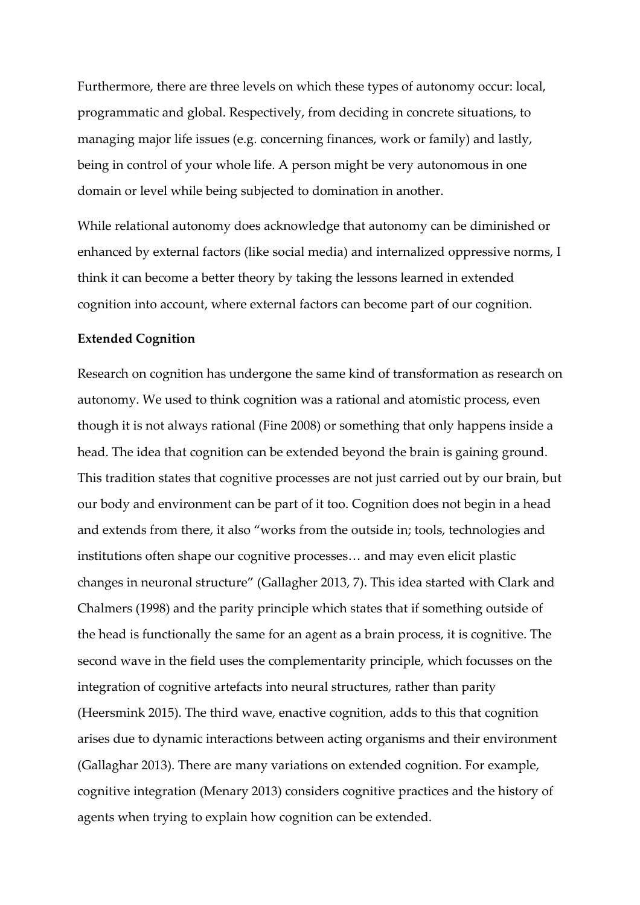Furthermore, there are three levels on which these types of autonomy occur: local, programmatic and global. Respectively, from deciding in concrete situations, to managing major life issues (e.g. concerning finances, work or family) and lastly, being in control of your whole life. A person might be very autonomous in one domain or level while being subjected to domination in another.

While relational autonomy does acknowledge that autonomy can be diminished or enhanced by external factors (like social media) and internalized oppressive norms, I think it can become a better theory by taking the lessons learned in extended cognition into account, where external factors can become part of our cognition.

**Extended Cognition**

Research on cognition has undergone the same kind of transformation as research on autonomy. We used to think cognition was a rational and atomistic process, even though it is not always rational (Fine 2008) or something that only happens inside a head. The idea that cognition can be extended beyond the brain is gaining ground. This tradition states that cognitive processes are not just carried out by our brain, but our body and environment can be part of it too. Cognition does not begin in a head and extends from there, it also "works from the outside in; tools, technologies and institutions often shape our cognitive processes… and may even elicit plastic changes in neuronal structure" (Gallagher 2013, 7). This idea started with Clark and Chalmers (1998) and the parity principle which states that if something outside of the head is functionally the same for an agent as a brain process, it is cognitive. The second wave in the field uses the complementarity principle, which focusses on the integration of cognitive artefacts into neural structures, rather than parity (Heersmink 2015). The third wave, enactive cognition, adds to this that cognition arises due to dynamic interactions between acting organisms and their environment (Gallaghar 2013). There are many variations on extended cognition. For example, cognitive integration (Menary 2013) considers cognitive practices and the history of agents when trying to explain how cognition can be extended.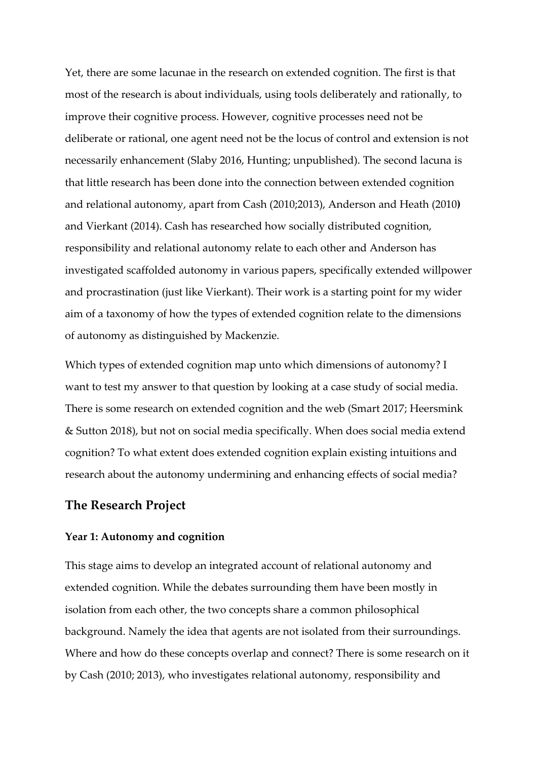Yet, there are some lacunae in the research on extended cognition. The first is that most of the research is about individuals, using tools deliberately and rationally, to improve their cognitive process. However, cognitive processes need not be deliberate or rational, one agent need not be the locus of control and extension is not necessarily enhancement (Slaby 2016, Hunting; unpublished). The second lacuna is that little research has been done into the connection between extended cognition and relational autonomy, apart from Cash (2010;2013), Anderson and Heath (2010**)** and Vierkant (2014). Cash has researched how socially distributed cognition, responsibility and relational autonomy relate to each other and Anderson has investigated scaffolded autonomy in various papers, specifically extended willpower and procrastination (just like Vierkant). Their work is a starting point for my wider aim of a taxonomy of how the types of extended cognition relate to the dimensions of autonomy as distinguished by Mackenzie.

Which types of extended cognition map unto which dimensions of autonomy? I want to test my answer to that question by looking at a case study of social media. There is some research on extended cognition and the web (Smart 2017; Heersmink & Sutton 2018), but not on social media specifically. When does social media extend cognition? To what extent does extended cognition explain existing intuitions and research about the autonomy undermining and enhancing effects of social media?

## The Research Project

### Year 1: Autonomy and cognition

This stage aims to develop an integrated account of relational autonomy and extended cognition. While the debates surrounding them have been mostly in isolation from each other, the two concepts share a common philosophical background. Namely the idea that agents are not isolated from their surroundings. Where and how do these concepts overlap and connect? There is some research on it by Cash (2010; 2013), who investigates relational autonomy, responsibility and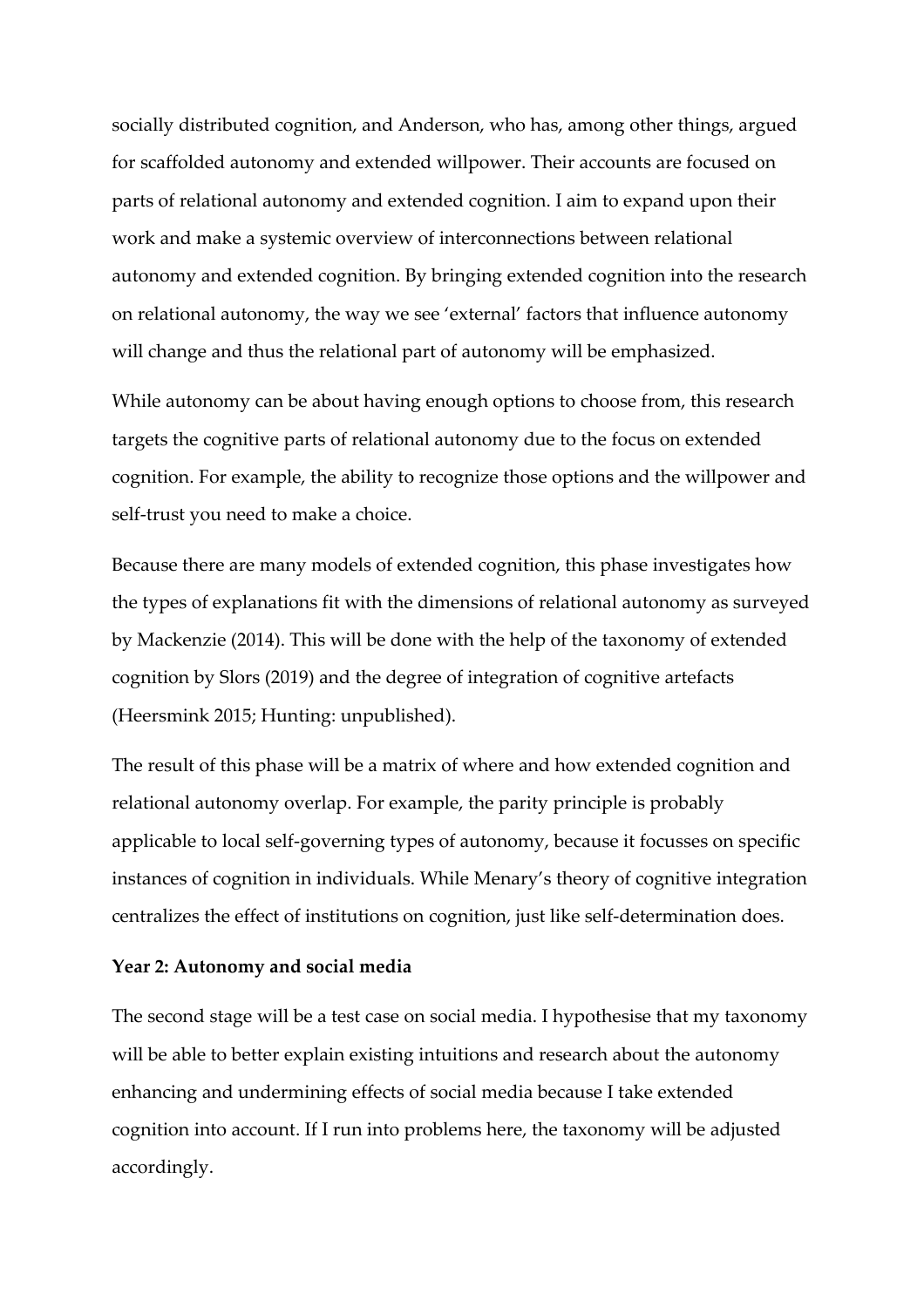socially distributed cognition, and Anderson, who has, among other things, argued for scaffolded autonomy and extended willpower. Their accounts are focused on parts of relational autonomy and extended cognition. I aim to expand upon their work and make a systemic overview of interconnections between relational autonomy and extended cognition. By bringing extended cognition into the research on relational autonomy, the way we see 'external' factors that influence autonomy will change and thus the relational part of autonomy will be emphasized.

While autonomy can be about having enough options to choose from, this research targets the cognitive parts of relational autonomy due to the focus on extended cognition. For example, the ability to recognize those options and the willpower and self-trust you need to make a choice.

Because there are many models of extended cognition, this phase investigates how the types of explanations fit with the dimensions of relational autonomy as surveyed by Mackenzie (2014). This will be done with the help of the taxonomy of extended cognition by Slors (2019) and the degree of integration of cognitive artefacts (Heersmink 2015; Hunting: unpublished).

The result of this phase will be a matrix of where and how extended cognition and relational autonomy overlap. For example, the parity principle is probably applicable to local self-governing types of autonomy, because it focusses on specific instances of cognition in individuals. While Menary's theory of cognitive integration centralizes the effect of institutions on cognition, just like self-determination does.

**Year 2: Autonomy and social media**

The second stage will be a test case on social media. I hypothesise that my taxonomy will be able to better explain existing intuitions and research about the autonomy enhancing and undermining effects of social media because I take extended cognition into account. If I run into problems here, the taxonomy will be adjusted accordingly.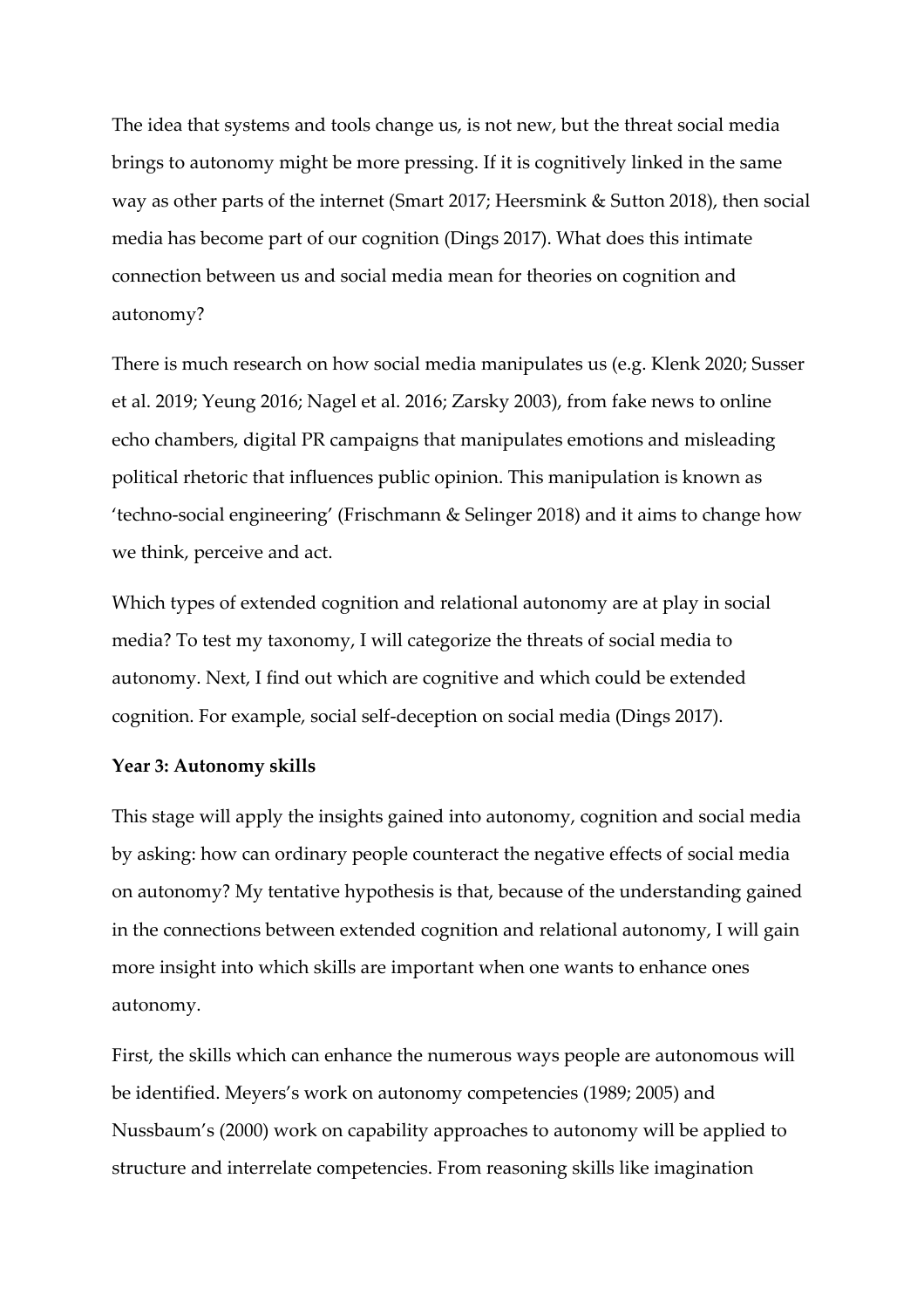The idea that systems and tools change us, is not new, but the threat social media brings to autonomy might be more pressing. If it is cognitively linked in the same way as other parts of the internet (Smart 2017; Heersmink & Sutton 2018), then social media has become part of our cognition (Dings 2017). What does this intimate connection between us and social media mean for theories on cognition and autonomy?

There is much research on how social media manipulates us (e.g. Klenk 2020; Susser et al. 2019; Yeung 2016; Nagel et al. 2016; Zarsky 2003), from fake news to online echo chambers, digital PR campaigns that manipulates emotions and misleading political rhetoric that influences public opinion. This manipulation is known as 'techno-social engineering' (Frischmann & Selinger 2018) and it aims to change how we think, perceive and act.

Which types of extended cognition and relational autonomy are at play in social media? To test my taxonomy, I will categorize the threats of social media to autonomy. Next, I find out which are cognitive and which could be extended cognition. For example, social self-deception on social media (Dings 2017).

**Year 3: Autonomy skills**

This stage will apply the insights gained into autonomy, cognition and social media by asking: how can ordinary people counteract the negative effects of social media on autonomy? My tentative hypothesis is that, because of the understanding gained in the connections between extended cognition and relational autonomy, I will gain more insight into which skills are important when one wants to enhance ones autonomy.

First, the skills which can enhance the numerous ways people are autonomous will be identified. Meyers's work on autonomy competencies (1989; 2005) and Nussbaum's (2000) work on capability approaches to autonomy will be applied to structure and interrelate competencies. From reasoning skills like imagination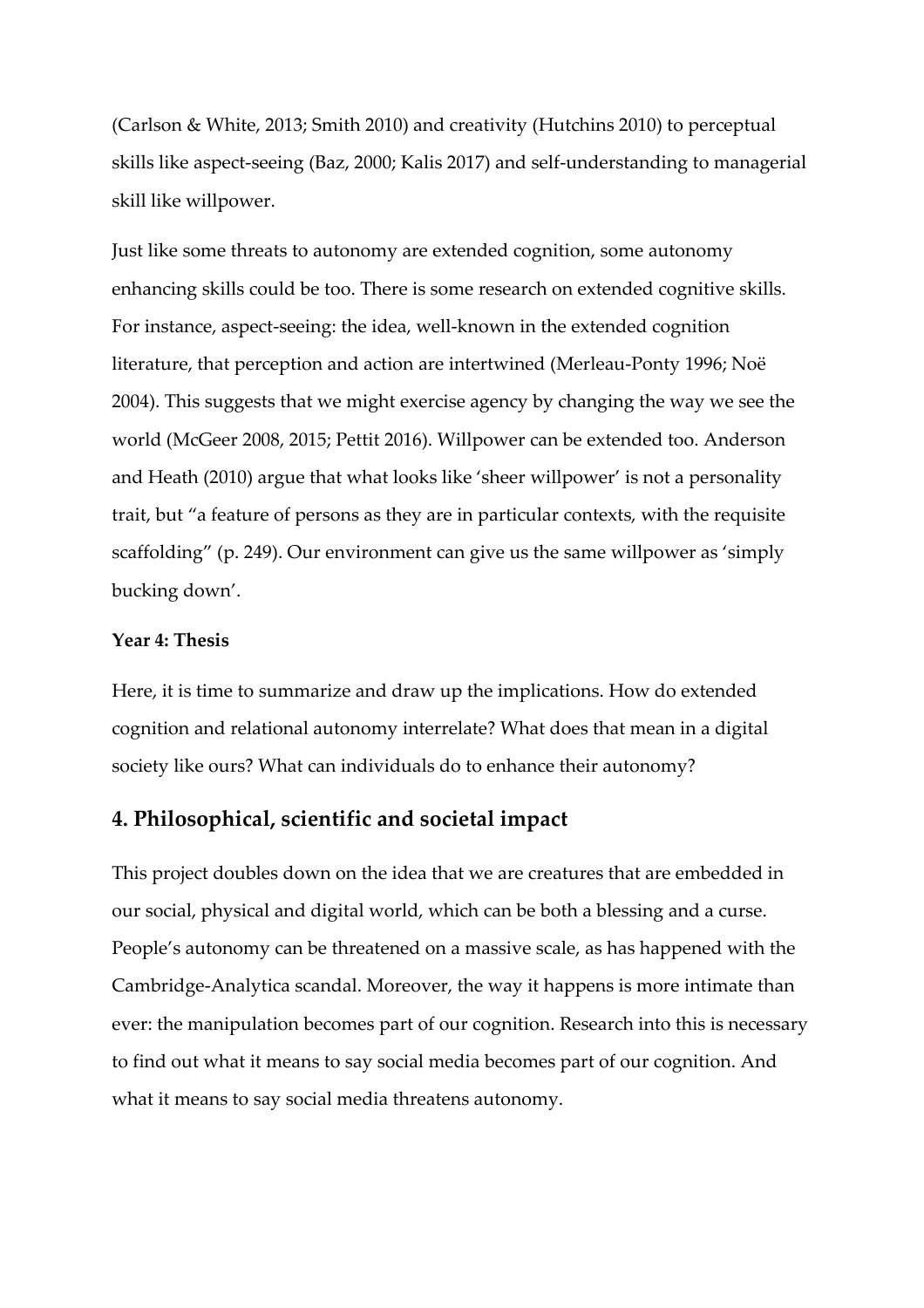(Carlson & White, 2013; Smith 2010) and creativity (Hutchins 2010) to perceptual skills like aspect-seeing (Baz, 2000; Kalis 2017) and self-understanding to managerial skill like willpower.

Just like some threats to autonomy are extended cognition, some autonomy enhancing skills could be too. There is some research on extended cognitive skills. For instance, aspect-seeing: the idea, well-known in the extended cognition literature, that perception and action are intertwined (Merleau-Ponty 1996; Noë 2004). This suggests that we might exercise agency by changing the way we see the world (McGeer 2008, 2015; Pettit 2016). Willpower can be extended too. Anderson and Heath (2010) argue that what looks like 'sheer willpower' is not a personality trait, but "a feature of persons as they are in particular contexts, with the requisite scaffolding" (p. 249). Our environment can give us the same willpower as 'simply bucking down'.

**Year 4: Thesis**

Here, it is time to summarize and draw up the implications. How do extended cognition and relational autonomy interrelate? What does that mean in a digital society like ours? What can individuals do to enhance their autonomy?

## 4. Philosophical, scientific and societal impact

This project doubles down on the idea that we are creatures that are embedded in our social, physical and digital world, which can be both a blessing and a curse. People's autonomy can be threatened on a massive scale, as has happened with the Cambridge-Analytica scandal. Moreover, the way it happens is more intimate than ever: the manipulation becomes part of our cognition. Research into this is necessary to find out what it means to say social media becomes part of our cognition. And what it means to say social media threatens autonomy.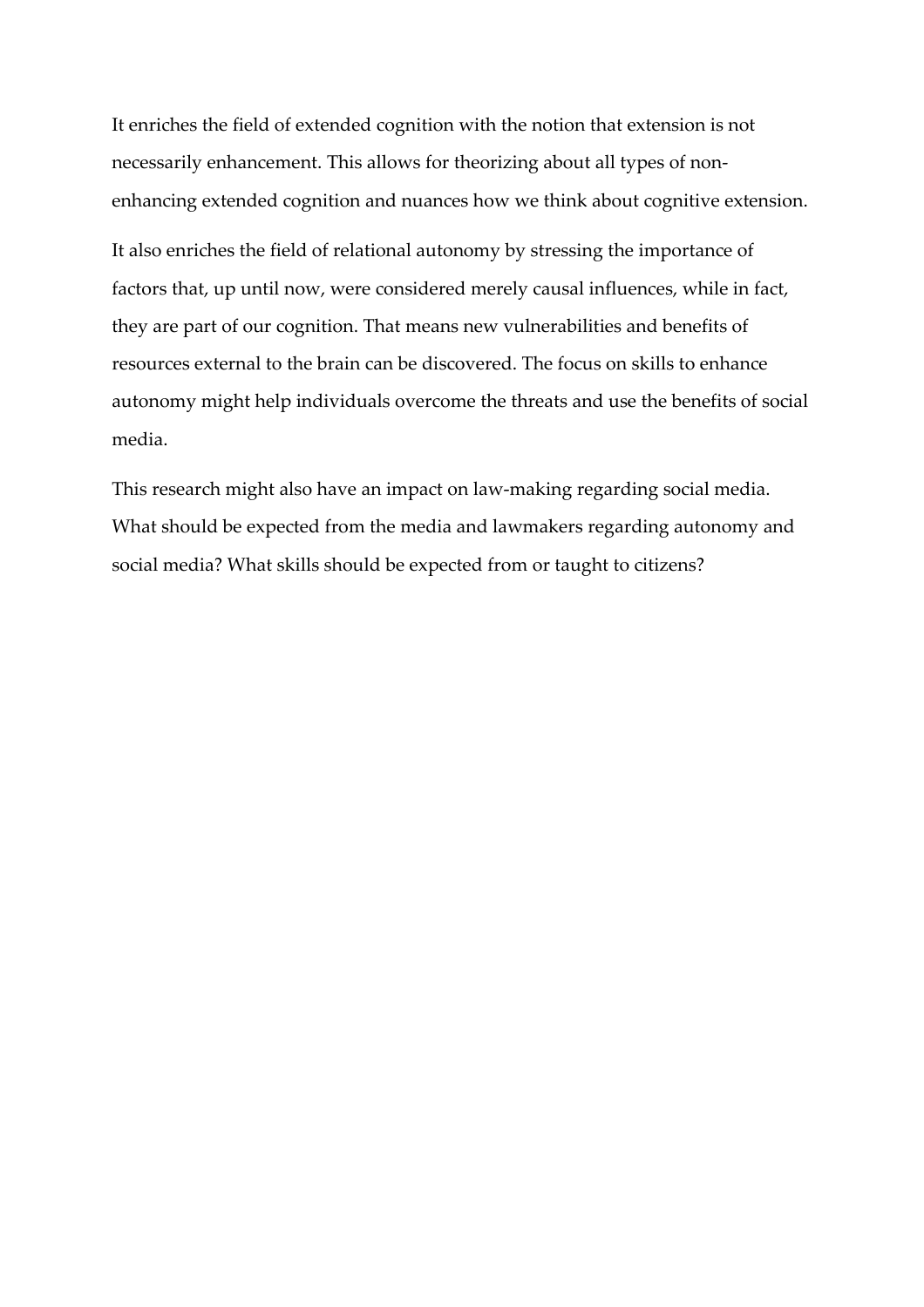It enriches the field of extended cognition with the notion that extension is not necessarily enhancement. This allows for theorizing about all types of non-enhancing extended cognition and nuances how we think about cognitive extension.

It also enriches the field of relational autonomy by stressing the importance of factors that, up until now, were considered merely causal influences, while in fact, they are part of our cognition. That means new vulnerabilities and benefits of resources external to the brain can be discovered. The focus on skills to enhance autonomy might help individuals overcome the threats and use the benefits of social media.

This research might also have an impact on law-making regarding social media. What should be expected from the media and lawmakers regarding autonomy and social media? What skills should be expected from or taught to citizens?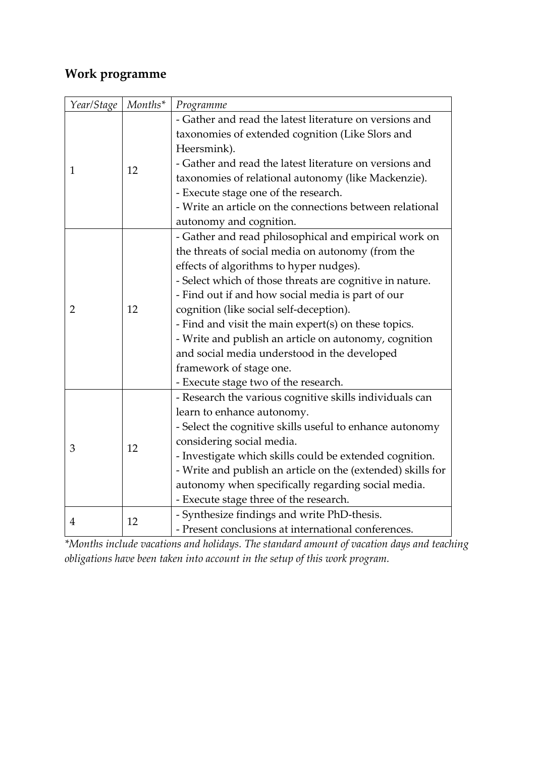## Work programme

| *Year/Stage* | *Months\** | *Programme* |
|---|---|---|
| 1 | 12 | - Gather and read the latest literature on versions and taxonomies of extended cognition (Like Slors and Heersmink).<br>- Gather and read the latest literature on versions and taxonomies of relational autonomy (like Mackenzie).<br>- Execute stage one of the research.<br>- Write an article on the connections between relational autonomy and cognition. |
| 2 | 12 | - Gather and read philosophical and empirical work on the threats of social media on autonomy (from the effects of algorithms to hyper nudges).<br>- Select which of those threats are cognitive in nature.<br>- Find out if and how social media is part of our cognition (like social self-deception).<br>- Find and visit the main expert(s) on these topics.<br>- Write and publish an article on autonomy, cognition and social media understood in the developed framework of stage one.<br>- Execute stage two of the research. |
| 3 | 12 | - Research the various cognitive skills individuals can learn to enhance autonomy.<br>- Select the cognitive skills useful to enhance autonomy considering social media.<br>- Investigate which skills could be extended cognition.<br>- Write and publish an article on the (extended) skills for autonomy when specifically regarding social media.<br>- Execute stage three of the research. |
| 4 | 12 | - Synthesize findings and write PhD-thesis.<br>- Present conclusions at international conferences. |

*\*Months include vacations and holidays. The standard amount of vacation days and teaching obligations have been taken into account in the setup of this work program.*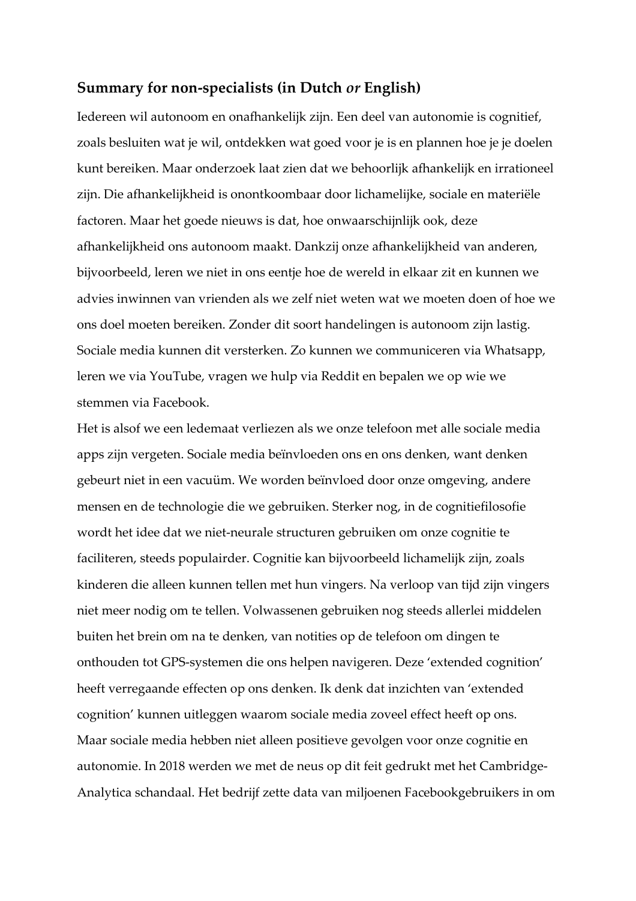## Summary for non-specialists (in Dutch *or* English)

Iedereen wil autonoom en onafhankelijk zijn. Een deel van autonomie is cognitief, zoals besluiten wat je wil, ontdekken wat goed voor je is en plannen hoe je je doelen kunt bereiken. Maar onderzoek laat zien dat we behoorlijk afhankelijk en irrationeel zijn. Die afhankelijkheid is onontkoombaar door lichamelijke, sociale en materiële factoren. Maar het goede nieuws is dat, hoe onwaarschijnlijk ook, deze afhankelijkheid ons autonoom maakt. Dankzij onze afhankelijkheid van anderen, bijvoorbeeld, leren we niet in ons eentje hoe de wereld in elkaar zit en kunnen we advies inwinnen van vrienden als we zelf niet weten wat we moeten doen of hoe we ons doel moeten bereiken. Zonder dit soort handelingen is autonoom zijn lastig. Sociale media kunnen dit versterken. Zo kunnen we communiceren via Whatsapp, leren we via YouTube, vragen we hulp via Reddit en bepalen we op wie we stemmen via Facebook.

Het is alsof we een ledemaat verliezen als we onze telefoon met alle sociale media apps zijn vergeten. Sociale media beïnvloeden ons en ons denken, want denken gebeurt niet in een vacuüm. We worden beïnvloed door onze omgeving, andere mensen en de technologie die we gebruiken. Sterker nog, in de cognitiefilosofie wordt het idee dat we niet-neurale structuren gebruiken om onze cognitie te faciliteren, steeds populairder. Cognitie kan bijvoorbeeld lichamelijk zijn, zoals kinderen die alleen kunnen tellen met hun vingers. Na verloop van tijd zijn vingers niet meer nodig om te tellen. Volwassenen gebruiken nog steeds allerlei middelen buiten het brein om na te denken, van notities op de telefoon om dingen te onthouden tot GPS-systemen die ons helpen navigeren. Deze 'extended cognition' heeft verregaande effecten op ons denken. Ik denk dat inzichten van 'extended cognition' kunnen uitleggen waarom sociale media zoveel effect heeft op ons.

Maar sociale media hebben niet alleen positieve gevolgen voor onze cognitie en autonomie. In 2018 werden we met de neus op dit feit gedrukt met het Cambridge-Analytica schandaal. Het bedrijf zette data van miljoenen Facebookgebruikers in om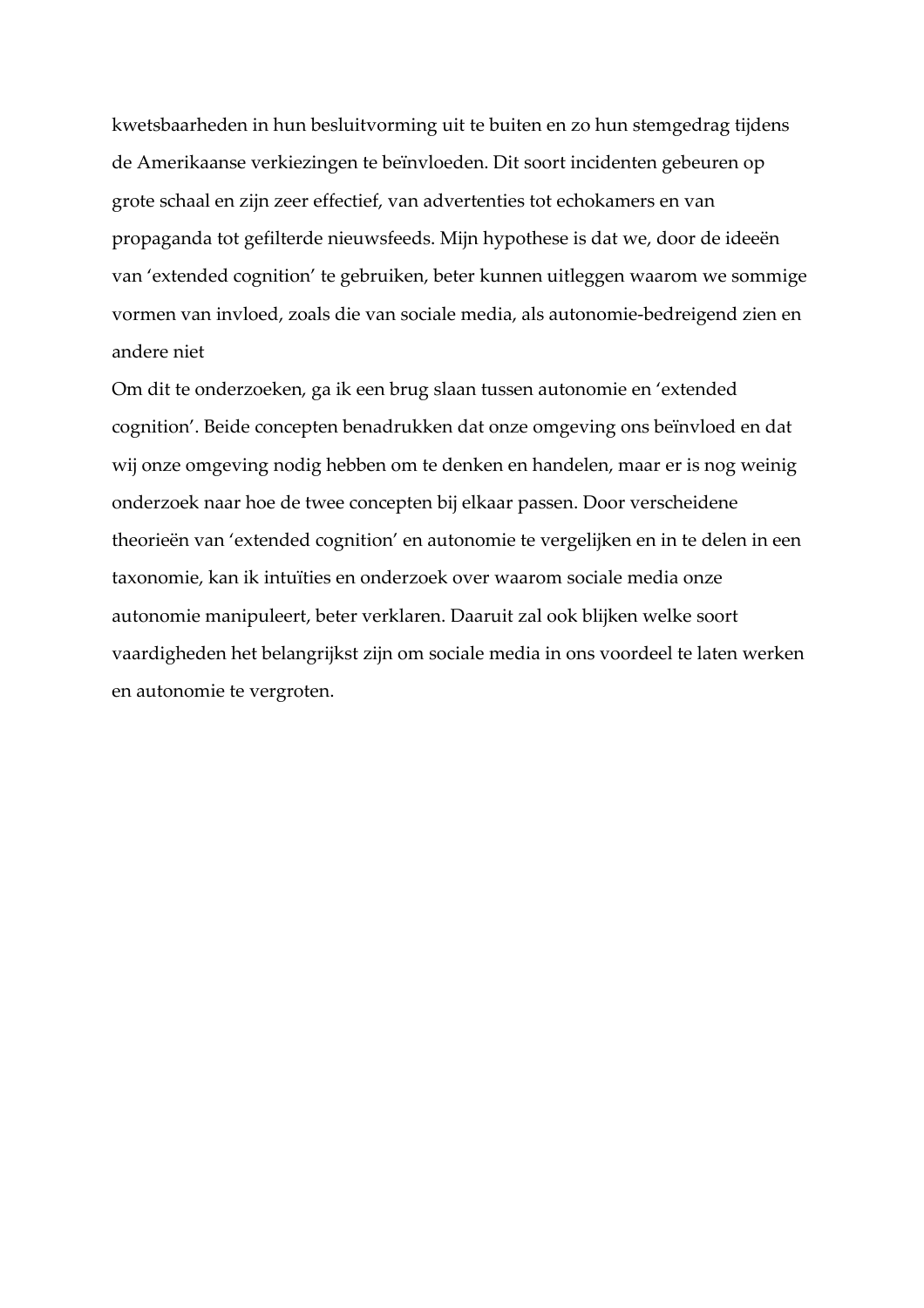kwetsbaarheden in hun besluitvorming uit te buiten en zo hun stemgedrag tijdens de Amerikaanse verkiezingen te beïnvloeden. Dit soort incidenten gebeuren op grote schaal en zijn zeer effectief, van advertenties tot echokamers en van propaganda tot gefilterde nieuwsfeeds. Mijn hypothese is dat we, door de ideeën van 'extended cognition' te gebruiken, beter kunnen uitleggen waarom we sommige vormen van invloed, zoals die van sociale media, als autonomie-bedreigend zien en andere niet

Om dit te onderzoeken, ga ik een brug slaan tussen autonomie en 'extended cognition'. Beide concepten benadrukken dat onze omgeving ons beïnvloed en dat wij onze omgeving nodig hebben om te denken en handelen, maar er is nog weinig onderzoek naar hoe de twee concepten bij elkaar passen. Door verscheidene theorieën van 'extended cognition' en autonomie te vergelijken en in te delen in een taxonomie, kan ik intuïties en onderzoek over waarom sociale media onze autonomie manipuleert, beter verklaren. Daaruit zal ook blijken welke soort vaardigheden het belangrijkst zijn om sociale media in ons voordeel te laten werken en autonomie te vergroten.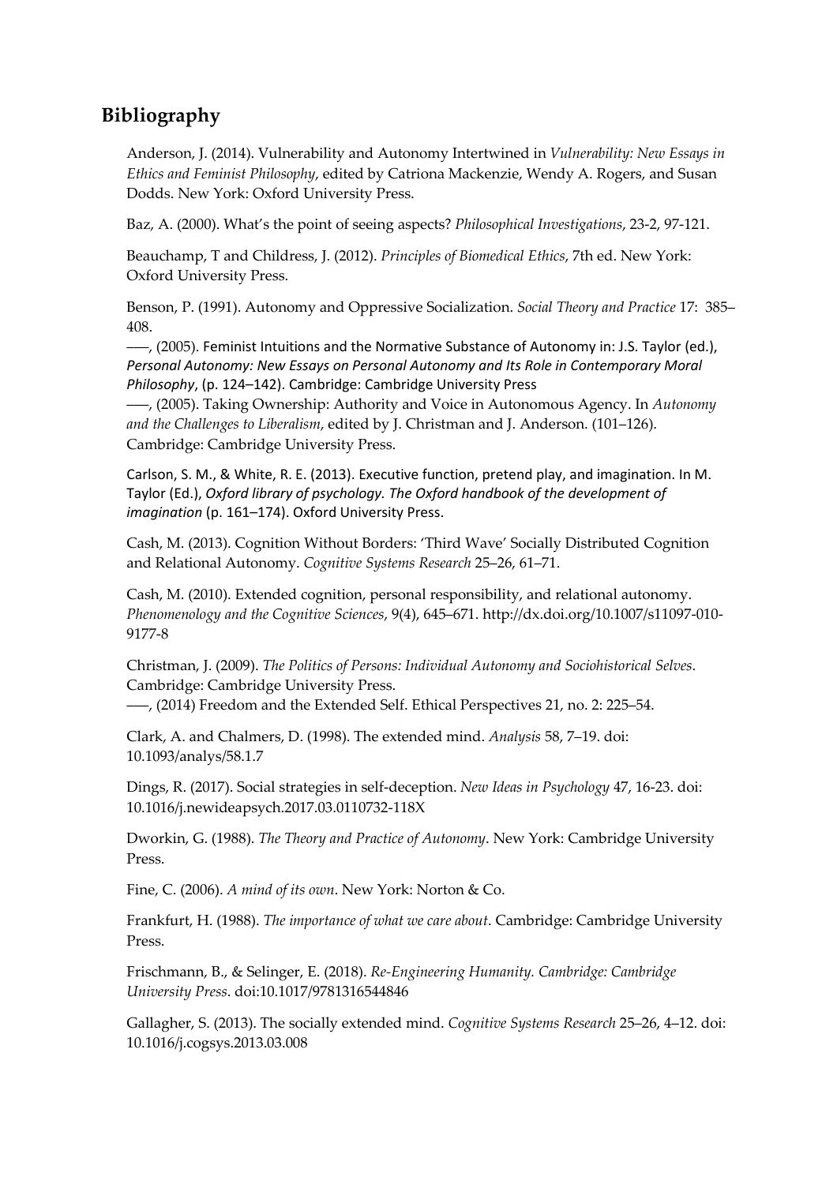## Bibliography

Anderson, J. (2014). Vulnerability and Autonomy Intertwined in *Vulnerability: New Essays in Ethics and Feminist Philosophy*, edited by Catriona Mackenzie, Wendy A. Rogers, and Susan Dodds. New York: Oxford University Press.

Baz, A. (2000). What's the point of seeing aspects? *Philosophical Investigations*, 23-2, 97-121.

Beauchamp, T and Childress, J. (2012). *Principles of Biomedical Ethics*, 7th ed. New York: Oxford University Press.

Benson, P. (1991). Autonomy and Oppressive Socialization. *Social Theory and Practice* 17: 385–408.

–––, (2005). Feminist Intuitions and the Normative Substance of Autonomy in: J.S. Taylor (ed.), *Personal Autonomy: New Essays on Personal Autonomy and Its Role in Contemporary Moral Philosophy*, (p. 124–142). Cambridge: Cambridge University Press

–––, (2005). Taking Ownership: Authority and Voice in Autonomous Agency. In *Autonomy and the Challenges to Liberalism*, edited by J. Christman and J. Anderson. (101–126). Cambridge: Cambridge University Press.

Carlson, S. M., & White, R. E. (2013). Executive function, pretend play, and imagination. In M. Taylor (Ed.), *Oxford library of psychology. The Oxford handbook of the development of imagination* (p. 161–174). Oxford University Press.

Cash, M. (2013). Cognition Without Borders: 'Third Wave' Socially Distributed Cognition and Relational Autonomy. *Cognitive Systems Research* 25–26, 61–71.

Cash, M. (2010). Extended cognition, personal responsibility, and relational autonomy. *Phenomenology and the Cognitive Sciences*, 9(4), 645–671. http://dx.doi.org/10.1007/s11097-010-9177-8

Christman, J. (2009). *The Politics of Persons: Individual Autonomy and Sociohistorical Selves*. Cambridge: Cambridge University Press.

–––, (2014) Freedom and the Extended Self. Ethical Perspectives 21, no. 2: 225–54.

Clark, A. and Chalmers, D. (1998). The extended mind. *Analysis* 58, 7–19. doi: 10.1093/analys/58.1.7

Dings, R. (2017). Social strategies in self-deception. *New Ideas in Psychology* 47, 16-23. doi: 10.1016/j.newideapsych.2017.03.0110732-118X

Dworkin, G. (1988). *The Theory and Practice of Autonomy*. New York: Cambridge University Press.

Fine, C. (2006). *A mind of its own*. New York: Norton & Co.

Frankfurt, H. (1988). *The importance of what we care about*. Cambridge: Cambridge University Press.

Frischmann, B., & Selinger, E. (2018). *Re-Engineering Humanity. Cambridge: Cambridge University Press*. doi:10.1017/9781316544846

Gallagher, S. (2013). The socially extended mind. *Cognitive Systems Research* 25–26, 4–12. doi: 10.1016/j.cogsys.2013.03.008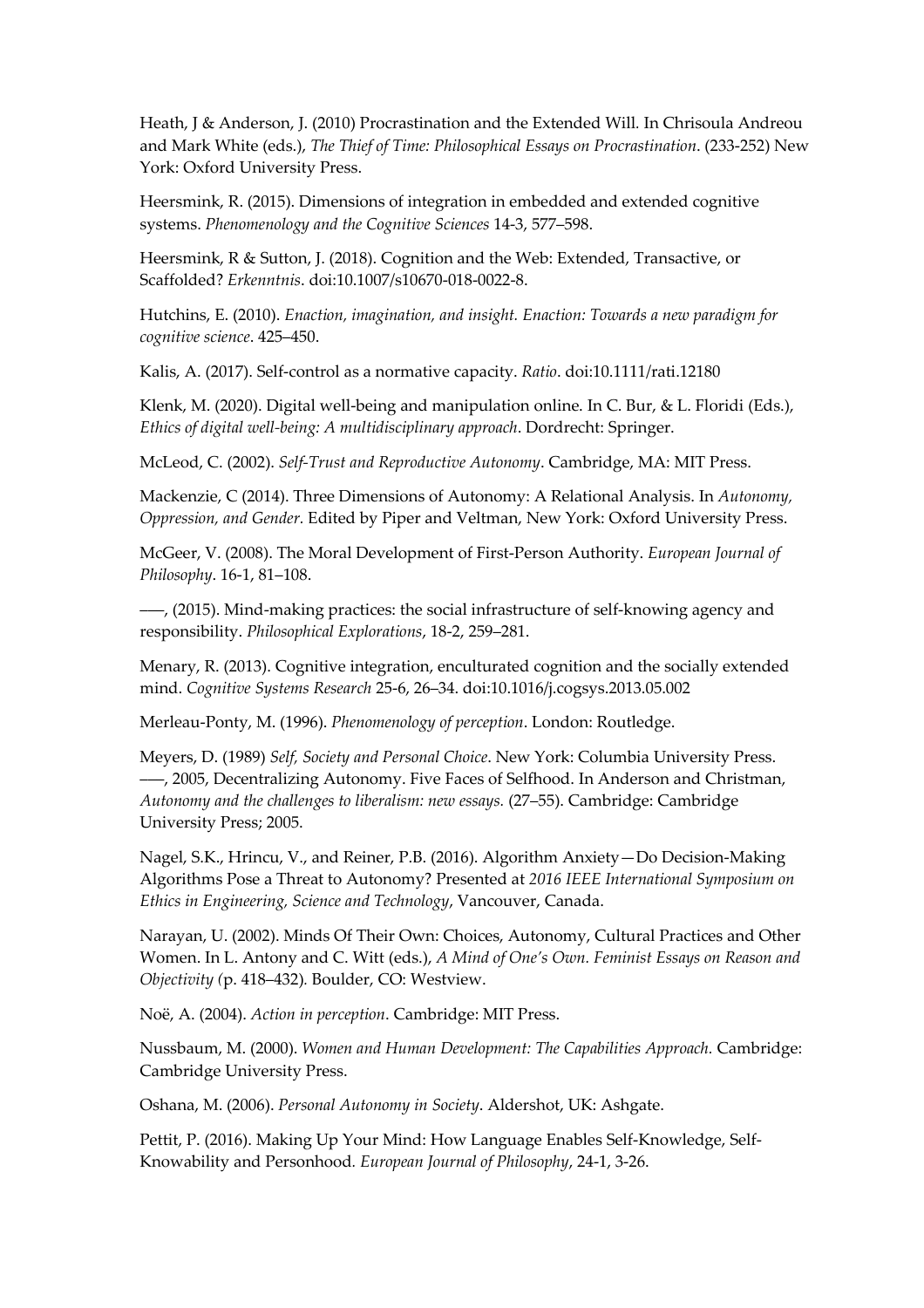Heath, J & Anderson, J. (2010) Procrastination and the Extended Will. In Chrisoula Andreou and Mark White (eds.), *The Thief of Time: Philosophical Essays on Procrastination*. (233-252) New York: Oxford University Press.

Heersmink, R. (2015). Dimensions of integration in embedded and extended cognitive systems. *Phenomenology and the Cognitive Sciences* 14-3, 577–598.

Heersmink, R & Sutton, J. (2018). Cognition and the Web: Extended, Transactive, or Scaffolded? *Erkenntnis*. doi:10.1007/s10670-018-0022-8.

Hutchins, E. (2010). *Enaction, imagination, and insight. Enaction: Towards a new paradigm for cognitive science*. 425–450.

Kalis, A. (2017). Self-control as a normative capacity. *Ratio*. doi:10.1111/rati.12180

Klenk, M. (2020). Digital well-being and manipulation online. In C. Bur, & L. Floridi (Eds.), *Ethics of digital well-being: A multidisciplinary approach*. Dordrecht: Springer.

McLeod, C. (2002). *Self-Trust and Reproductive Autonomy*. Cambridge, MA: MIT Press.

Mackenzie, C (2014). Three Dimensions of Autonomy: A Relational Analysis. In *Autonomy, Oppression, and Gender*. Edited by Piper and Veltman, New York: Oxford University Press.

McGeer, V. (2008). The Moral Development of First-Person Authority. *European Journal of Philosophy*. 16-1, 81–108.

–––, (2015). Mind-making practices: the social infrastructure of self-knowing agency and responsibility. *Philosophical Explorations*, 18-2, 259–281.

Menary, R. (2013). Cognitive integration, enculturated cognition and the socially extended mind. *Cognitive Systems Research* 25-6, 26–34. doi:10.1016/j.cogsys.2013.05.002

Merleau-Ponty, M. (1996). *Phenomenology of perception*. London: Routledge.

Meyers, D. (1989) *Self, Society and Personal Choice*. New York: Columbia University Press.
–––, 2005, Decentralizing Autonomy. Five Faces of Selfhood. In Anderson and Christman, *Autonomy and the challenges to liberalism: new essays.* (27–55). Cambridge: Cambridge University Press; 2005.

Nagel, S.K., Hrincu, V., and Reiner, P.B. (2016). Algorithm Anxiety—Do Decision-Making Algorithms Pose a Threat to Autonomy? Presented at *2016 IEEE International Symposium on Ethics in Engineering, Science and Technology*, Vancouver, Canada.

Narayan, U. (2002). Minds Of Their Own: Choices, Autonomy, Cultural Practices and Other Women. In L. Antony and C. Witt (eds.), *A Mind of One's Own. Feminist Essays on Reason and Objectivity (*p. 418–432)*.* Boulder, CO: Westview.

Noë, A. (2004). *Action in perception*. Cambridge: MIT Press.

Nussbaum, M. (2000). *Women and Human Development: The Capabilities Approach.* Cambridge: Cambridge University Press.

Oshana, M. (2006). *Personal Autonomy in Society*. Aldershot, UK: Ashgate.

Pettit, P. (2016). Making Up Your Mind: How Language Enables Self-Knowledge, Self-Knowability and Personhood. *European Journal of Philosophy*, 24-1, 3-26.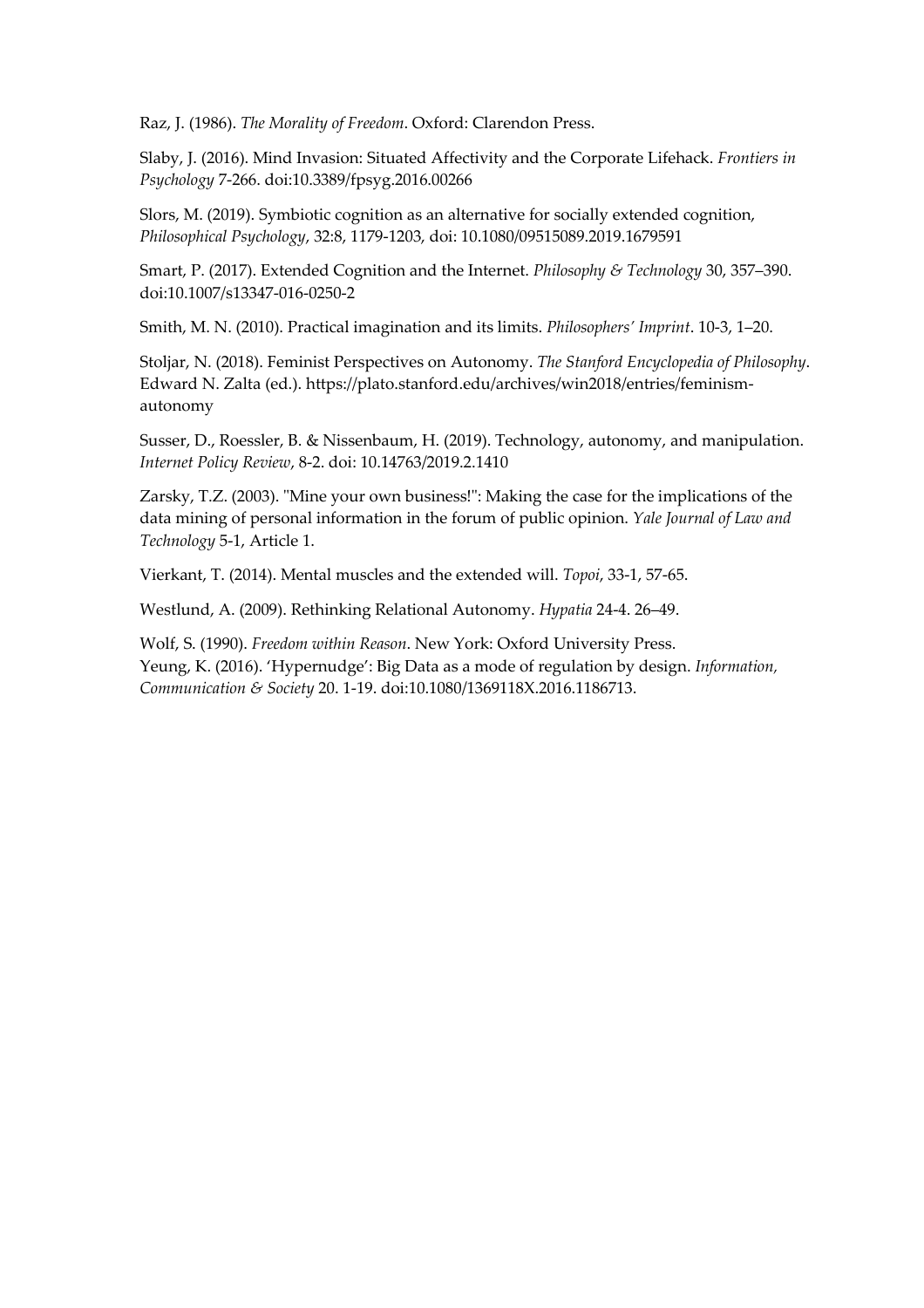Raz, J. (1986). *The Morality of Freedom*. Oxford: Clarendon Press.

Slaby, J. (2016). Mind Invasion: Situated Affectivity and the Corporate Lifehack. *Frontiers in Psychology* 7-266. doi:10.3389/fpsyg.2016.00266

Slors, M. (2019). Symbiotic cognition as an alternative for socially extended cognition, *Philosophical Psychology*, 32:8, 1179-1203, doi: 10.1080/09515089.2019.1679591

Smart, P. (2017). Extended Cognition and the Internet. *Philosophy & Technology* 30, 357–390. doi:10.1007/s13347-016-0250-2

Smith, M. N. (2010). Practical imagination and its limits. *Philosophers' Imprint*. 10-3, 1–20.

Stoljar, N. (2018). Feminist Perspectives on Autonomy. *The Stanford Encyclopedia of Philosophy*. Edward N. Zalta (ed.). https://plato.stanford.edu/archives/win2018/entries/feminism-autonomy

Susser, D., Roessler, B. & Nissenbaum, H. (2019). Technology, autonomy, and manipulation. *Internet Policy Review*, 8-2. doi: 10.14763/2019.2.1410

Zarsky, T.Z. (2003). "Mine your own business!": Making the case for the implications of the data mining of personal information in the forum of public opinion. *Yale Journal of Law and Technology* 5-1, Article 1.

Vierkant, T. (2014). Mental muscles and the extended will. *Topoi*, 33-1, 57-65.

Westlund, A. (2009). Rethinking Relational Autonomy. *Hypatia* 24-4. 26–49.

Wolf, S. (1990). *Freedom within Reason*. New York: Oxford University Press.

Yeung, K. (2016). 'Hypernudge': Big Data as a mode of regulation by design. *Information, Communication & Society* 20. 1-19. doi:10.1080/1369118X.2016.1186713.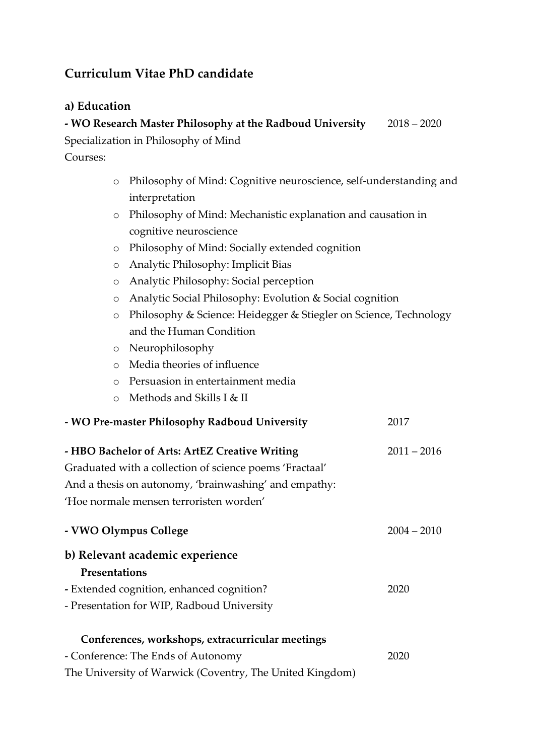## Curriculum Vitae PhD candidate

### a) Education

**- WO Research Master Philosophy at the Radboud University** 2018 – 2020
Specialization in Philosophy of Mind
Courses:

- Philosophy of Mind: Cognitive neuroscience, self-understanding and interpretation
- Philosophy of Mind: Mechanistic explanation and causation in cognitive neuroscience
- Philosophy of Mind: Socially extended cognition
- Analytic Philosophy: Implicit Bias
- Analytic Philosophy: Social perception
- Analytic Social Philosophy: Evolution & Social cognition
- Philosophy & Science: Heidegger & Stiegler on Science, Technology and the Human Condition
- Neurophilosophy
- Media theories of influence
- Persuasion in entertainment media
- Methods and Skills I & II

**- WO Pre-master Philosophy Radboud University** 2017

**- HBO Bachelor of Arts: ArtEZ Creative Writing** 2011 – 2016
Graduated with a collection of science poems 'Fractaal'
And a thesis on autonomy, 'brainwashing' and empathy:
'Hoe normale mensen terroristen worden'

**- VWO Olympus College** 2004 – 2010

### b) Relevant academic experience

**Presentations**

**-** Extended cognition, enhanced cognition? 2020
- Presentation for WIP, Radboud University

**Conferences, workshops, extracurricular meetings**

- Conference: The Ends of Autonomy 2020
The University of Warwick (Coventry, The United Kingdom)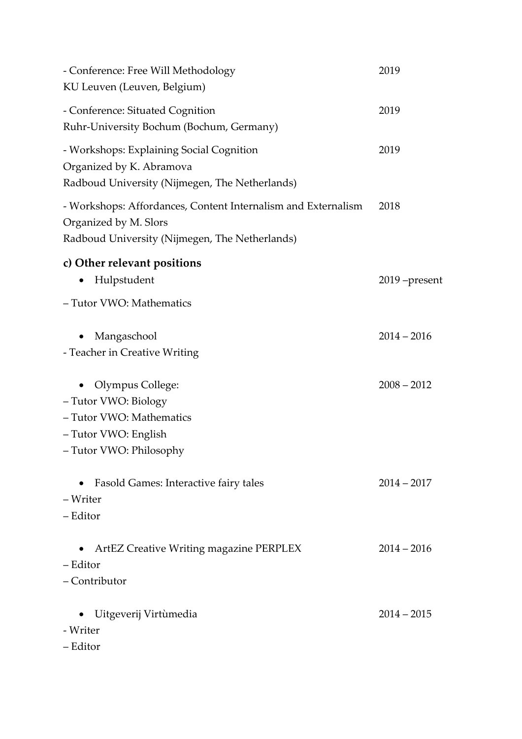- Conference: Free Will Methodology 2019
KU Leuven (Leuven, Belgium)

- Conference: Situated Cognition 2019
Ruhr-University Bochum (Bochum, Germany)

- Workshops: Explaining Social Cognition 2019
Organized by K. Abramova
Radboud University (Nijmegen, The Netherlands)

- Workshops: Affordances, Content Internalism and Externalism 2018
Organized by M. Slors
Radboud University (Nijmegen, The Netherlands)

**c) Other relevant positions**

- Hulpstudent 2019 –present

– Tutor VWO: Mathematics

- Mangaschool 2014 – 2016

- Teacher in Creative Writing

- Olympus College: 2008 – 2012

– Tutor VWO: Biology
– Tutor VWO: Mathematics
– Tutor VWO: English
– Tutor VWO: Philosophy

- Fasold Games: Interactive fairy tales 2014 – 2017

– Writer
– Editor

- ArtEZ Creative Writing magazine PERPLEX 2014 – 2016

– Editor
– Contributor

- Uitgeverij Virtùmedia 2014 – 2015

- Writer
– Editor